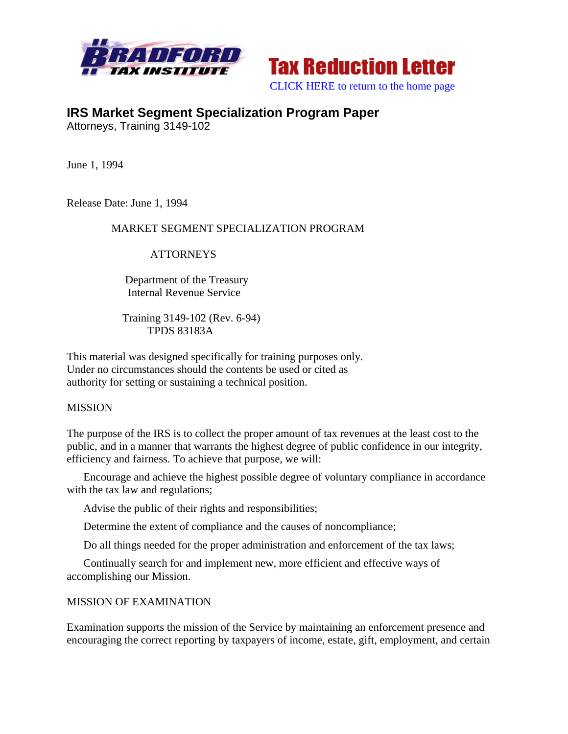Bradford Tax Institute — Tax Reduction Letter

CLICK HERE to return to the home page

# IRS Market Segment Specialization Program Paper

Attorneys, Training 3149-102

June 1, 1994

Release Date: June 1, 1994

MARKET SEGMENT SPECIALIZATION PROGRAM

ATTORNEYS

Department of the Treasury
Internal Revenue Service

Training 3149-102 (Rev. 6-94)
TPDS 83183A

This material was designed specifically for training purposes only. Under no circumstances should the contents be used or cited as authority for setting or sustaining a technical position.

## MISSION

The purpose of the IRS is to collect the proper amount of tax revenues at the least cost to the public, and in a manner that warrants the highest degree of public confidence in our integrity, efficiency and fairness. To achieve that purpose, we will:

Encourage and achieve the highest possible degree of voluntary compliance in accordance with the tax law and regulations;

Advise the public of their rights and responsibilities;

Determine the extent of compliance and the causes of noncompliance;

Do all things needed for the proper administration and enforcement of the tax laws;

Continually search for and implement new, more efficient and effective ways of accomplishing our Mission.

## MISSION OF EXAMINATION

Examination supports the mission of the Service by maintaining an enforcement presence and encouraging the correct reporting by taxpayers of income, estate, gift, employment, and certain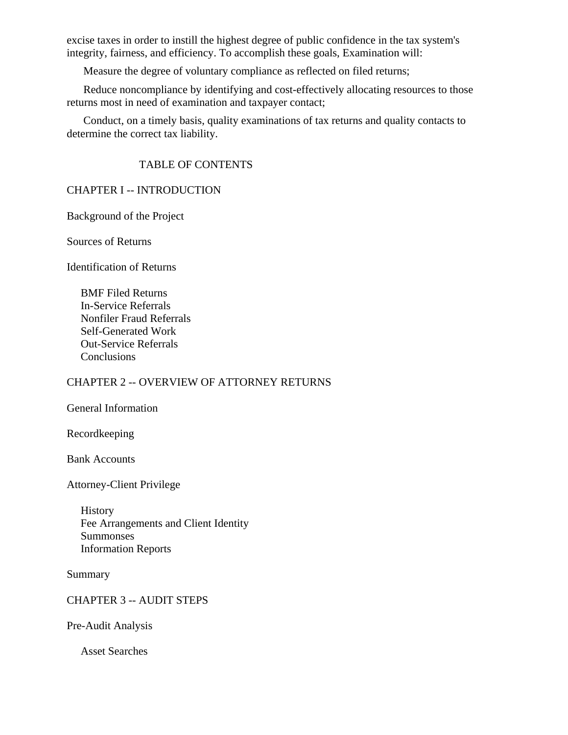excise taxes in order to instill the highest degree of public confidence in the tax system's integrity, fairness, and efficiency. To accomplish these goals, Examination will:

Measure the degree of voluntary compliance as reflected on filed returns;

Reduce noncompliance by identifying and cost-effectively allocating resources to those returns most in need of examination and taxpayer contact;

Conduct, on a timely basis, quality examinations of tax returns and quality contacts to determine the correct tax liability.

## TABLE OF CONTENTS

CHAPTER I -- INTRODUCTION

Background of the Project

Sources of Returns

Identification of Returns

- BMF Filed Returns
- In-Service Referrals
- Nonfiler Fraud Referrals
- Self-Generated Work
- Out-Service Referrals
- Conclusions

CHAPTER 2 -- OVERVIEW OF ATTORNEY RETURNS

General Information

Recordkeeping

Bank Accounts

Attorney-Client Privilege

- History
- Fee Arrangements and Client Identity
- Summonses
- Information Reports

Summary

CHAPTER 3 -- AUDIT STEPS

Pre-Audit Analysis

- Asset Searches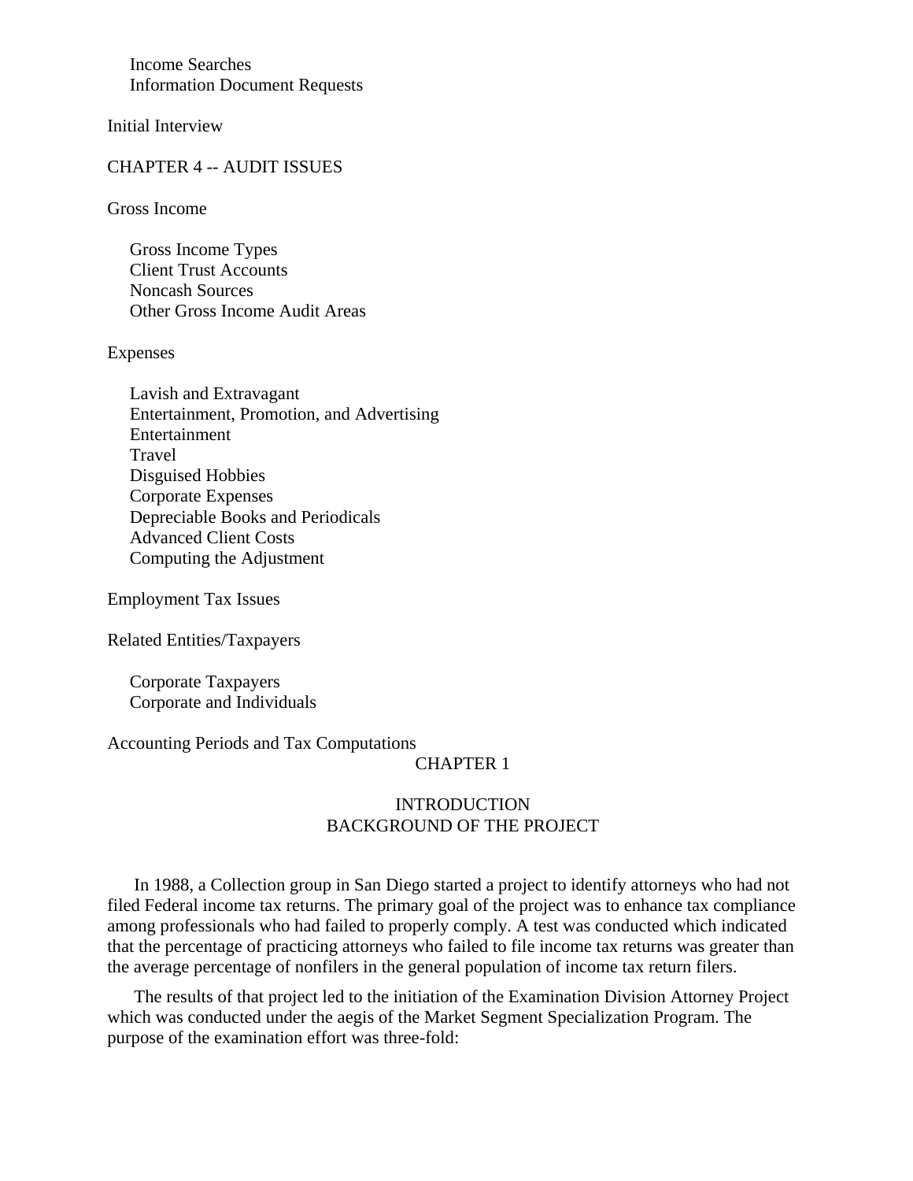- Income Searches
- Information Document Requests

Initial Interview

CHAPTER 4 -- AUDIT ISSUES

Gross Income

- Gross Income Types
- Client Trust Accounts
- Noncash Sources
- Other Gross Income Audit Areas

Expenses

- Lavish and Extravagant
- Entertainment, Promotion, and Advertising
- Entertainment
- Travel
- Disguised Hobbies
- Corporate Expenses
- Depreciable Books and Periodicals
- Advanced Client Costs
- Computing the Adjustment

Employment Tax Issues

Related Entities/Taxpayers

- Corporate Taxpayers
- Corporate and Individuals

Accounting Periods and Tax Computations

# CHAPTER 1

## INTRODUCTION
## BACKGROUND OF THE PROJECT

In 1988, a Collection group in San Diego started a project to identify attorneys who had not filed Federal income tax returns. The primary goal of the project was to enhance tax compliance among professionals who had failed to properly comply. A test was conducted which indicated that the percentage of practicing attorneys who failed to file income tax returns was greater than the average percentage of nonfilers in the general population of income tax return filers.

The results of that project led to the initiation of the Examination Division Attorney Project which was conducted under the aegis of the Market Segment Specialization Program. The purpose of the examination effort was three-fold: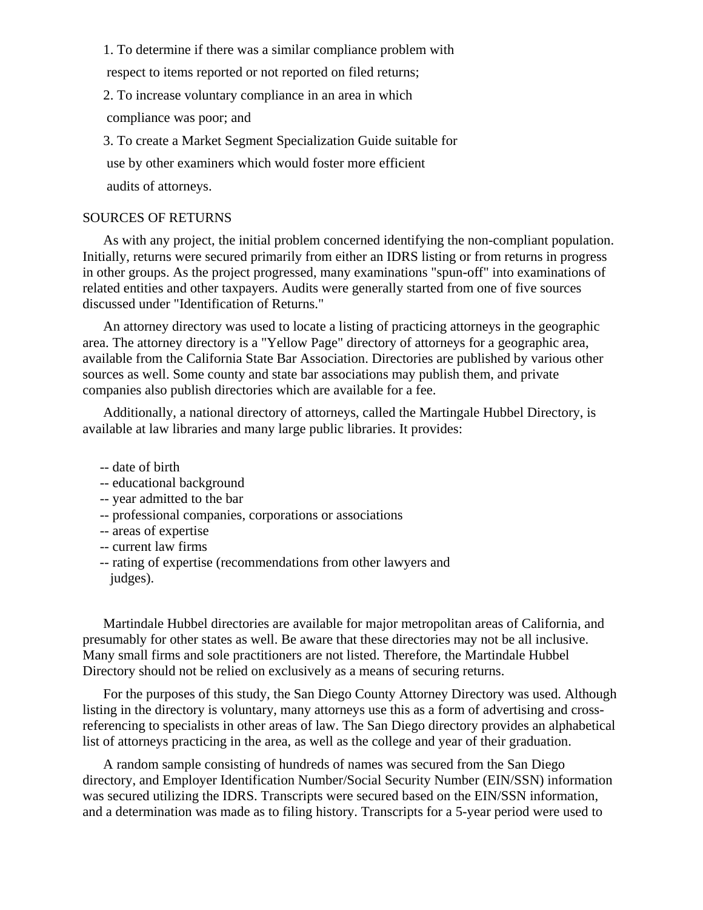1. To determine if there was a similar compliance problem with respect to items reported or not reported on filed returns;
2. To increase voluntary compliance in an area in which compliance was poor; and
3. To create a Market Segment Specialization Guide suitable for use by other examiners which would foster more efficient audits of attorneys.

SOURCES OF RETURNS

As with any project, the initial problem concerned identifying the non-compliant population. Initially, returns were secured primarily from either an IDRS listing or from returns in progress in other groups. As the project progressed, many examinations "spun-off" into examinations of related entities and other taxpayers. Audits were generally started from one of five sources discussed under "Identification of Returns."

An attorney directory was used to locate a listing of practicing attorneys in the geographic area. The attorney directory is a "Yellow Page" directory of attorneys for a geographic area, available from the California State Bar Association. Directories are published by various other sources as well. Some county and state bar associations may publish them, and private companies also publish directories which are available for a fee.

Additionally, a national directory of attorneys, called the Martingale Hubbel Directory, is available at law libraries and many large public libraries. It provides:

-- date of birth
-- educational background
-- year admitted to the bar
-- professional companies, corporations or associations
-- areas of expertise
-- current law firms
-- rating of expertise (recommendations from other lawyers and judges).

Martindale Hubbel directories are available for major metropolitan areas of California, and presumably for other states as well. Be aware that these directories may not be all inclusive. Many small firms and sole practitioners are not listed. Therefore, the Martindale Hubbel Directory should not be relied on exclusively as a means of securing returns.

For the purposes of this study, the San Diego County Attorney Directory was used. Although listing in the directory is voluntary, many attorneys use this as a form of advertising and cross-referencing to specialists in other areas of law. The San Diego directory provides an alphabetical list of attorneys practicing in the area, as well as the college and year of their graduation.

A random sample consisting of hundreds of names was secured from the San Diego directory, and Employer Identification Number/Social Security Number (EIN/SSN) information was secured utilizing the IDRS. Transcripts were secured based on the EIN/SSN information, and a determination was made as to filing history. Transcripts for a 5-year period were used to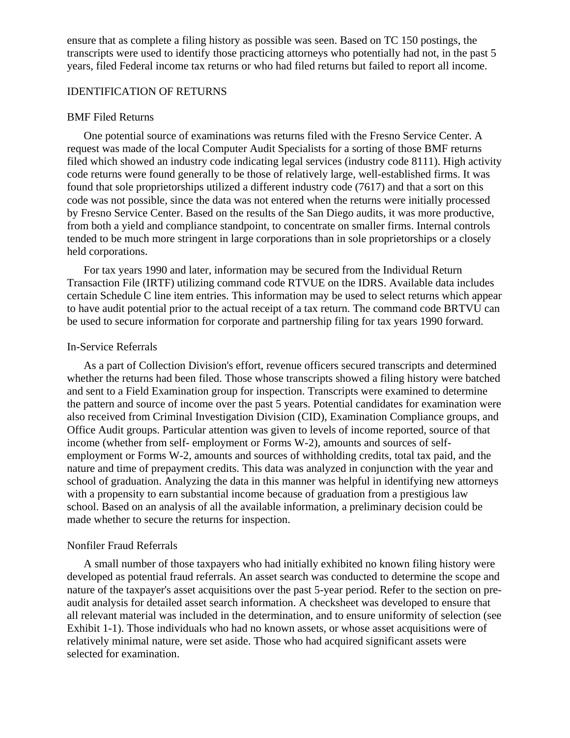ensure that as complete a filing history as possible was seen. Based on TC 150 postings, the transcripts were used to identify those practicing attorneys who potentially had not, in the past 5 years, filed Federal income tax returns or who had filed returns but failed to report all income.

## IDENTIFICATION OF RETURNS

### BMF Filed Returns

One potential source of examinations was returns filed with the Fresno Service Center. A request was made of the local Computer Audit Specialists for a sorting of those BMF returns filed which showed an industry code indicating legal services (industry code 8111). High activity code returns were found generally to be those of relatively large, well-established firms. It was found that sole proprietorships utilized a different industry code (7617) and that a sort on this code was not possible, since the data was not entered when the returns were initially processed by Fresno Service Center. Based on the results of the San Diego audits, it was more productive, from both a yield and compliance standpoint, to concentrate on smaller firms. Internal controls tended to be much more stringent in large corporations than in sole proprietorships or a closely held corporations.

For tax years 1990 and later, information may be secured from the Individual Return Transaction File (IRTF) utilizing command code RTVUE on the IDRS. Available data includes certain Schedule C line item entries. This information may be used to select returns which appear to have audit potential prior to the actual receipt of a tax return. The command code BRTVU can be used to secure information for corporate and partnership filing for tax years 1990 forward.

### In-Service Referrals

As a part of Collection Division's effort, revenue officers secured transcripts and determined whether the returns had been filed. Those whose transcripts showed a filing history were batched and sent to a Field Examination group for inspection. Transcripts were examined to determine the pattern and source of income over the past 5 years. Potential candidates for examination were also received from Criminal Investigation Division (CID), Examination Compliance groups, and Office Audit groups. Particular attention was given to levels of income reported, source of that income (whether from self- employment or Forms W-2), amounts and sources of self-employment or Forms W-2, amounts and sources of withholding credits, total tax paid, and the nature and time of prepayment credits. This data was analyzed in conjunction with the year and school of graduation. Analyzing the data in this manner was helpful in identifying new attorneys with a propensity to earn substantial income because of graduation from a prestigious law school. Based on an analysis of all the available information, a preliminary decision could be made whether to secure the returns for inspection.

### Nonfiler Fraud Referrals

A small number of those taxpayers who had initially exhibited no known filing history were developed as potential fraud referrals. An asset search was conducted to determine the scope and nature of the taxpayer's asset acquisitions over the past 5-year period. Refer to the section on pre-audit analysis for detailed asset search information. A checksheet was developed to ensure that all relevant material was included in the determination, and to ensure uniformity of selection (see Exhibit 1-1). Those individuals who had no known assets, or whose asset acquisitions were of relatively minimal nature, were set aside. Those who had acquired significant assets were selected for examination.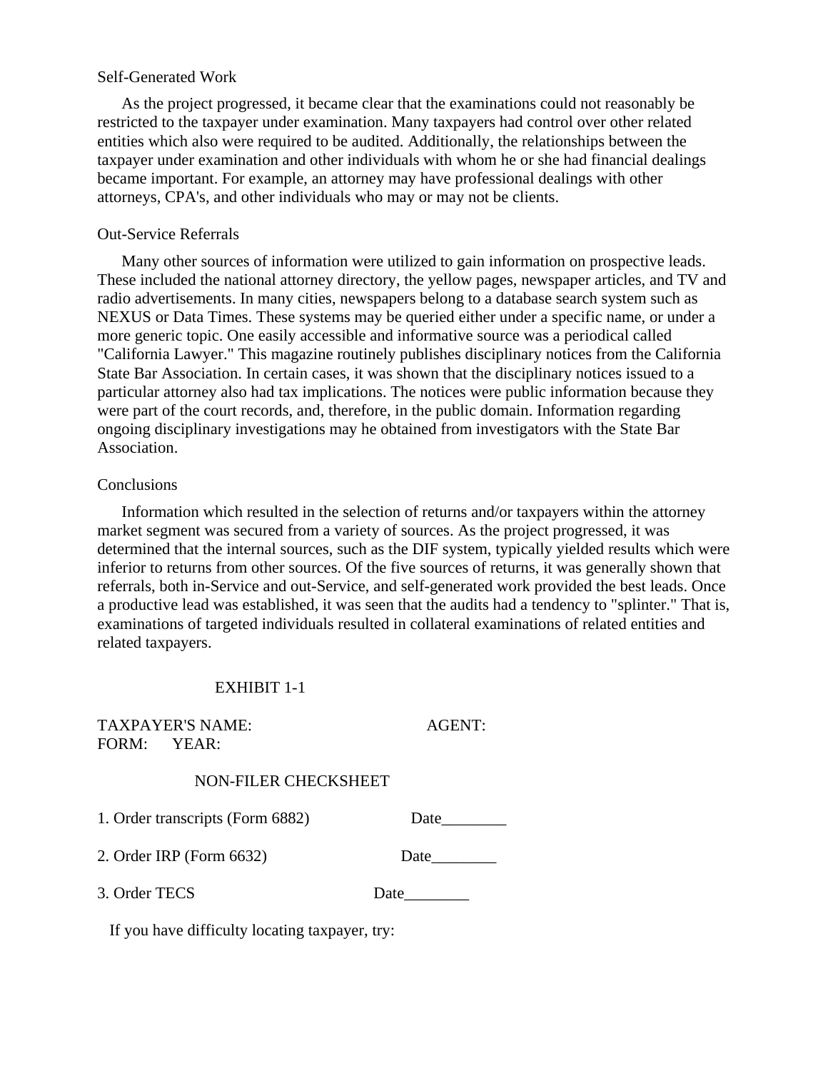### Self-Generated Work

As the project progressed, it became clear that the examinations could not reasonably be restricted to the taxpayer under examination. Many taxpayers had control over other related entities which also were required to be audited. Additionally, the relationships between the taxpayer under examination and other individuals with whom he or she had financial dealings became important. For example, an attorney may have professional dealings with other attorneys, CPA's, and other individuals who may or may not be clients.

### Out-Service Referrals

Many other sources of information were utilized to gain information on prospective leads. These included the national attorney directory, the yellow pages, newspaper articles, and TV and radio advertisements. In many cities, newspapers belong to a database search system such as NEXUS or Data Times. These systems may be queried either under a specific name, or under a more generic topic. One easily accessible and informative source was a periodical called "California Lawyer." This magazine routinely publishes disciplinary notices from the California State Bar Association. In certain cases, it was shown that the disciplinary notices issued to a particular attorney also had tax implications. The notices were public information because they were part of the court records, and, therefore, in the public domain. Information regarding ongoing disciplinary investigations may he obtained from investigators with the State Bar Association.

### Conclusions

Information which resulted in the selection of returns and/or taxpayers within the attorney market segment was secured from a variety of sources. As the project progressed, it was determined that the internal sources, such as the DIF system, typically yielded results which were inferior to returns from other sources. Of the five sources of returns, it was generally shown that referrals, both in-Service and out-Service, and self-generated work provided the best leads. Once a productive lead was established, it was seen that the audits had a tendency to "splinter." That is, examinations of targeted individuals resulted in collateral examinations of related entities and related taxpayers.

## EXHIBIT 1-1

TAXPAYER'S NAME: AGENT:
FORM: YEAR:

### NON-FILER CHECKSHEET

1. Order transcripts (Form 6882) Date________

2. Order IRP (Form 6632) Date________

3. Order TECS Date________

If you have difficulty locating taxpayer, try: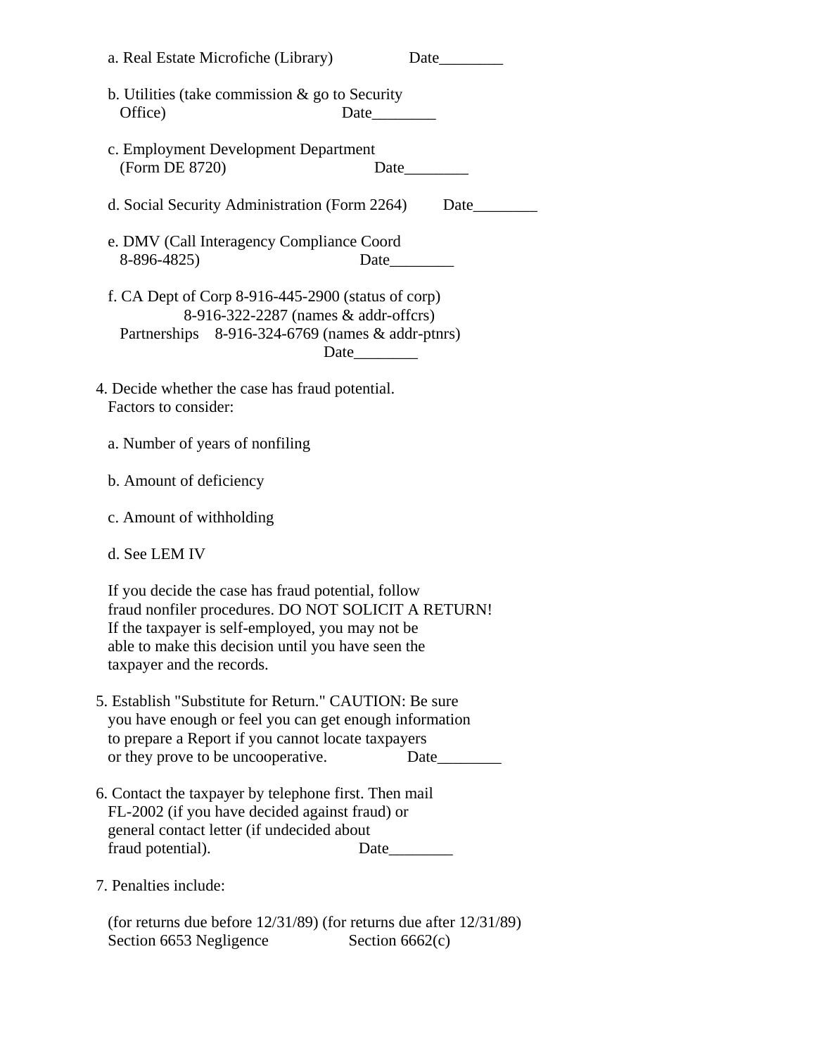a. Real Estate Microfiche (Library) Date________

b. Utilities (take commission & go to Security Office) Date________

c. Employment Development Department (Form DE 8720) Date________

d. Social Security Administration (Form 2264) Date________

e. DMV (Call Interagency Compliance Coord 8-896-4825) Date________

f. CA Dept of Corp 8-916-445-2900 (status of corp)
8-916-322-2287 (names & addr-offcrs)
Partnerships 8-916-324-6769 (names & addr-ptnrs)
Date________

4. Decide whether the case has fraud potential.
   Factors to consider:

   a. Number of years of nonfiling

   b. Amount of deficiency

   c. Amount of withholding

   d. See LEM IV

   If you decide the case has fraud potential, follow fraud nonfiler procedures. DO NOT SOLICIT A RETURN! If the taxpayer is self-employed, you may not be able to make this decision until you have seen the taxpayer and the records.

5. Establish "Substitute for Return." CAUTION: Be sure you have enough or feel you can get enough information to prepare a Report if you cannot locate taxpayers or they prove to be uncooperative. Date________

6. Contact the taxpayer by telephone first. Then mail FL-2002 (if you have decided against fraud) or general contact letter (if undecided about fraud potential). Date________

7. Penalties include:

   (for returns due before 12/31/89) (for returns due after 12/31/89)
   Section 6653 Negligence Section 6662(c)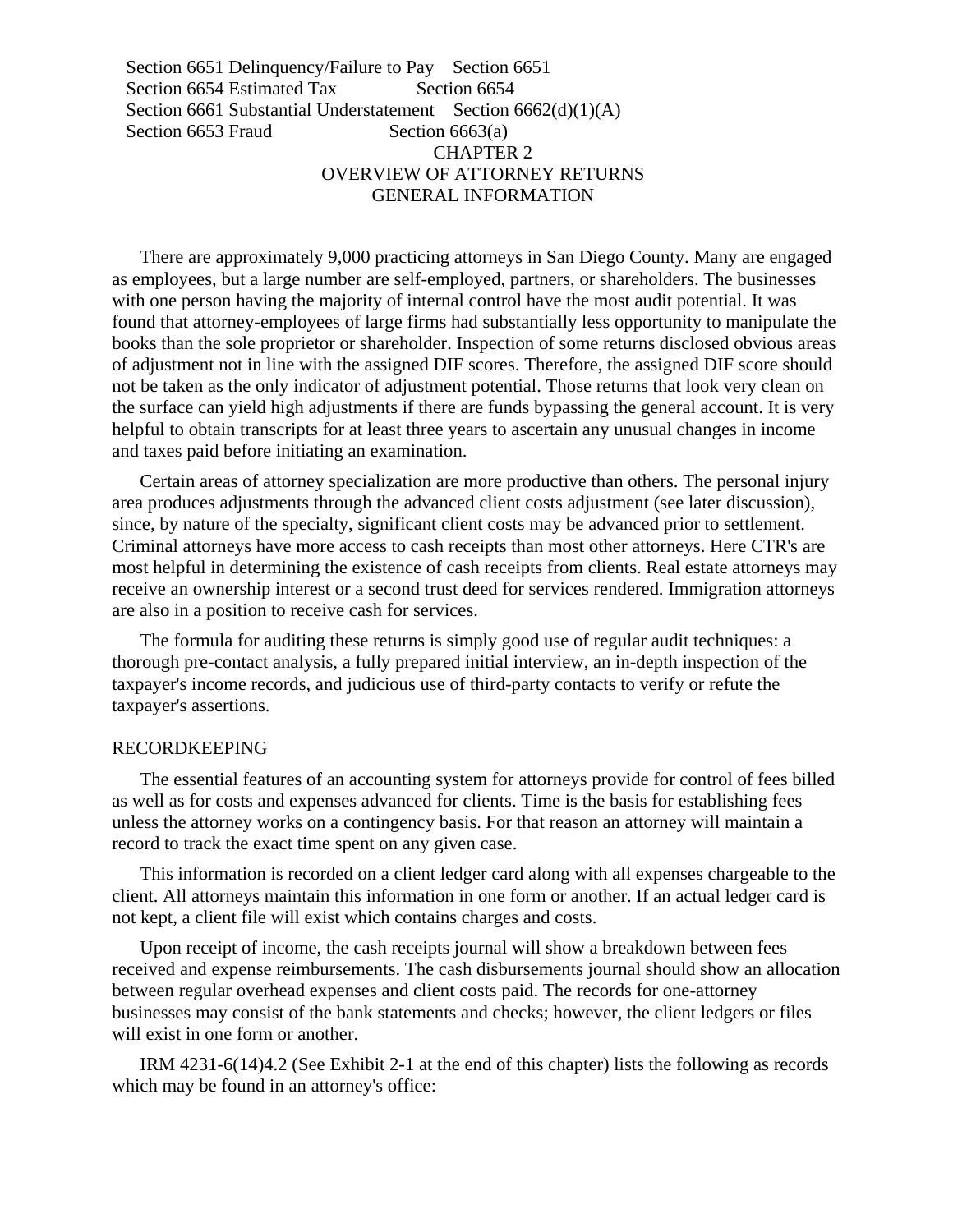| | |
|---|---|
| Section 6651 Delinquency/Failure to Pay | Section 6651 |
| Section 6654 Estimated Tax | Section 6654 |
| Section 6661 Substantial Understatement | Section 6662(d)(1)(A) |
| Section 6653 Fraud | Section 6663(a) |

# CHAPTER 2

## OVERVIEW OF ATTORNEY RETURNS

### GENERAL INFORMATION

There are approximately 9,000 practicing attorneys in San Diego County. Many are engaged as employees, but a large number are self-employed, partners, or shareholders. The businesses with one person having the majority of internal control have the most audit potential. It was found that attorney-employees of large firms had substantially less opportunity to manipulate the books than the sole proprietor or shareholder. Inspection of some returns disclosed obvious areas of adjustment not in line with the assigned DIF scores. Therefore, the assigned DIF score should not be taken as the only indicator of adjustment potential. Those returns that look very clean on the surface can yield high adjustments if there are funds bypassing the general account. It is very helpful to obtain transcripts for at least three years to ascertain any unusual changes in income and taxes paid before initiating an examination.

Certain areas of attorney specialization are more productive than others. The personal injury area produces adjustments through the advanced client costs adjustment (see later discussion), since, by nature of the specialty, significant client costs may be advanced prior to settlement. Criminal attorneys have more access to cash receipts than most other attorneys. Here CTR's are most helpful in determining the existence of cash receipts from clients. Real estate attorneys may receive an ownership interest or a second trust deed for services rendered. Immigration attorneys are also in a position to receive cash for services.

The formula for auditing these returns is simply good use of regular audit techniques: a thorough pre-contact analysis, a fully prepared initial interview, an in-depth inspection of the taxpayer's income records, and judicious use of third-party contacts to verify or refute the taxpayer's assertions.

### RECORDKEEPING

The essential features of an accounting system for attorneys provide for control of fees billed as well as for costs and expenses advanced for clients. Time is the basis for establishing fees unless the attorney works on a contingency basis. For that reason an attorney will maintain a record to track the exact time spent on any given case.

This information is recorded on a client ledger card along with all expenses chargeable to the client. All attorneys maintain this information in one form or another. If an actual ledger card is not kept, a client file will exist which contains charges and costs.

Upon receipt of income, the cash receipts journal will show a breakdown between fees received and expense reimbursements. The cash disbursements journal should show an allocation between regular overhead expenses and client costs paid. The records for one-attorney businesses may consist of the bank statements and checks; however, the client ledgers or files will exist in one form or another.

IRM 4231-6(14)4.2 (See Exhibit 2-1 at the end of this chapter) lists the following as records which may be found in an attorney's office: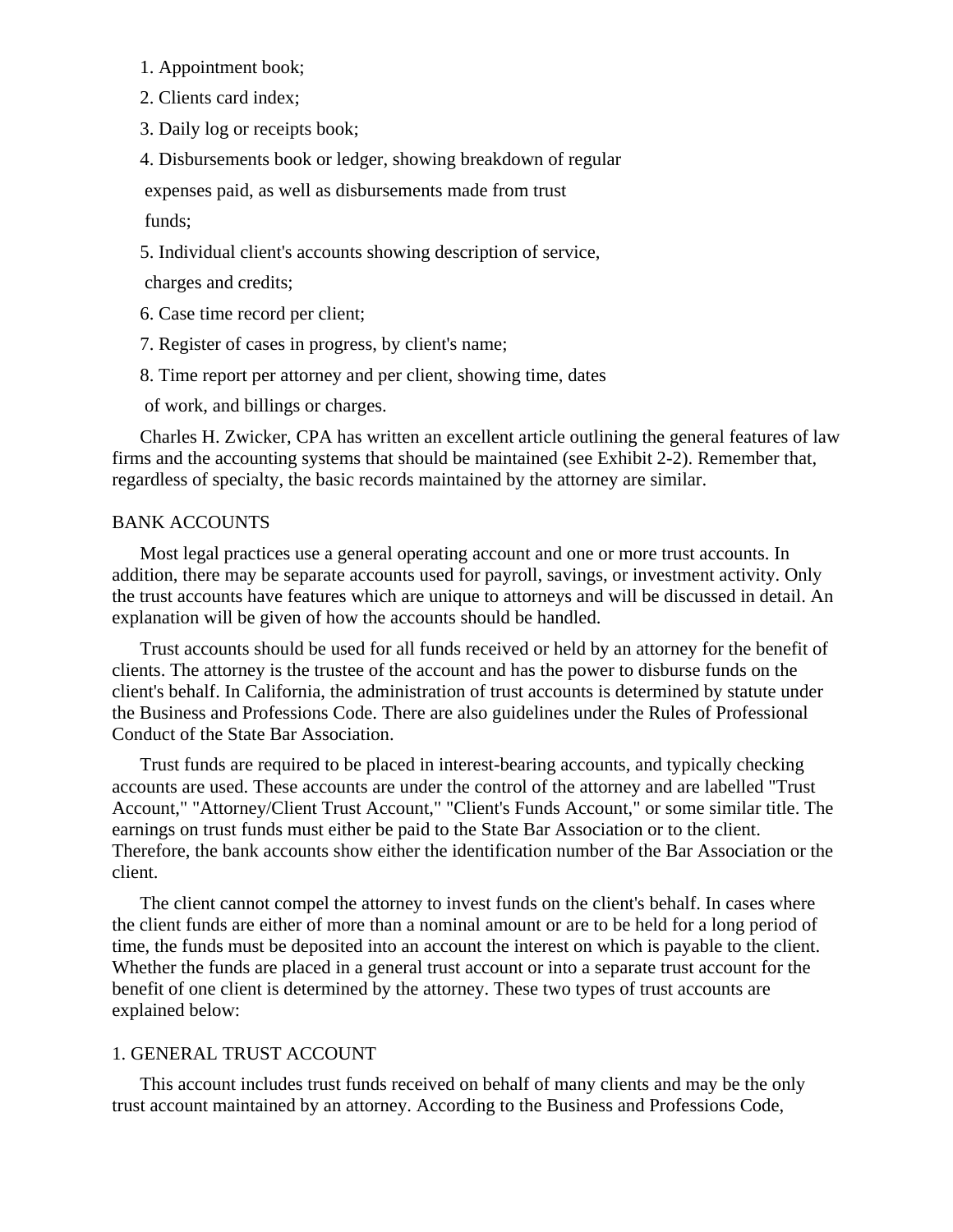1. Appointment book;
2. Clients card index;
3. Daily log or receipts book;
4. Disbursements book or ledger, showing breakdown of regular expenses paid, as well as disbursements made from trust funds;
5. Individual client's accounts showing description of service, charges and credits;
6. Case time record per client;
7. Register of cases in progress, by client's name;
8. Time report per attorney and per client, showing time, dates of work, and billings or charges.

Charles H. Zwicker, CPA has written an excellent article outlining the general features of law firms and the accounting systems that should be maintained (see Exhibit 2-2). Remember that, regardless of specialty, the basic records maintained by the attorney are similar.

## BANK ACCOUNTS

Most legal practices use a general operating account and one or more trust accounts. In addition, there may be separate accounts used for payroll, savings, or investment activity. Only the trust accounts have features which are unique to attorneys and will be discussed in detail. An explanation will be given of how the accounts should be handled.

Trust accounts should be used for all funds received or held by an attorney for the benefit of clients. The attorney is the trustee of the account and has the power to disburse funds on the client's behalf. In California, the administration of trust accounts is determined by statute under the Business and Professions Code. There are also guidelines under the Rules of Professional Conduct of the State Bar Association.

Trust funds are required to be placed in interest-bearing accounts, and typically checking accounts are used. These accounts are under the control of the attorney and are labelled "Trust Account," "Attorney/Client Trust Account," "Client's Funds Account," or some similar title. The earnings on trust funds must either be paid to the State Bar Association or to the client. Therefore, the bank accounts show either the identification number of the Bar Association or the client.

The client cannot compel the attorney to invest funds on the client's behalf. In cases where the client funds are either of more than a nominal amount or are to be held for a long period of time, the funds must be deposited into an account the interest on which is payable to the client. Whether the funds are placed in a general trust account or into a separate trust account for the benefit of one client is determined by the attorney. These two types of trust accounts are explained below:

### 1. GENERAL TRUST ACCOUNT

This account includes trust funds received on behalf of many clients and may be the only trust account maintained by an attorney. According to the Business and Professions Code,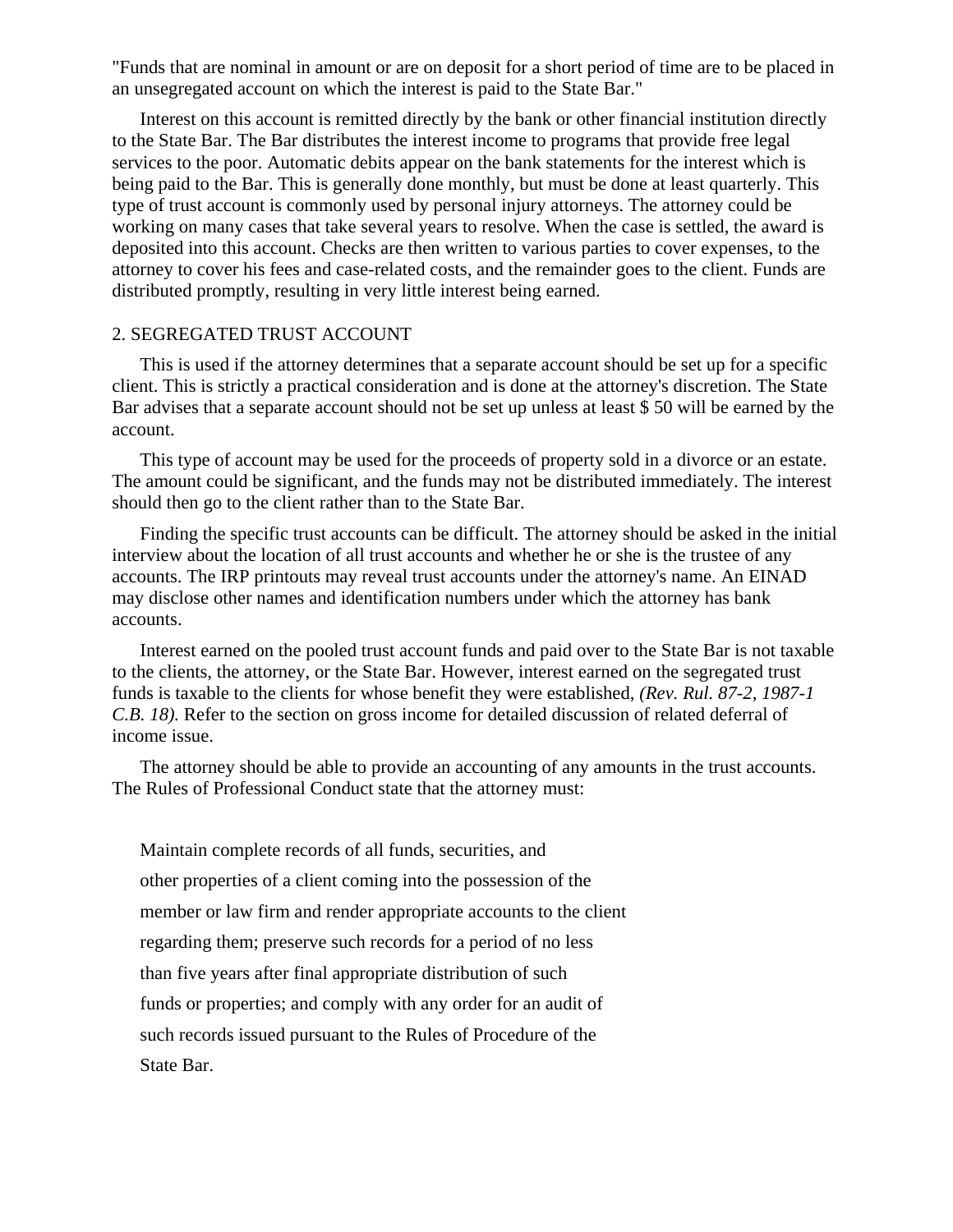"Funds that are nominal in amount or are on deposit for a short period of time are to be placed in an unsegregated account on which the interest is paid to the State Bar."

Interest on this account is remitted directly by the bank or other financial institution directly to the State Bar. The Bar distributes the interest income to programs that provide free legal services to the poor. Automatic debits appear on the bank statements for the interest which is being paid to the Bar. This is generally done monthly, but must be done at least quarterly. This type of trust account is commonly used by personal injury attorneys. The attorney could be working on many cases that take several years to resolve. When the case is settled, the award is deposited into this account. Checks are then written to various parties to cover expenses, to the attorney to cover his fees and case-related costs, and the remainder goes to the client. Funds are distributed promptly, resulting in very little interest being earned.

2. SEGREGATED TRUST ACCOUNT

This is used if the attorney determines that a separate account should be set up for a specific client. This is strictly a practical consideration and is done at the attorney's discretion. The State Bar advises that a separate account should not be set up unless at least $ 50 will be earned by the account.

This type of account may be used for the proceeds of property sold in a divorce or an estate. The amount could be significant, and the funds may not be distributed immediately. The interest should then go to the client rather than to the State Bar.

Finding the specific trust accounts can be difficult. The attorney should be asked in the initial interview about the location of all trust accounts and whether he or she is the trustee of any accounts. The IRP printouts may reveal trust accounts under the attorney's name. An EINAD may disclose other names and identification numbers under which the attorney has bank accounts.

Interest earned on the pooled trust account funds and paid over to the State Bar is not taxable to the clients, the attorney, or the State Bar. However, interest earned on the segregated trust funds is taxable to the clients for whose benefit they were established, *(Rev. Rul. 87-2, 1987-1 C.B. 18).* Refer to the section on gross income for detailed discussion of related deferral of income issue.

The attorney should be able to provide an accounting of any amounts in the trust accounts. The Rules of Professional Conduct state that the attorney must:

> Maintain complete records of all funds, securities, and other properties of a client coming into the possession of the member or law firm and render appropriate accounts to the client regarding them; preserve such records for a period of no less than five years after final appropriate distribution of such funds or properties; and comply with any order for an audit of such records issued pursuant to the Rules of Procedure of the State Bar.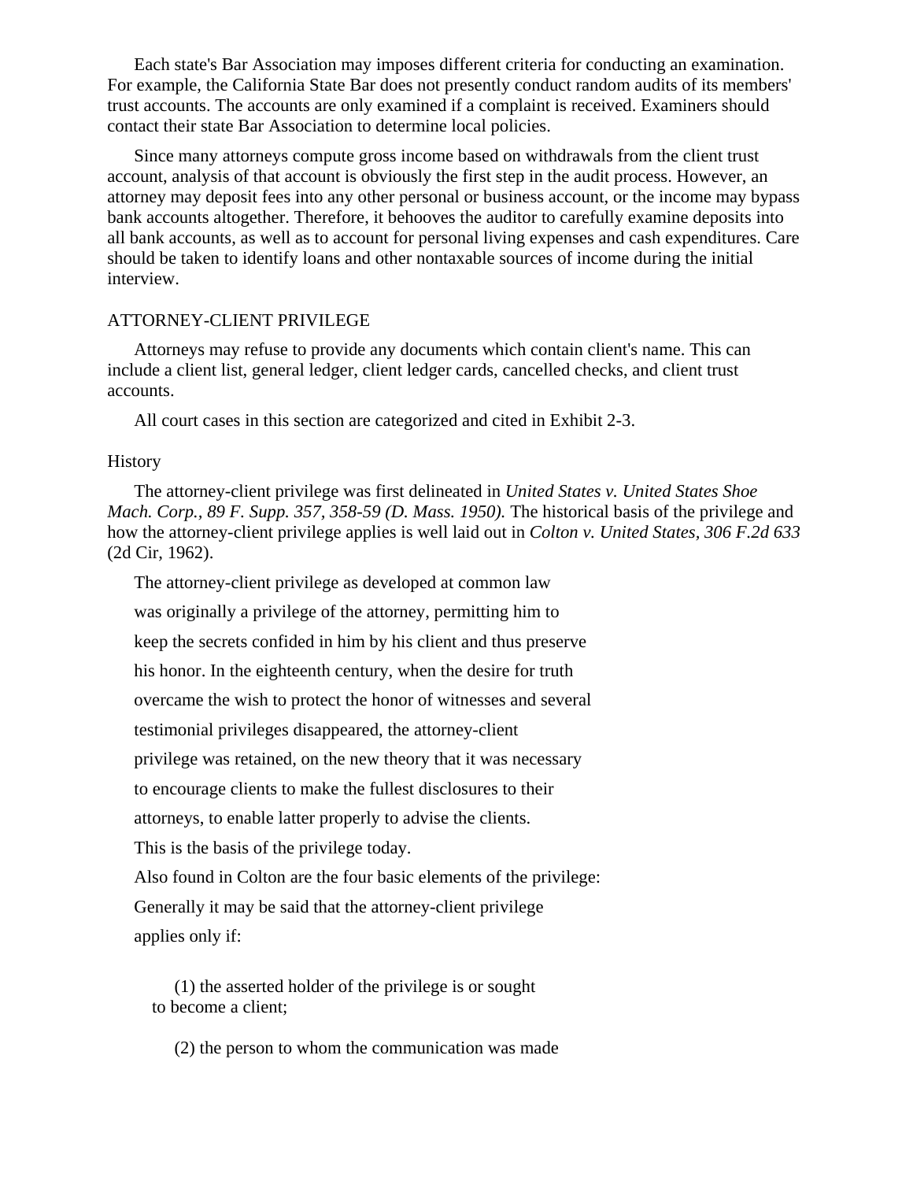Each state's Bar Association may imposes different criteria for conducting an examination. For example, the California State Bar does not presently conduct random audits of its members' trust accounts. The accounts are only examined if a complaint is received. Examiners should contact their state Bar Association to determine local policies.

Since many attorneys compute gross income based on withdrawals from the client trust account, analysis of that account is obviously the first step in the audit process. However, an attorney may deposit fees into any other personal or business account, or the income may bypass bank accounts altogether. Therefore, it behooves the auditor to carefully examine deposits into all bank accounts, as well as to account for personal living expenses and cash expenditures. Care should be taken to identify loans and other nontaxable sources of income during the initial interview.

## ATTORNEY-CLIENT PRIVILEGE

Attorneys may refuse to provide any documents which contain client's name. This can include a client list, general ledger, client ledger cards, cancelled checks, and client trust accounts.

All court cases in this section are categorized and cited in Exhibit 2-3.

### History

The attorney-client privilege was first delineated in *United States v. United States Shoe Mach. Corp., 89 F. Supp. 357, 358-59 (D. Mass. 1950).* The historical basis of the privilege and how the attorney-client privilege applies is well laid out in *Colton v. United States, 306 F.2d 633* (2d Cir, 1962).

> The attorney-client privilege as developed at common law was originally a privilege of the attorney, permitting him to keep the secrets confided in him by his client and thus preserve his honor. In the eighteenth century, when the desire for truth overcame the wish to protect the honor of witnesses and several testimonial privileges disappeared, the attorney-client privilege was retained, on the new theory that it was necessary to encourage clients to make the fullest disclosures to their attorneys, to enable latter properly to advise the clients. This is the basis of the privilege today.

Also found in Colton are the four basic elements of the privilege:

> Generally it may be said that the attorney-client privilege applies only if:
>
> (1) the asserted holder of the privilege is or sought to become a client;
>
> (2) the person to whom the communication was made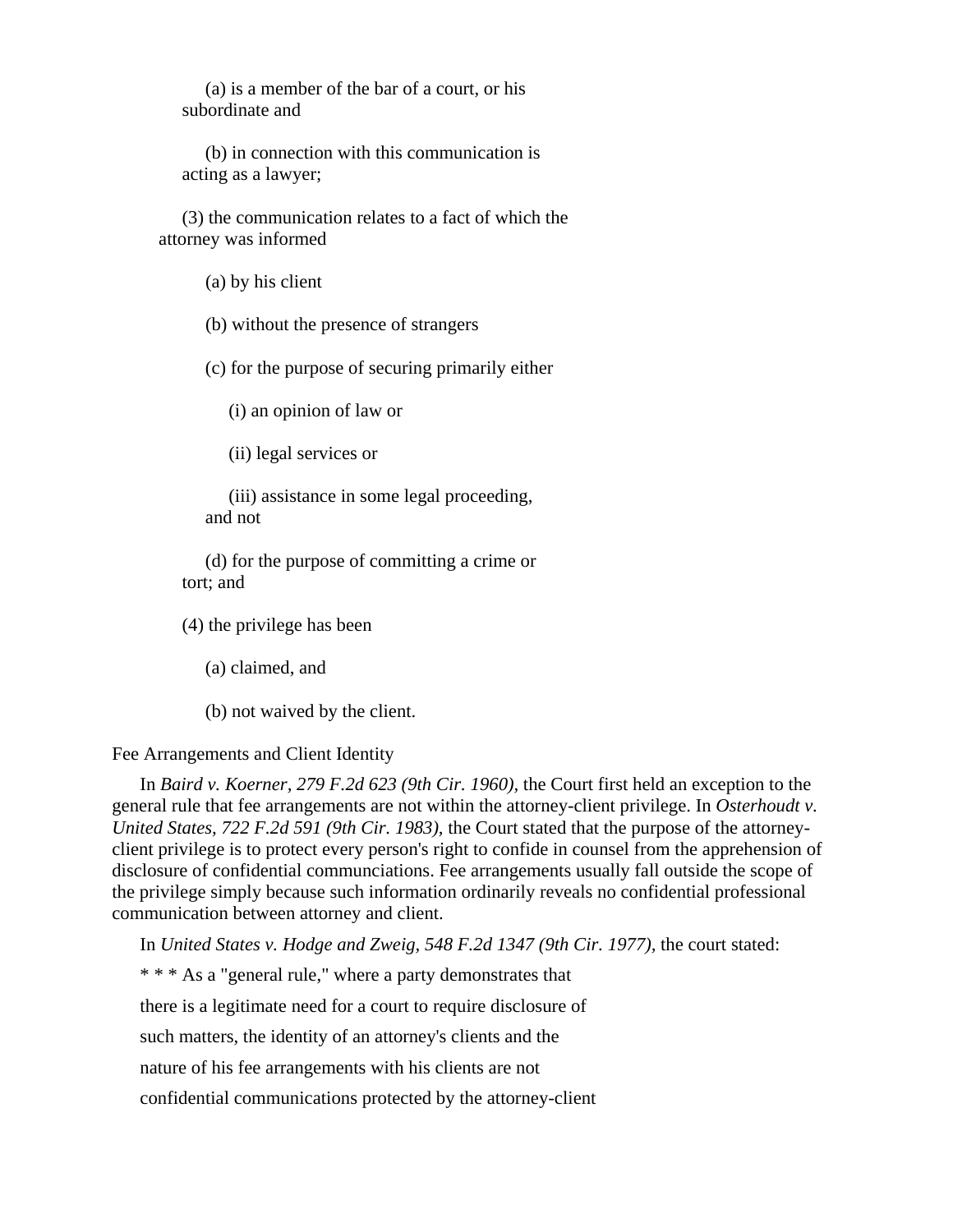(a) is a member of the bar of a court, or his subordinate and

(b) in connection with this communication is acting as a lawyer;

(3) the communication relates to a fact of which the attorney was informed

(a) by his client

(b) without the presence of strangers

(c) for the purpose of securing primarily either

(i) an opinion of law or

(ii) legal services or

(iii) assistance in some legal proceeding, and not

(d) for the purpose of committing a crime or tort; and

(4) the privilege has been

(a) claimed, and

(b) not waived by the client.

Fee Arrangements and Client Identity

In *Baird v. Koerner, 279 F.2d 623 (9th Cir. 1960),* the Court first held an exception to the general rule that fee arrangements are not within the attorney-client privilege. In *Osterhoudt v. United States, 722 F.2d 591 (9th Cir. 1983),* the Court stated that the purpose of the attorney-client privilege is to protect every person's right to confide in counsel from the apprehension of disclosure of confidential communciations. Fee arrangements usually fall outside the scope of the privilege simply because such information ordinarily reveals no confidential professional communication between attorney and client.

In *United States v. Hodge and Zweig, 548 F.2d 1347 (9th Cir. 1977),* the court stated:

* * * As a "general rule," where a party demonstrates that there is a legitimate need for a court to require disclosure of such matters, the identity of an attorney's clients and the nature of his fee arrangements with his clients are not confidential communications protected by the attorney-client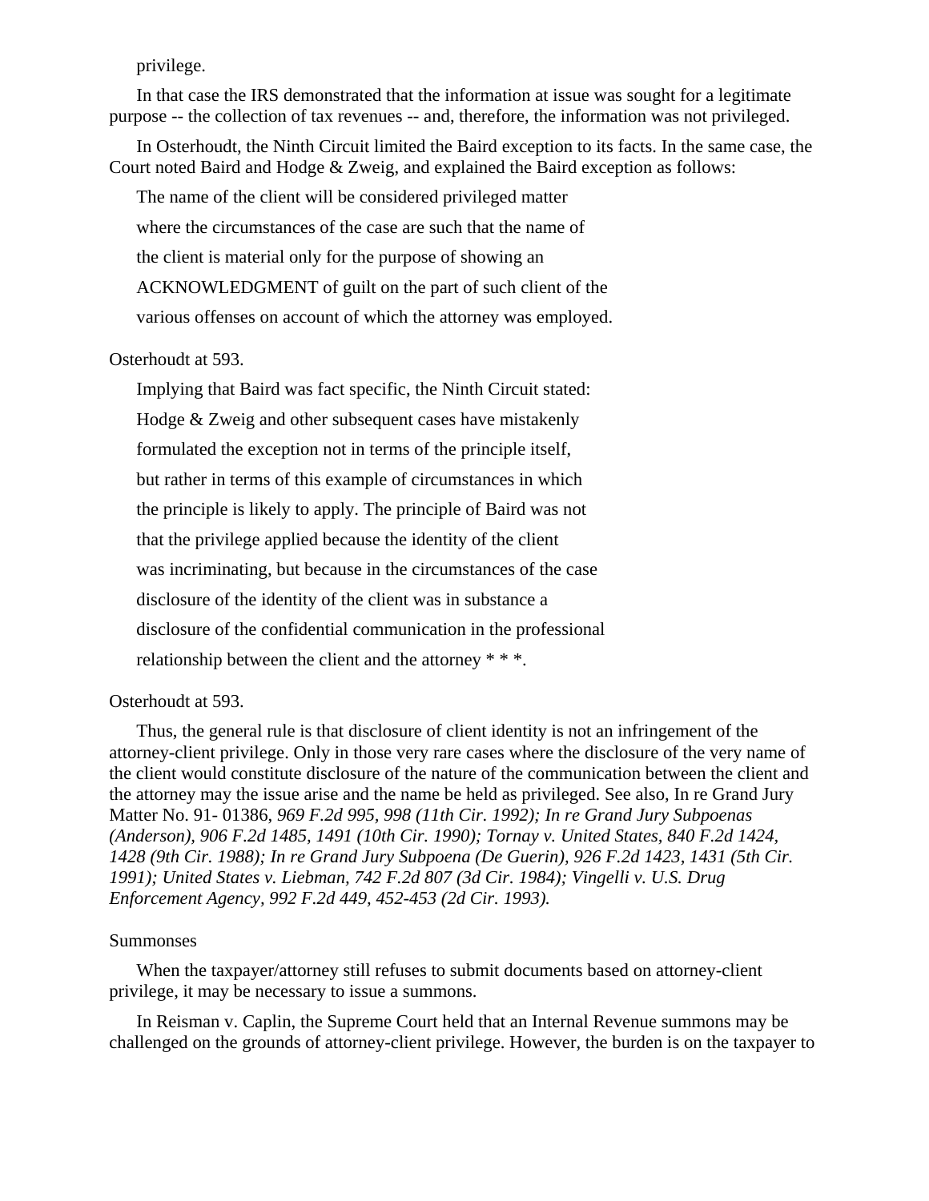privilege.

In that case the IRS demonstrated that the information at issue was sought for a legitimate purpose -- the collection of tax revenues -- and, therefore, the information was not privileged.

In Osterhoudt, the Ninth Circuit limited the Baird exception to its facts. In the same case, the Court noted Baird and Hodge & Zweig, and explained the Baird exception as follows:

> The name of the client will be considered privileged matter where the circumstances of the case are such that the name of the client is material only for the purpose of showing an ACKNOWLEDGMENT of guilt on the part of such client of the various offenses on account of which the attorney was employed.

Osterhoudt at 593.

Implying that Baird was fact specific, the Ninth Circuit stated:

> Hodge & Zweig and other subsequent cases have mistakenly formulated the exception not in terms of the principle itself, but rather in terms of this example of circumstances in which the principle is likely to apply. The principle of Baird was not that the privilege applied because the identity of the client was incriminating, but because in the circumstances of the case disclosure of the identity of the client was in substance a disclosure of the confidential communication in the professional relationship between the client and the attorney * * *.

Osterhoudt at 593.

Thus, the general rule is that disclosure of client identity is not an infringement of the attorney-client privilege. Only in those very rare cases where the disclosure of the very name of the client would constitute disclosure of the nature of the communication between the client and the attorney may the issue arise and the name be held as privileged. See also, In re Grand Jury Matter No. 91- 01386, *969 F.2d 995, 998 (11th Cir. 1992); In re Grand Jury Subpoenas (Anderson), 906 F.2d 1485, 1491 (10th Cir. 1990); Tornay v. United States, 840 F.2d 1424, 1428 (9th Cir. 1988); In re Grand Jury Subpoena (De Guerin), 926 F.2d 1423, 1431 (5th Cir. 1991); United States v. Liebman, 742 F.2d 807 (3d Cir. 1984); Vingelli v. U.S. Drug Enforcement Agency, 992 F.2d 449, 452-453 (2d Cir. 1993).*

Summonses

When the taxpayer/attorney still refuses to submit documents based on attorney-client privilege, it may be necessary to issue a summons.

In Reisman v. Caplin, the Supreme Court held that an Internal Revenue summons may be challenged on the grounds of attorney-client privilege. However, the burden is on the taxpayer to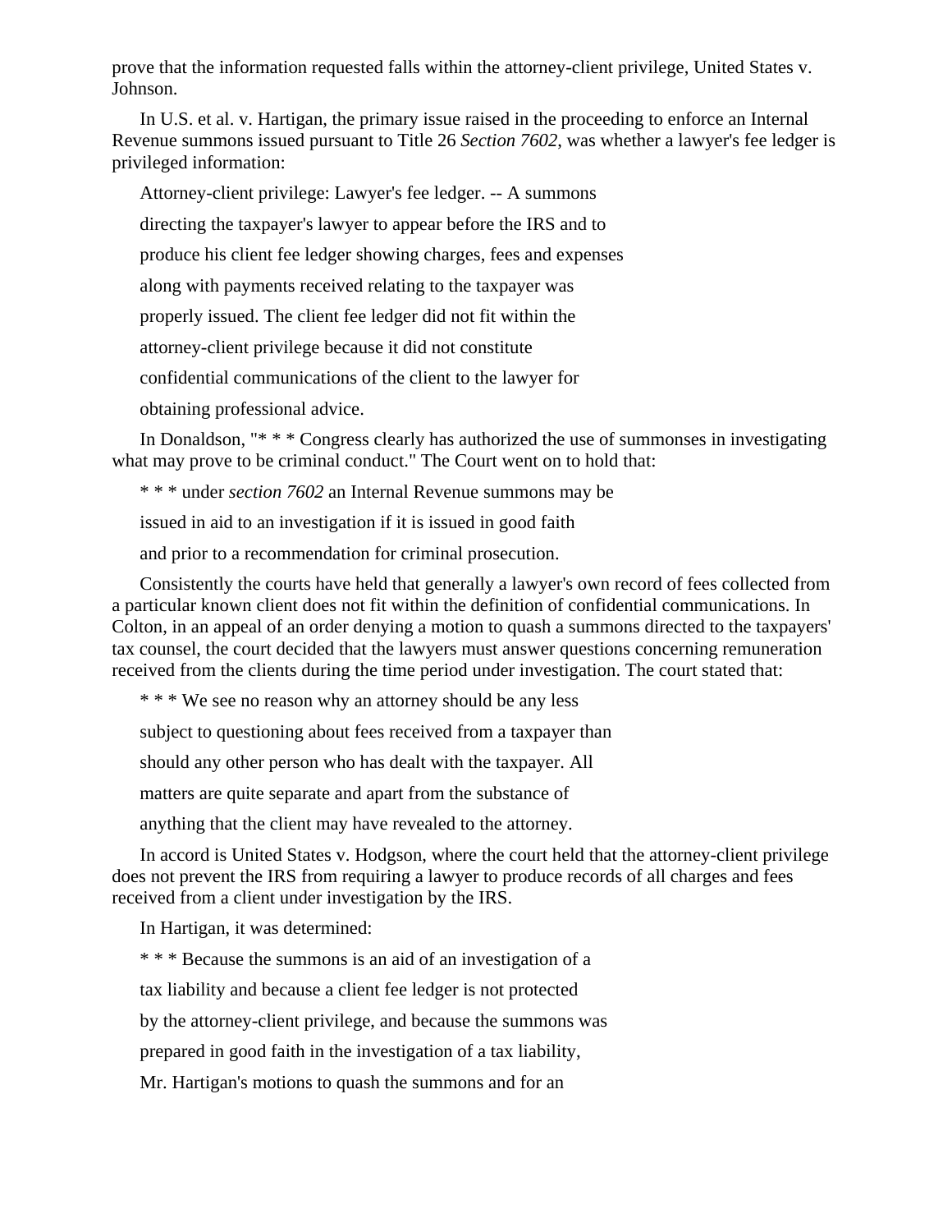prove that the information requested falls within the attorney-client privilege, United States v. Johnson.

In U.S. et al. v. Hartigan, the primary issue raised in the proceeding to enforce an Internal Revenue summons issued pursuant to Title 26 *Section 7602*, was whether a lawyer's fee ledger is privileged information:

> Attorney-client privilege: Lawyer's fee ledger. -- A summons directing the taxpayer's lawyer to appear before the IRS and to produce his client fee ledger showing charges, fees and expenses along with payments received relating to the taxpayer was properly issued. The client fee ledger did not fit within the attorney-client privilege because it did not constitute confidential communications of the client to the lawyer for obtaining professional advice.

In Donaldson, "* * * Congress clearly has authorized the use of summonses in investigating what may prove to be criminal conduct." The Court went on to hold that:

> * * * under *section 7602* an Internal Revenue summons may be issued in aid to an investigation if it is issued in good faith and prior to a recommendation for criminal prosecution.

Consistently the courts have held that generally a lawyer's own record of fees collected from a particular known client does not fit within the definition of confidential communications. In Colton, in an appeal of an order denying a motion to quash a summons directed to the taxpayers' tax counsel, the court decided that the lawyers must answer questions concerning remuneration received from the clients during the time period under investigation. The court stated that:

> * * * We see no reason why an attorney should be any less subject to questioning about fees received from a taxpayer than should any other person who has dealt with the taxpayer. All matters are quite separate and apart from the substance of anything that the client may have revealed to the attorney.

In accord is United States v. Hodgson, where the court held that the attorney-client privilege does not prevent the IRS from requiring a lawyer to produce records of all charges and fees received from a client under investigation by the IRS.

In Hartigan, it was determined:

> * * * Because the summons is an aid of an investigation of a tax liability and because a client fee ledger is not protected by the attorney-client privilege, and because the summons was prepared in good faith in the investigation of a tax liability, Mr. Hartigan's motions to quash the summons and for an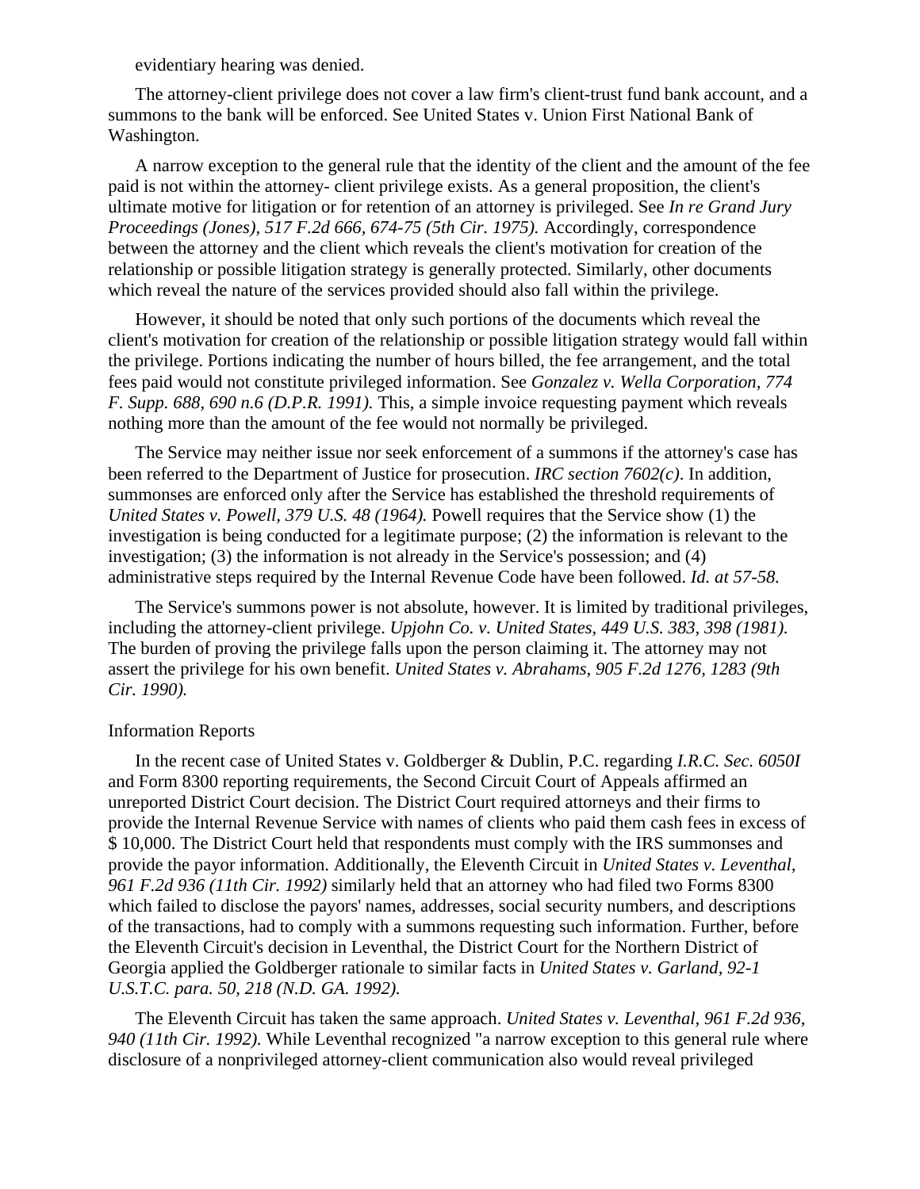evidentiary hearing was denied.

The attorney-client privilege does not cover a law firm's client-trust fund bank account, and a summons to the bank will be enforced. See United States v. Union First National Bank of Washington.

A narrow exception to the general rule that the identity of the client and the amount of the fee paid is not within the attorney- client privilege exists. As a general proposition, the client's ultimate motive for litigation or for retention of an attorney is privileged. See *In re Grand Jury Proceedings (Jones), 517 F.2d 666, 674-75 (5th Cir. 1975).* Accordingly, correspondence between the attorney and the client which reveals the client's motivation for creation of the relationship or possible litigation strategy is generally protected. Similarly, other documents which reveal the nature of the services provided should also fall within the privilege.

However, it should be noted that only such portions of the documents which reveal the client's motivation for creation of the relationship or possible litigation strategy would fall within the privilege. Portions indicating the number of hours billed, the fee arrangement, and the total fees paid would not constitute privileged information. See *Gonzalez v. Wella Corporation, 774 F. Supp. 688, 690 n.6 (D.P.R. 1991).* This, a simple invoice requesting payment which reveals nothing more than the amount of the fee would not normally be privileged.

The Service may neither issue nor seek enforcement of a summons if the attorney's case has been referred to the Department of Justice for prosecution. *IRC section 7602(c)*. In addition, summonses are enforced only after the Service has established the threshold requirements of *United States v. Powell, 379 U.S. 48 (1964).* Powell requires that the Service show (1) the investigation is being conducted for a legitimate purpose; (2) the information is relevant to the investigation; (3) the information is not already in the Service's possession; and (4) administrative steps required by the Internal Revenue Code have been followed. *Id. at 57-58.*

The Service's summons power is not absolute, however. It is limited by traditional privileges, including the attorney-client privilege. *Upjohn Co. v. United States, 449 U.S. 383, 398 (1981).* The burden of proving the privilege falls upon the person claiming it. The attorney may not assert the privilege for his own benefit. *United States v. Abrahams, 905 F.2d 1276, 1283 (9th Cir. 1990).*

Information Reports

In the recent case of United States v. Goldberger & Dublin, P.C. regarding *I.R.C. Sec. 6050I* and Form 8300 reporting requirements, the Second Circuit Court of Appeals affirmed an unreported District Court decision. The District Court required attorneys and their firms to provide the Internal Revenue Service with names of clients who paid them cash fees in excess of $ 10,000. The District Court held that respondents must comply with the IRS summonses and provide the payor information. Additionally, the Eleventh Circuit in *United States v. Leventhal, 961 F.2d 936 (11th Cir. 1992)* similarly held that an attorney who had filed two Forms 8300 which failed to disclose the payors' names, addresses, social security numbers, and descriptions of the transactions, had to comply with a summons requesting such information. Further, before the Eleventh Circuit's decision in Leventhal, the District Court for the Northern District of Georgia applied the Goldberger rationale to similar facts in *United States v. Garland, 92-1 U.S.T.C. para. 50, 218 (N.D. GA. 1992).*

The Eleventh Circuit has taken the same approach. *United States v. Leventhal, 961 F.2d 936, 940 (11th Cir. 1992).* While Leventhal recognized "a narrow exception to this general rule where disclosure of a nonprivileged attorney-client communication also would reveal privileged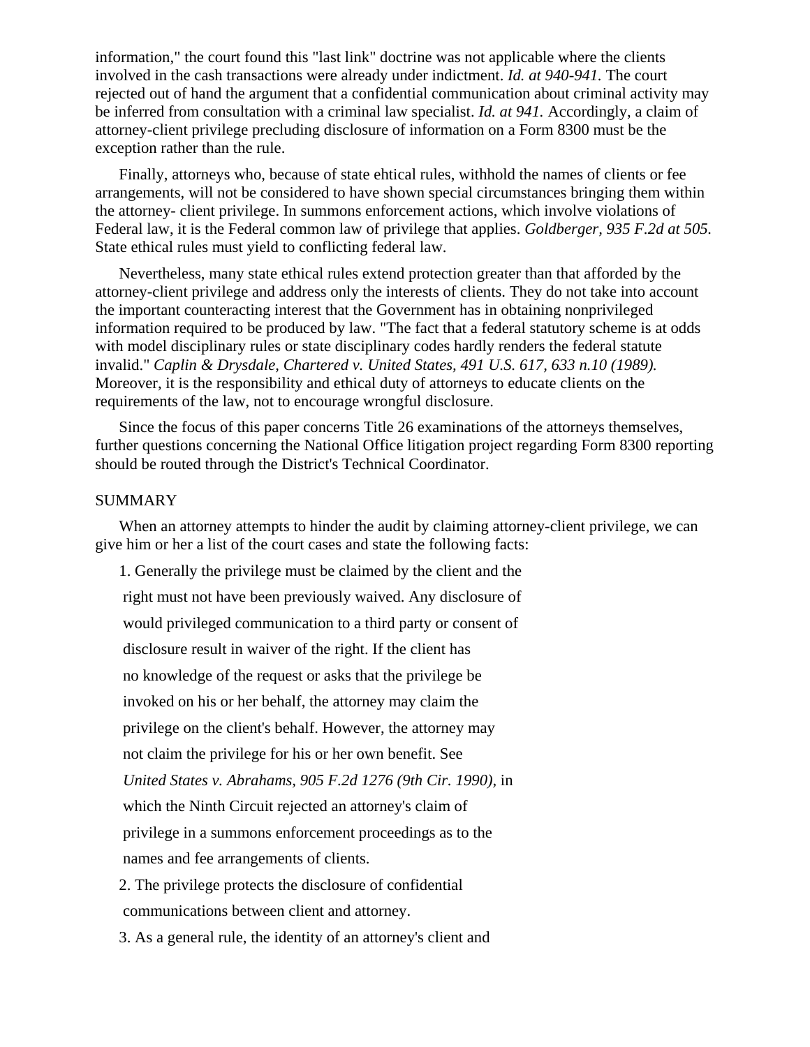information," the court found this "last link" doctrine was not applicable where the clients involved in the cash transactions were already under indictment. *Id. at 940-941.* The court rejected out of hand the argument that a confidential communication about criminal activity may be inferred from consultation with a criminal law specialist. *Id. at 941.* Accordingly, a claim of attorney-client privilege precluding disclosure of information on a Form 8300 must be the exception rather than the rule.

Finally, attorneys who, because of state ehtical rules, withhold the names of clients or fee arrangements, will not be considered to have shown special circumstances bringing them within the attorney- client privilege. In summons enforcement actions, which involve violations of Federal law, it is the Federal common law of privilege that applies. *Goldberger, 935 F.2d at 505.* State ethical rules must yield to conflicting federal law.

Nevertheless, many state ethical rules extend protection greater than that afforded by the attorney-client privilege and address only the interests of clients. They do not take into account the important counteracting interest that the Government has in obtaining nonprivileged information required to be produced by law. "The fact that a federal statutory scheme is at odds with model disciplinary rules or state disciplinary codes hardly renders the federal statute invalid." *Caplin & Drysdale, Chartered v. United States, 491 U.S. 617, 633 n.10 (1989).* Moreover, it is the responsibility and ethical duty of attorneys to educate clients on the requirements of the law, not to encourage wrongful disclosure.

Since the focus of this paper concerns Title 26 examinations of the attorneys themselves, further questions concerning the National Office litigation project regarding Form 8300 reporting should be routed through the District's Technical Coordinator.

## SUMMARY

When an attorney attempts to hinder the audit by claiming attorney-client privilege, we can give him or her a list of the court cases and state the following facts:

1. Generally the privilege must be claimed by the client and the right must not have been previously waived. Any disclosure of would privileged communication to a third party or consent of disclosure result in waiver of the right. If the client has no knowledge of the request or asks that the privilege be invoked on his or her behalf, the attorney may claim the privilege on the client's behalf. However, the attorney may not claim the privilege for his or her own benefit. See *United States v. Abrahams, 905 F.2d 1276 (9th Cir. 1990),* in which the Ninth Circuit rejected an attorney's claim of privilege in a summons enforcement proceedings as to the names and fee arrangements of clients.
2. The privilege protects the disclosure of confidential communications between client and attorney.
3. As a general rule, the identity of an attorney's client and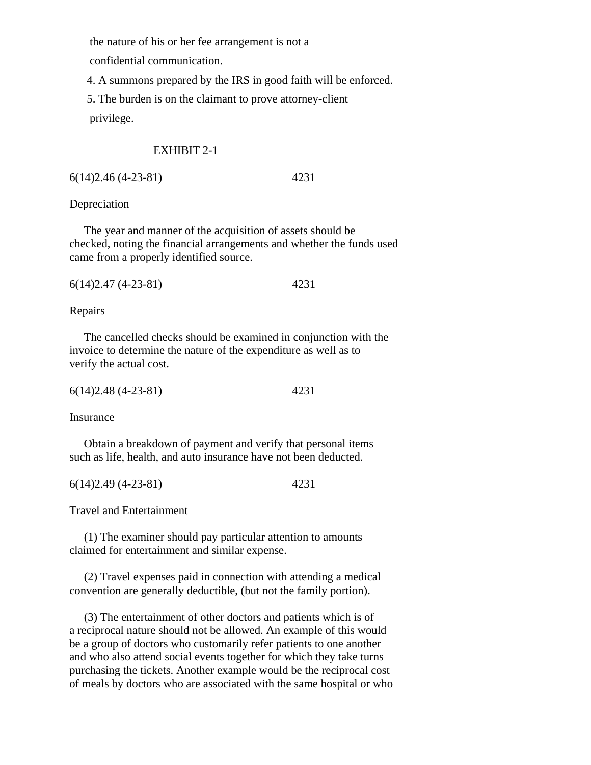the nature of his or her fee arrangement is not a confidential communication.

4. A summons prepared by the IRS in good faith will be enforced.
5. The burden is on the claimant to prove attorney-client privilege.

EXHIBIT 2-1

6(14)2.46 (4-23-81) 4231

Depreciation

The year and manner of the acquisition of assets should be checked, noting the financial arrangements and whether the funds used came from a properly identified source.

6(14)2.47 (4-23-81) 4231

Repairs

The cancelled checks should be examined in conjunction with the invoice to determine the nature of the expenditure as well as to verify the actual cost.

6(14)2.48 (4-23-81) 4231

Insurance

Obtain a breakdown of payment and verify that personal items such as life, health, and auto insurance have not been deducted.

6(14)2.49 (4-23-81) 4231

Travel and Entertainment

(1) The examiner should pay particular attention to amounts claimed for entertainment and similar expense.

(2) Travel expenses paid in connection with attending a medical convention are generally deductible, (but not the family portion).

(3) The entertainment of other doctors and patients which is of a reciprocal nature should not be allowed. An example of this would be a group of doctors who customarily refer patients to one another and who also attend social events together for which they take turns purchasing the tickets. Another example would be the reciprocal cost of meals by doctors who are associated with the same hospital or who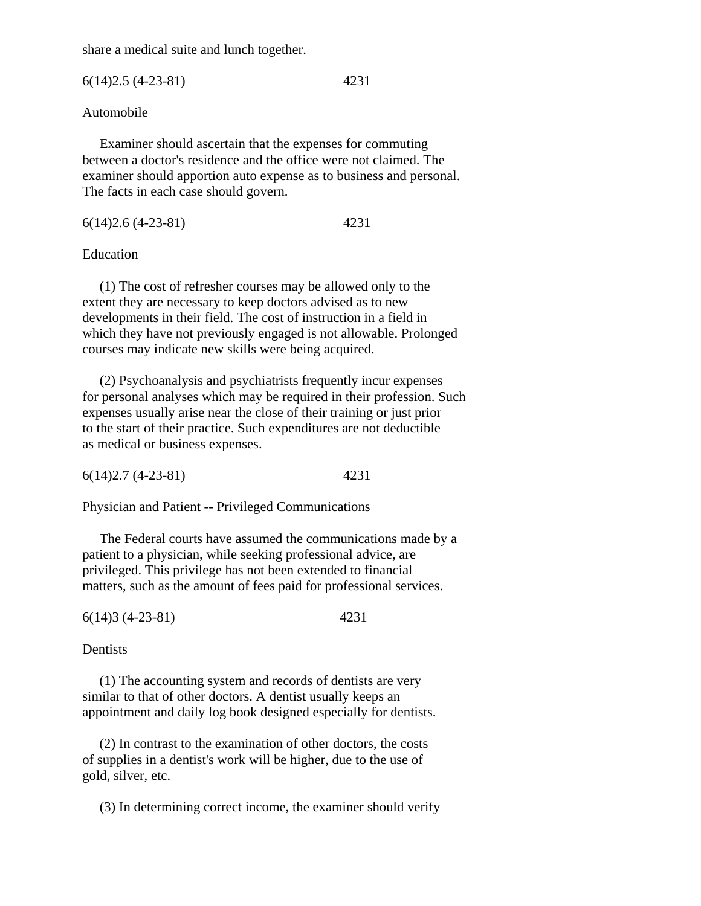share a medical suite and lunch together.

6(14)2.5 (4-23-81) 4231

### Automobile

Examiner should ascertain that the expenses for commuting between a doctor's residence and the office were not claimed. The examiner should apportion auto expense as to business and personal. The facts in each case should govern.

6(14)2.6 (4-23-81) 4231

### Education

(1) The cost of refresher courses may be allowed only to the extent they are necessary to keep doctors advised as to new developments in their field. The cost of instruction in a field in which they have not previously engaged is not allowable. Prolonged courses may indicate new skills were being acquired.

(2) Psychoanalysis and psychiatrists frequently incur expenses for personal analyses which may be required in their profession. Such expenses usually arise near the close of their training or just prior to the start of their practice. Such expenditures are not deductible as medical or business expenses.

6(14)2.7 (4-23-81) 4231

### Physician and Patient -- Privileged Communications

The Federal courts have assumed the communications made by a patient to a physician, while seeking professional advice, are privileged. This privilege has not been extended to financial matters, such as the amount of fees paid for professional services.

6(14)3 (4-23-81) 4231

## Dentists

(1) The accounting system and records of dentists are very similar to that of other doctors. A dentist usually keeps an appointment and daily log book designed especially for dentists.

(2) In contrast to the examination of other doctors, the costs of supplies in a dentist's work will be higher, due to the use of gold, silver, etc.

(3) In determining correct income, the examiner should verify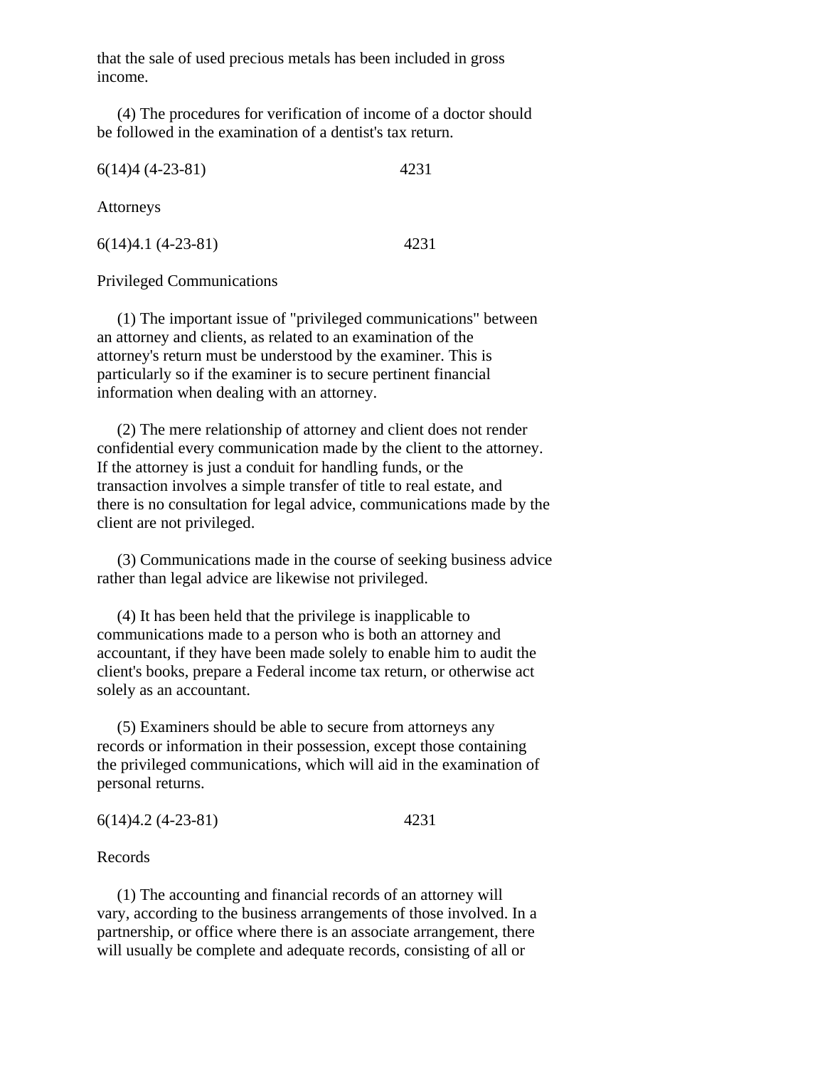that the sale of used precious metals has been included in gross income.

(4) The procedures for verification of income of a doctor should be followed in the examination of a dentist's tax return.

6(14)4 (4-23-81) 4231

## Attorneys

6(14)4.1 (4-23-81) 4231

### Privileged Communications

(1) The important issue of "privileged communications" between an attorney and clients, as related to an examination of the attorney's return must be understood by the examiner. This is particularly so if the examiner is to secure pertinent financial information when dealing with an attorney.

(2) The mere relationship of attorney and client does not render confidential every communication made by the client to the attorney. If the attorney is just a conduit for handling funds, or the transaction involves a simple transfer of title to real estate, and there is no consultation for legal advice, communications made by the client are not privileged.

(3) Communications made in the course of seeking business advice rather than legal advice are likewise not privileged.

(4) It has been held that the privilege is inapplicable to communications made to a person who is both an attorney and accountant, if they have been made solely to enable him to audit the client's books, prepare a Federal income tax return, or otherwise act solely as an accountant.

(5) Examiners should be able to secure from attorneys any records or information in their possession, except those containing the privileged communications, which will aid in the examination of personal returns.

6(14)4.2 (4-23-81) 4231

### Records

(1) The accounting and financial records of an attorney will vary, according to the business arrangements of those involved. In a partnership, or office where there is an associate arrangement, there will usually be complete and adequate records, consisting of all or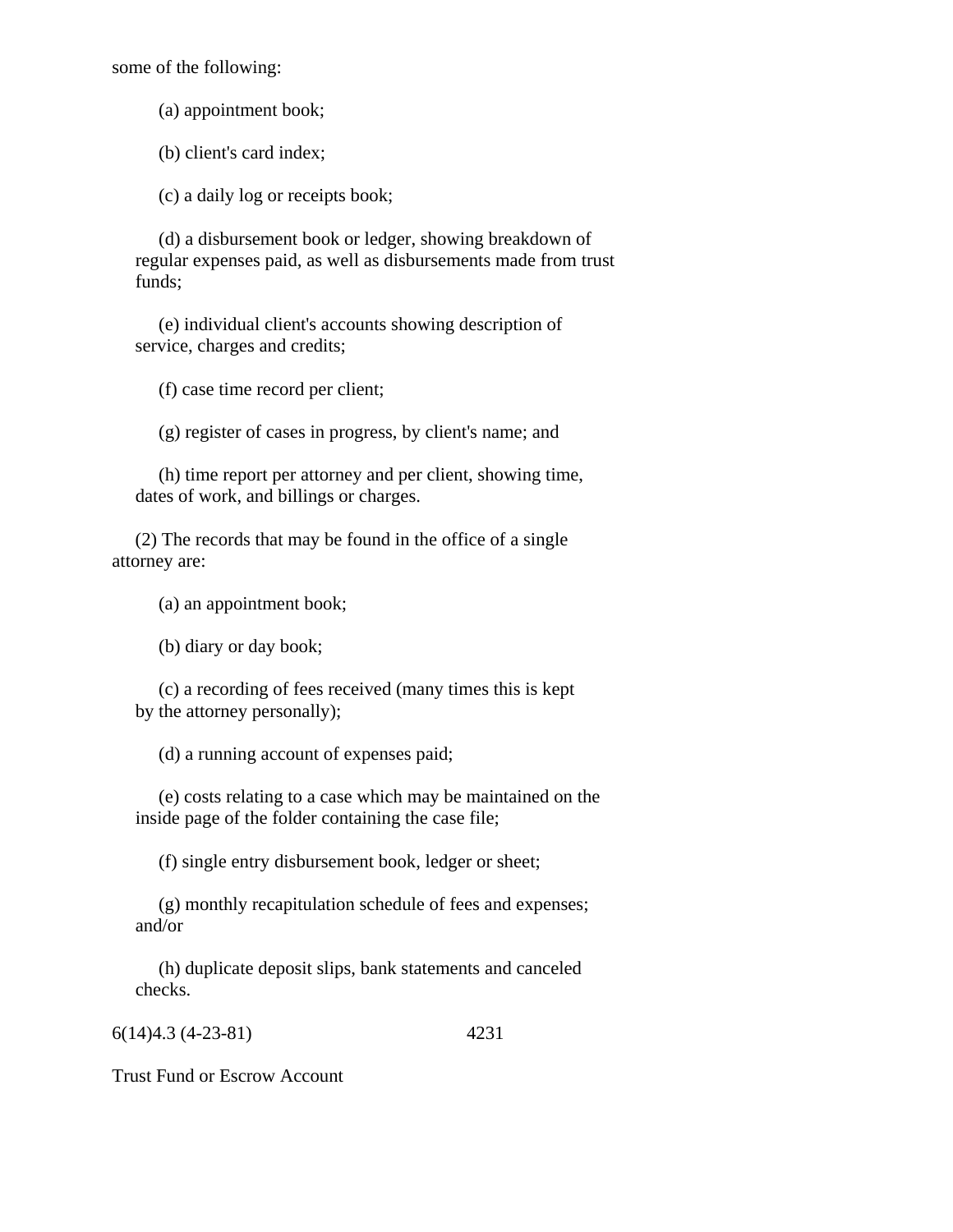some of the following:

(a) appointment book;

(b) client's card index;

(c) a daily log or receipts book;

(d) a disbursement book or ledger, showing breakdown of regular expenses paid, as well as disbursements made from trust funds;

(e) individual client's accounts showing description of service, charges and credits;

(f) case time record per client;

(g) register of cases in progress, by client's name; and

(h) time report per attorney and per client, showing time, dates of work, and billings or charges.

(2) The records that may be found in the office of a single attorney are:

(a) an appointment book;

(b) diary or day book;

(c) a recording of fees received (many times this is kept by the attorney personally);

(d) a running account of expenses paid;

(e) costs relating to a case which may be maintained on the inside page of the folder containing the case file;

(f) single entry disbursement book, ledger or sheet;

(g) monthly recapitulation schedule of fees and expenses; and/or

(h) duplicate deposit slips, bank statements and canceled checks.

6(14)4.3 (4-23-81) 4231

Trust Fund or Escrow Account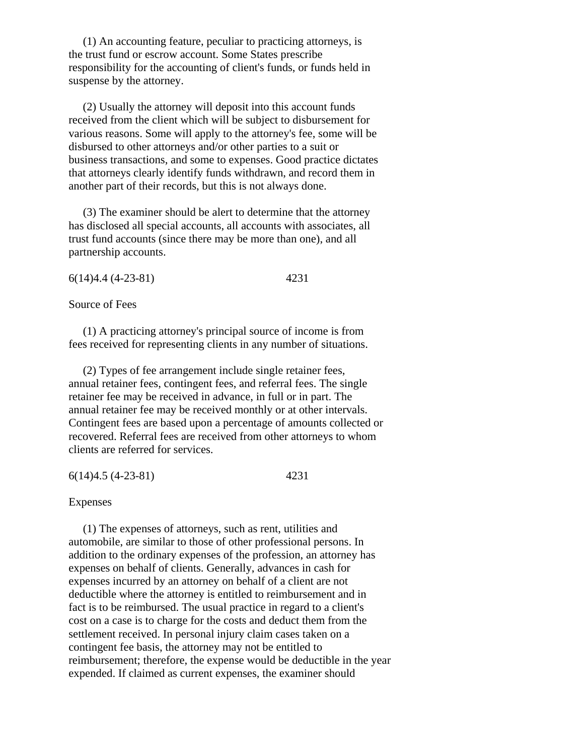(1) An accounting feature, peculiar to practicing attorneys, is the trust fund or escrow account. Some States prescribe responsibility for the accounting of client's funds, or funds held in suspense by the attorney.

(2) Usually the attorney will deposit into this account funds received from the client which will be subject to disbursement for various reasons. Some will apply to the attorney's fee, some will be disbursed to other attorneys and/or other parties to a suit or business transactions, and some to expenses. Good practice dictates that attorneys clearly identify funds withdrawn, and record them in another part of their records, but this is not always done.

(3) The examiner should be alert to determine that the attorney has disclosed all special accounts, all accounts with associates, all trust fund accounts (since there may be more than one), and all partnership accounts.

6(14)4.4 (4-23-81) 4231

## Source of Fees

(1) A practicing attorney's principal source of income is from fees received for representing clients in any number of situations.

(2) Types of fee arrangement include single retainer fees, annual retainer fees, contingent fees, and referral fees. The single retainer fee may be received in advance, in full or in part. The annual retainer fee may be received monthly or at other intervals. Contingent fees are based upon a percentage of amounts collected or recovered. Referral fees are received from other attorneys to whom clients are referred for services.

6(14)4.5 (4-23-81) 4231

## Expenses

(1) The expenses of attorneys, such as rent, utilities and automobile, are similar to those of other professional persons. In addition to the ordinary expenses of the profession, an attorney has expenses on behalf of clients. Generally, advances in cash for expenses incurred by an attorney on behalf of a client are not deductible where the attorney is entitled to reimbursement and in fact is to be reimbursed. The usual practice in regard to a client's cost on a case is to charge for the costs and deduct them from the settlement received. In personal injury claim cases taken on a contingent fee basis, the attorney may not be entitled to reimbursement; therefore, the expense would be deductible in the year expended. If claimed as current expenses, the examiner should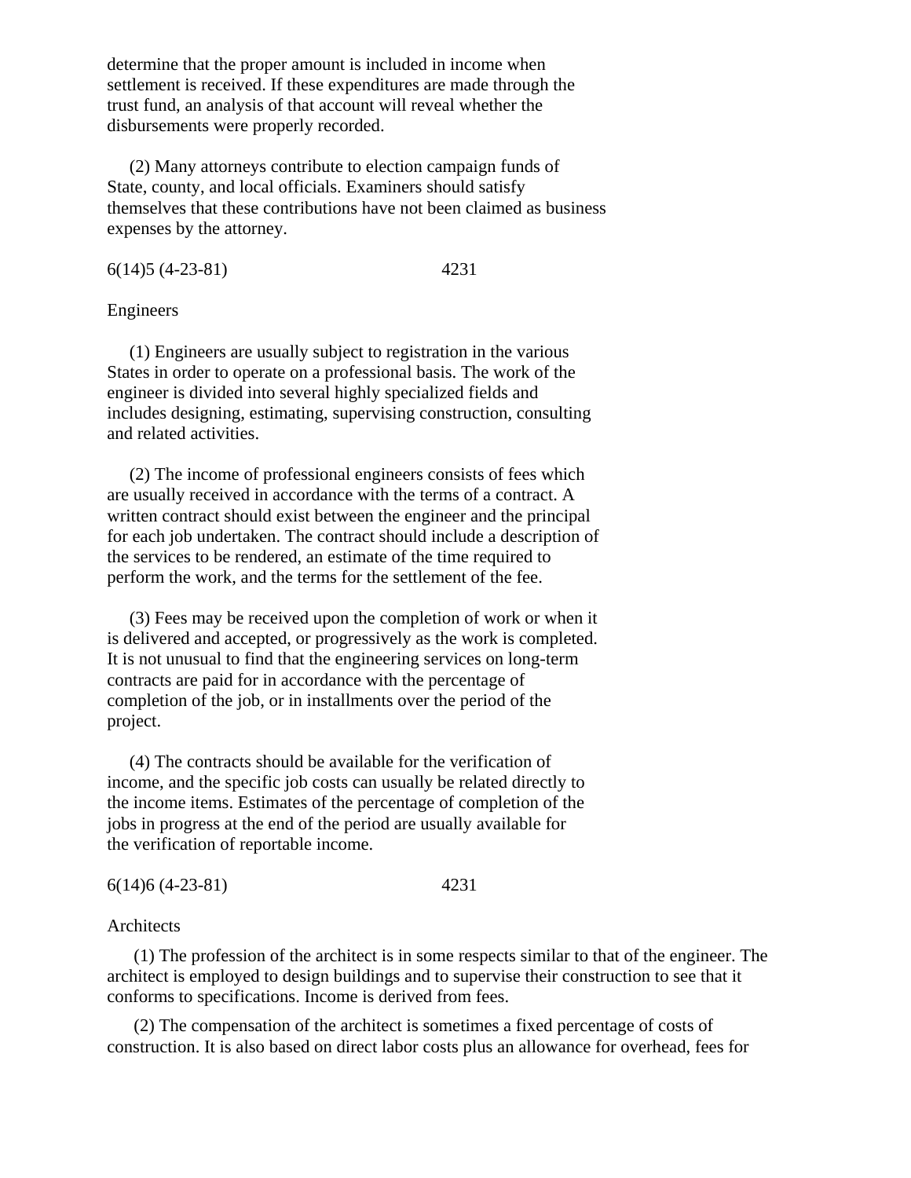determine that the proper amount is included in income when settlement is received. If these expenditures are made through the trust fund, an analysis of that account will reveal whether the disbursements were properly recorded.

(2) Many attorneys contribute to election campaign funds of State, county, and local officials. Examiners should satisfy themselves that these contributions have not been claimed as business expenses by the attorney.

6(14)5 (4-23-81) 4231

### Engineers

(1) Engineers are usually subject to registration in the various States in order to operate on a professional basis. The work of the engineer is divided into several highly specialized fields and includes designing, estimating, supervising construction, consulting and related activities.

(2) The income of professional engineers consists of fees which are usually received in accordance with the terms of a contract. A written contract should exist between the engineer and the principal for each job undertaken. The contract should include a description of the services to be rendered, an estimate of the time required to perform the work, and the terms for the settlement of the fee.

(3) Fees may be received upon the completion of work or when it is delivered and accepted, or progressively as the work is completed. It is not unusual to find that the engineering services on long-term contracts are paid for in accordance with the percentage of completion of the job, or in installments over the period of the project.

(4) The contracts should be available for the verification of income, and the specific job costs can usually be related directly to the income items. Estimates of the percentage of completion of the jobs in progress at the end of the period are usually available for the verification of reportable income.

6(14)6 (4-23-81) 4231

### Architects

(1) The profession of the architect is in some respects similar to that of the engineer. The architect is employed to design buildings and to supervise their construction to see that it conforms to specifications. Income is derived from fees.

(2) The compensation of the architect is sometimes a fixed percentage of costs of construction. It is also based on direct labor costs plus an allowance for overhead, fees for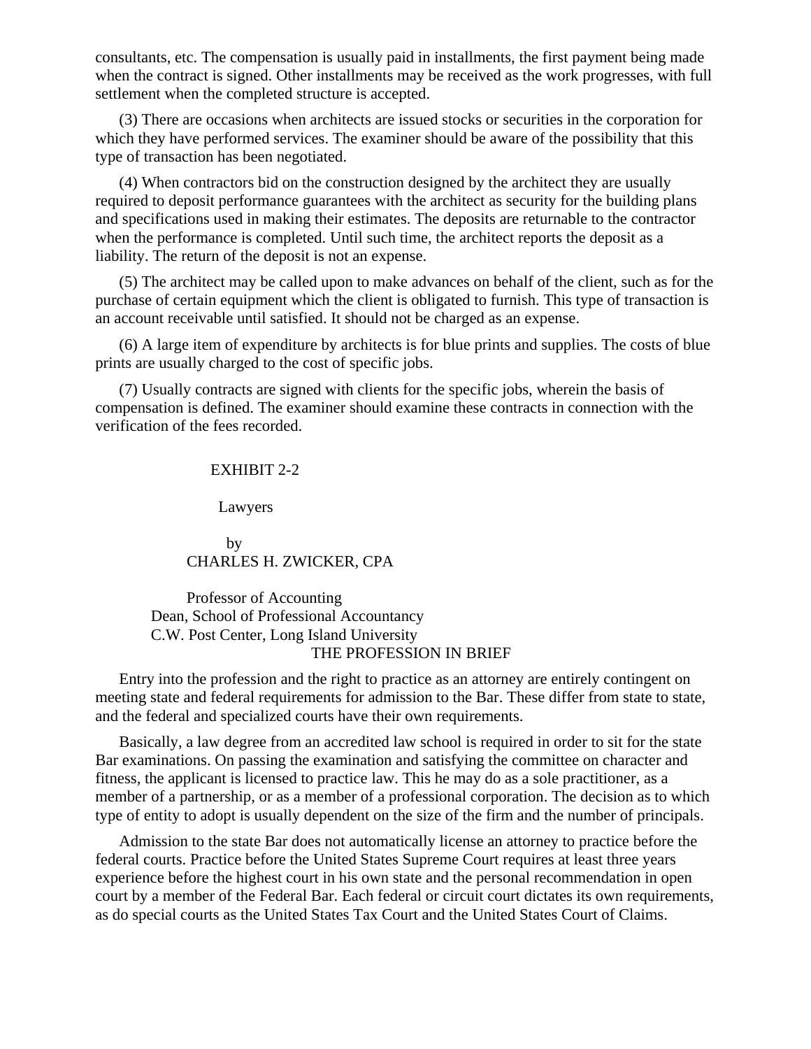consultants, etc. The compensation is usually paid in installments, the first payment being made when the contract is signed. Other installments may be received as the work progresses, with full settlement when the completed structure is accepted.

(3) There are occasions when architects are issued stocks or securities in the corporation for which they have performed services. The examiner should be aware of the possibility that this type of transaction has been negotiated.

(4) When contractors bid on the construction designed by the architect they are usually required to deposit performance guarantees with the architect as security for the building plans and specifications used in making their estimates. The deposits are returnable to the contractor when the performance is completed. Until such time, the architect reports the deposit as a liability. The return of the deposit is not an expense.

(5) The architect may be called upon to make advances on behalf of the client, such as for the purchase of certain equipment which the client is obligated to furnish. This type of transaction is an account receivable until satisfied. It should not be charged as an expense.

(6) A large item of expenditure by architects is for blue prints and supplies. The costs of blue prints are usually charged to the cost of specific jobs.

(7) Usually contracts are signed with clients for the specific jobs, wherein the basis of compensation is defined. The examiner should examine these contracts in connection with the verification of the fees recorded.

## EXHIBIT 2-2

## Lawyers

by
CHARLES H. ZWICKER, CPA

Professor of Accounting
Dean, School of Professional Accountancy
C.W. Post Center, Long Island University

### THE PROFESSION IN BRIEF

Entry into the profession and the right to practice as an attorney are entirely contingent on meeting state and federal requirements for admission to the Bar. These differ from state to state, and the federal and specialized courts have their own requirements.

Basically, a law degree from an accredited law school is required in order to sit for the state Bar examinations. On passing the examination and satisfying the committee on character and fitness, the applicant is licensed to practice law. This he may do as a sole practitioner, as a member of a partnership, or as a member of a professional corporation. The decision as to which type of entity to adopt is usually dependent on the size of the firm and the number of principals.

Admission to the state Bar does not automatically license an attorney to practice before the federal courts. Practice before the United States Supreme Court requires at least three years experience before the highest court in his own state and the personal recommendation in open court by a member of the Federal Bar. Each federal or circuit court dictates its own requirements, as do special courts as the United States Tax Court and the United States Court of Claims.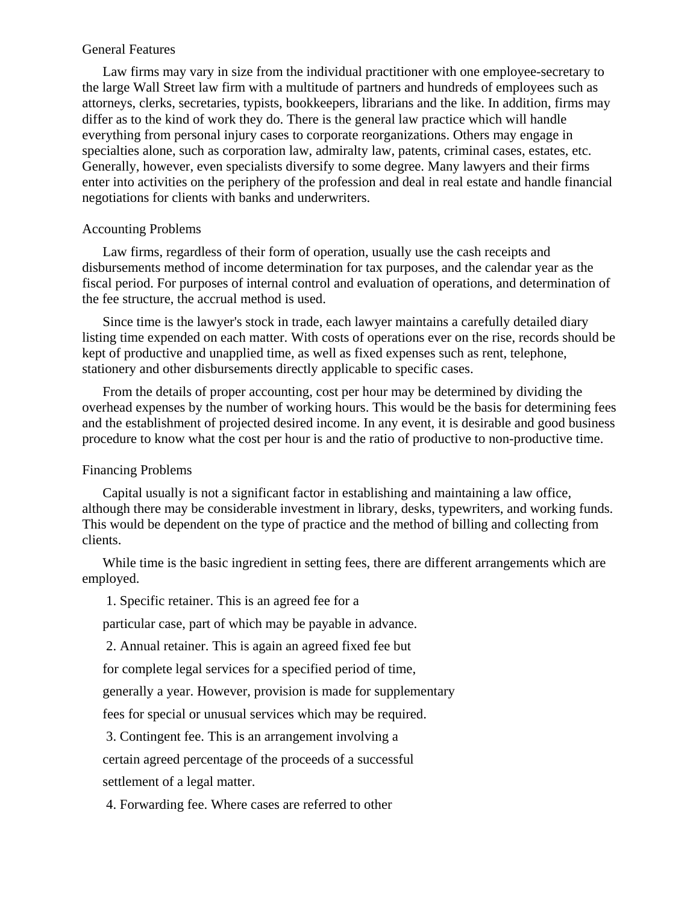## General Features

Law firms may vary in size from the individual practitioner with one employee-secretary to the large Wall Street law firm with a multitude of partners and hundreds of employees such as attorneys, clerks, secretaries, typists, bookkeepers, librarians and the like. In addition, firms may differ as to the kind of work they do. There is the general law practice which will handle everything from personal injury cases to corporate reorganizations. Others may engage in specialties alone, such as corporation law, admiralty law, patents, criminal cases, estates, etc. Generally, however, even specialists diversify to some degree. Many lawyers and their firms enter into activities on the periphery of the profession and deal in real estate and handle financial negotiations for clients with banks and underwriters.

## Accounting Problems

Law firms, regardless of their form of operation, usually use the cash receipts and disbursements method of income determination for tax purposes, and the calendar year as the fiscal period. For purposes of internal control and evaluation of operations, and determination of the fee structure, the accrual method is used.

Since time is the lawyer's stock in trade, each lawyer maintains a carefully detailed diary listing time expended on each matter. With costs of operations ever on the rise, records should be kept of productive and unapplied time, as well as fixed expenses such as rent, telephone, stationery and other disbursements directly applicable to specific cases.

From the details of proper accounting, cost per hour may be determined by dividing the overhead expenses by the number of working hours. This would be the basis for determining fees and the establishment of projected desired income. In any event, it is desirable and good business procedure to know what the cost per hour is and the ratio of productive to non-productive time.

## Financing Problems

Capital usually is not a significant factor in establishing and maintaining a law office, although there may be considerable investment in library, desks, typewriters, and working funds. This would be dependent on the type of practice and the method of billing and collecting from clients.

While time is the basic ingredient in setting fees, there are different arrangements which are employed.

1. Specific retainer. This is an agreed fee for a particular case, part of which may be payable in advance.
2. Annual retainer. This is again an agreed fixed fee but for complete legal services for a specified period of time, generally a year. However, provision is made for supplementary fees for special or unusual services which may be required.
3. Contingent fee. This is an arrangement involving a certain agreed percentage of the proceeds of a successful settlement of a legal matter.
4. Forwarding fee. Where cases are referred to other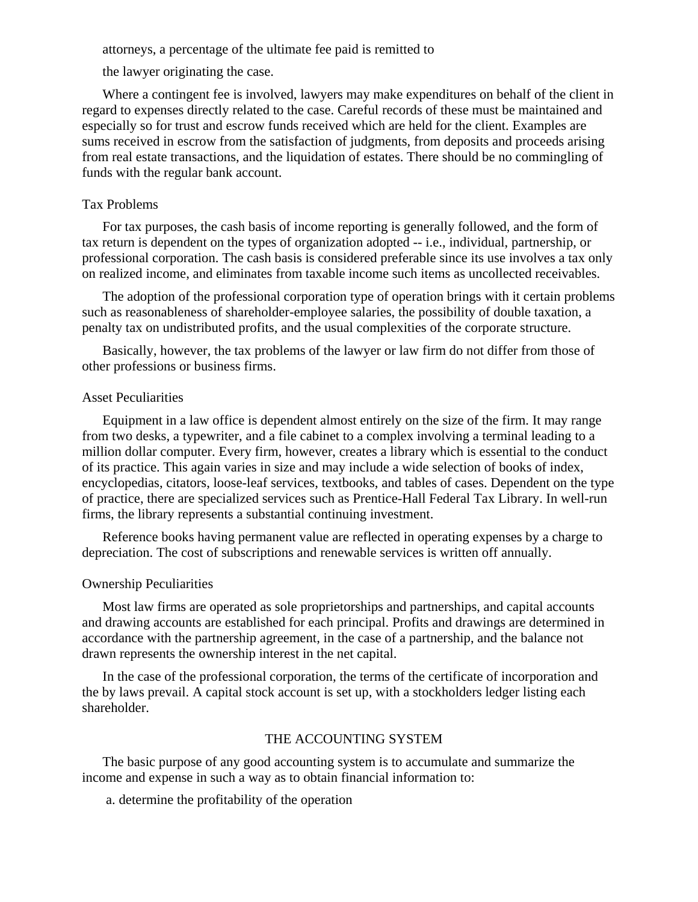attorneys, a percentage of the ultimate fee paid is remitted to

the lawyer originating the case.

Where a contingent fee is involved, lawyers may make expenditures on behalf of the client in regard to expenses directly related to the case. Careful records of these must be maintained and especially so for trust and escrow funds received which are held for the client. Examples are sums received in escrow from the satisfaction of judgments, from deposits and proceeds arising from real estate transactions, and the liquidation of estates. There should be no commingling of funds with the regular bank account.

### Tax Problems

For tax purposes, the cash basis of income reporting is generally followed, and the form of tax return is dependent on the types of organization adopted -- i.e., individual, partnership, or professional corporation. The cash basis is considered preferable since its use involves a tax only on realized income, and eliminates from taxable income such items as uncollected receivables.

The adoption of the professional corporation type of operation brings with it certain problems such as reasonableness of shareholder-employee salaries, the possibility of double taxation, a penalty tax on undistributed profits, and the usual complexities of the corporate structure.

Basically, however, the tax problems of the lawyer or law firm do not differ from those of other professions or business firms.

### Asset Peculiarities

Equipment in a law office is dependent almost entirely on the size of the firm. It may range from two desks, a typewriter, and a file cabinet to a complex involving a terminal leading to a million dollar computer. Every firm, however, creates a library which is essential to the conduct of its practice. This again varies in size and may include a wide selection of books of index, encyclopedias, citators, loose-leaf services, textbooks, and tables of cases. Dependent on the type of practice, there are specialized services such as Prentice-Hall Federal Tax Library. In well-run firms, the library represents a substantial continuing investment.

Reference books having permanent value are reflected in operating expenses by a charge to depreciation. The cost of subscriptions and renewable services is written off annually.

### Ownership Peculiarities

Most law firms are operated as sole proprietorships and partnerships, and capital accounts and drawing accounts are established for each principal. Profits and drawings are determined in accordance with the partnership agreement, in the case of a partnership, and the balance not drawn represents the ownership interest in the net capital.

In the case of the professional corporation, the terms of the certificate of incorporation and the by laws prevail. A capital stock account is set up, with a stockholders ledger listing each shareholder.

## THE ACCOUNTING SYSTEM

The basic purpose of any good accounting system is to accumulate and summarize the income and expense in such a way as to obtain financial information to:

a. determine the profitability of the operation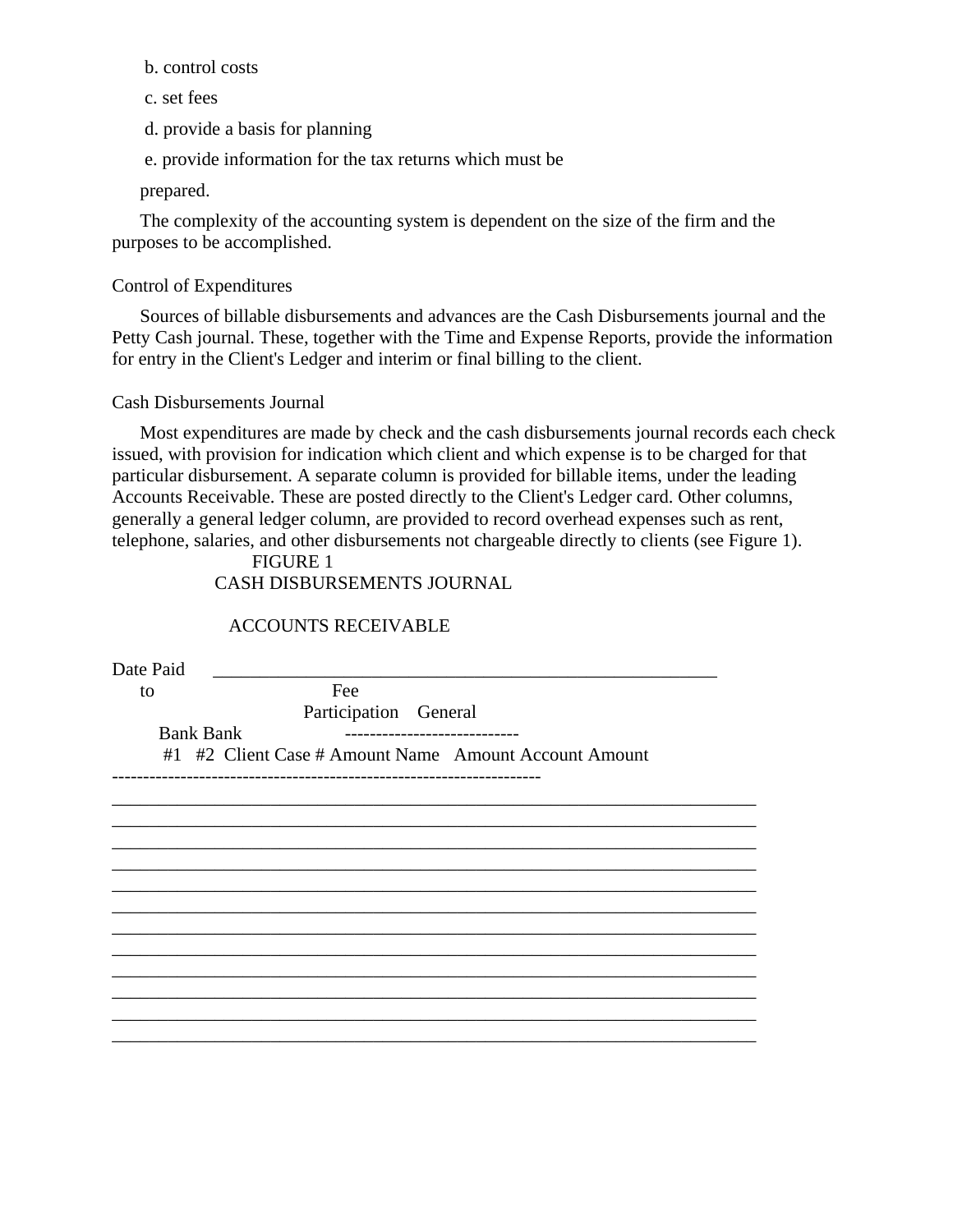b. control costs

c. set fees

d. provide a basis for planning

e. provide information for the tax returns which must be prepared.

The complexity of the accounting system is dependent on the size of the firm and the purposes to be accomplished.

## Control of Expenditures

Sources of billable disbursements and advances are the Cash Disbursements journal and the Petty Cash journal. These, together with the Time and Expense Reports, provide the information for entry in the Client's Ledger and interim or final billing to the client.

## Cash Disbursements Journal

Most expenditures are made by check and the cash disbursements journal records each check issued, with provision for indication which client and which expense is to be charged for that particular disbursement. A separate column is provided for billable items, under the leading Accounts Receivable. These are posted directly to the Client's Ledger card. Other columns, generally a general ledger column, are provided to record overhead expenses such as rent, telephone, salaries, and other disbursements not chargeable directly to clients (see Figure 1).

FIGURE 1

CASH DISBURSEMENTS JOURNAL

| Date | Paid to | | ACCOUNTS RECEIVABLE | | | Fee Participation | | General | |
|---|---|---|---|---|---|---|---|---|---|
| | Bank #1 | Bank #2 | Client | Case # | Amount | Name | Amount | Account | Amount |
| | | | | | | | | | |
| | | | | | | | | | |
| | | | | | | | | | |
| | | | | | | | | | |
| | | | | | | | | | |
| | | | | | | | | | |
| | | | | | | | | | |
| | | | | | | | | | |
| | | | | | | | | | |
| | | | | | | | | | |
| | | | | | | | | | |
| | | | | | | | | | |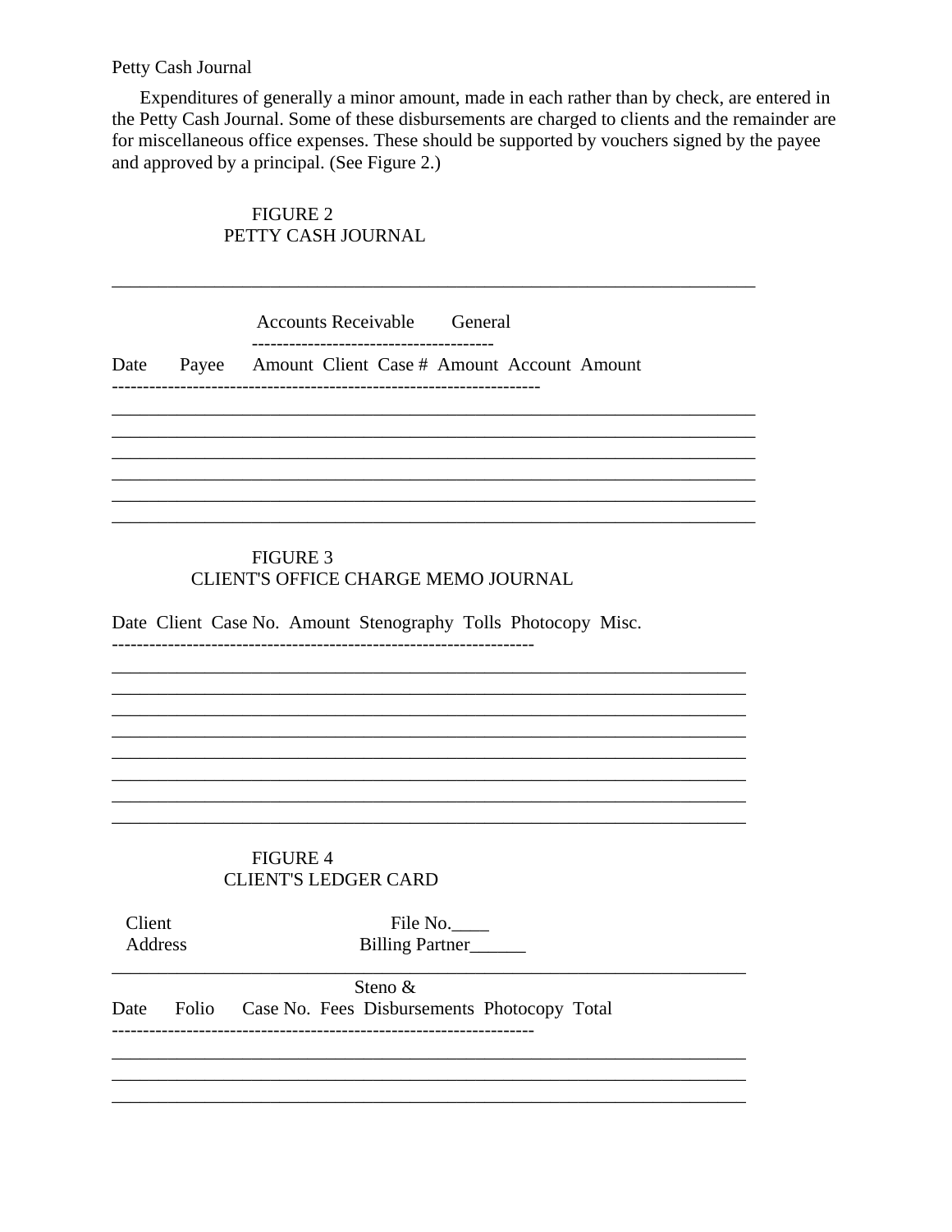Petty Cash Journal

Expenditures of generally a minor amount, made in each rather than by check, are entered in the Petty Cash Journal. Some of these disbursements are charged to clients and the remainder are for miscellaneous office expenses. These should be supported by vouchers signed by the payee and approved by a principal. (See Figure 2.)

FIGURE 2
PETTY CASH JOURNAL

| | | Accounts Receivable | | | General | | |
|---|---|---|---|---|---|---|---|
| Date | Payee | Amount | Client | Case # | Amount | Account | Amount |
| | | | | | | | |
| | | | | | | | |
| | | | | | | | |
| | | | | | | | |
| | | | | | | | |
| | | | | | | | |

FIGURE 3
CLIENT'S OFFICE CHARGE MEMO JOURNAL

| Date | Client | Case No. | Amount | Stenography | Tolls | Photocopy | Misc. |
|---|---|---|---|---|---|---|---|
| | | | | | | | |
| | | | | | | | |
| | | | | | | | |
| | | | | | | | |
| | | | | | | | |
| | | | | | | | |
| | | | | | | | |
| | | | | | | | |

FIGURE 4
CLIENT'S LEDGER CARD

Client File No.____
Address Billing Partner______

| Date | Folio | Case No. | Fees | Steno & Disbursements | Photocopy | Total |
|---|---|---|---|---|---|---|
| | | | | | | |
| | | | | | | |
| | | | | | | |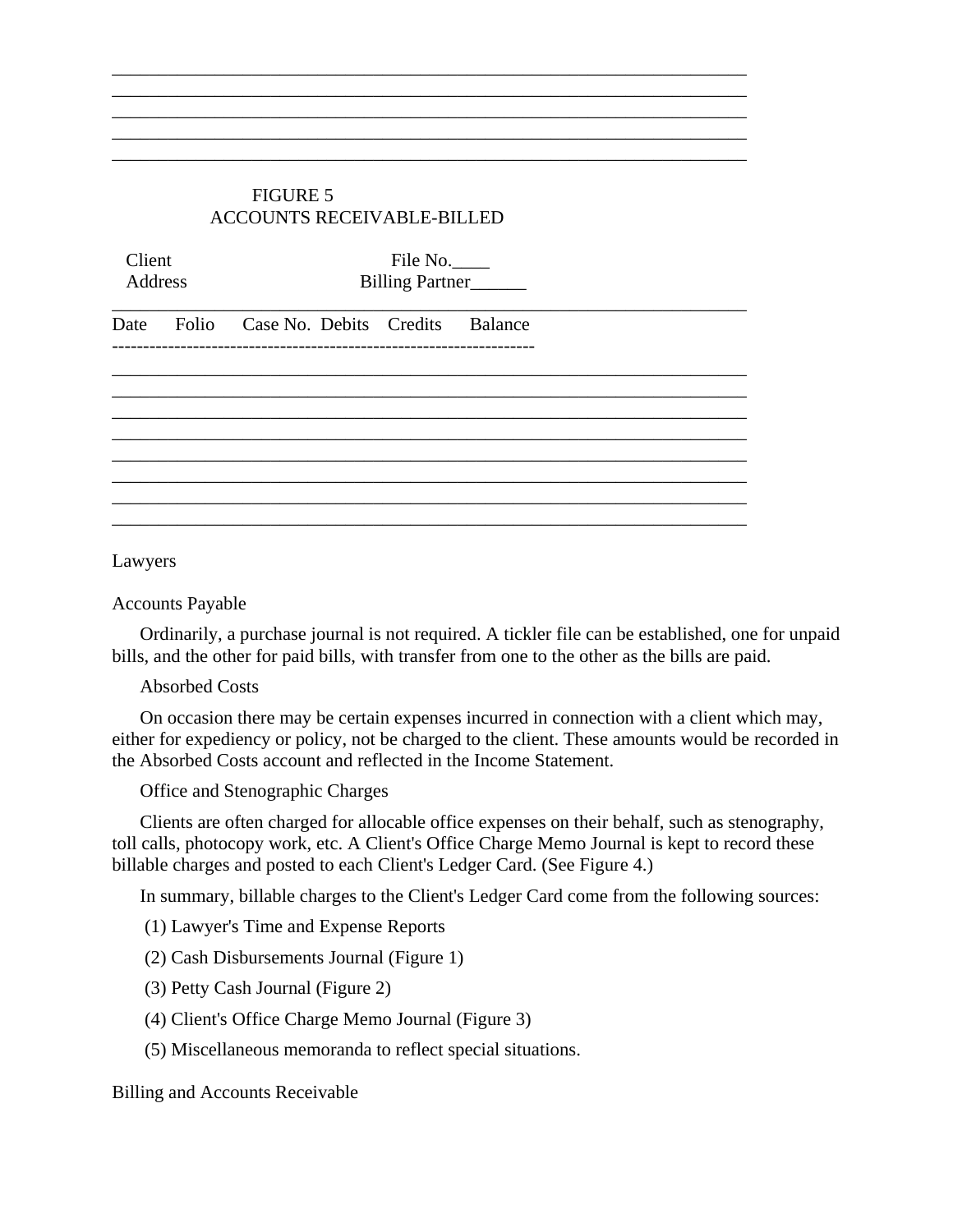FIGURE 5
ACCOUNTS RECEIVABLE-BILLED

Client File No.____
Address Billing Partner______

| Date | Folio | Case No. | Debits | Credits | Balance |
|---|---|---|---|---|---|
| | | | | | |
| | | | | | |
| | | | | | |
| | | | | | |
| | | | | | |
| | | | | | |
| | | | | | |
| | | | | | |

Lawyers

Accounts Payable

Ordinarily, a purchase journal is not required. A tickler file can be established, one for unpaid bills, and the other for paid bills, with transfer from one to the other as the bills are paid.

Absorbed Costs

On occasion there may be certain expenses incurred in connection with a client which may, either for expediency or policy, not be charged to the client. These amounts would be recorded in the Absorbed Costs account and reflected in the Income Statement.

Office and Stenographic Charges

Clients are often charged for allocable office expenses on their behalf, such as stenography, toll calls, photocopy work, etc. A Client's Office Charge Memo Journal is kept to record these billable charges and posted to each Client's Ledger Card. (See Figure 4.)

In summary, billable charges to the Client's Ledger Card come from the following sources:

(1) Lawyer's Time and Expense Reports

(2) Cash Disbursements Journal (Figure 1)

(3) Petty Cash Journal (Figure 2)

(4) Client's Office Charge Memo Journal (Figure 3)

(5) Miscellaneous memoranda to reflect special situations.

Billing and Accounts Receivable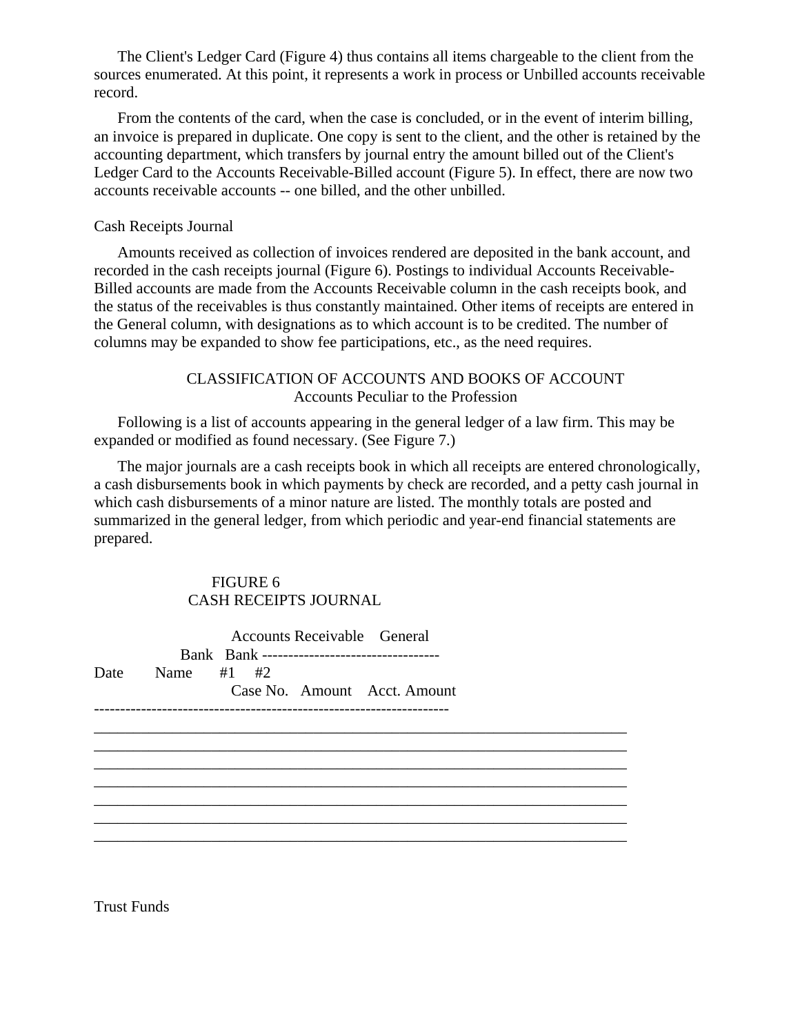The Client's Ledger Card (Figure 4) thus contains all items chargeable to the client from the sources enumerated. At this point, it represents a work in process or Unbilled accounts receivable record.

From the contents of the card, when the case is concluded, or in the event of interim billing, an invoice is prepared in duplicate. One copy is sent to the client, and the other is retained by the accounting department, which transfers by journal entry the amount billed out of the Client's Ledger Card to the Accounts Receivable-Billed account (Figure 5). In effect, there are now two accounts receivable accounts -- one billed, and the other unbilled.

### Cash Receipts Journal

Amounts received as collection of invoices rendered are deposited in the bank account, and recorded in the cash receipts journal (Figure 6). Postings to individual Accounts Receivable-Billed accounts are made from the Accounts Receivable column in the cash receipts book, and the status of the receivables is thus constantly maintained. Other items of receipts are entered in the General column, with designations as to which account is to be credited. The number of columns may be expanded to show fee participations, etc., as the need requires.

## CLASSIFICATION OF ACCOUNTS AND BOOKS OF ACCOUNT

### Accounts Peculiar to the Profession

Following is a list of accounts appearing in the general ledger of a law firm. This may be expanded or modified as found necessary. (See Figure 7.)

The major journals are a cash receipts book in which all receipts are entered chronologically, a cash disbursements book in which payments by check are recorded, and a petty cash journal in which cash disbursements of a minor nature are listed. The monthly totals are posted and summarized in the general ledger, from which periodic and year-end financial statements are prepared.

FIGURE 6
CASH RECEIPTS JOURNAL

| Date | Name | Bank #1 | Bank #2 | Accounts Receivable | | General | |
|---|---|---|---|---|---|---|---|
| | | | | Case No. | Amount | Acct. | Amount |
| | | | | | | | |
| | | | | | | | |
| | | | | | | | |
| | | | | | | | |
| | | | | | | | |
| | | | | | | | |
| | | | | | | | |

### Trust Funds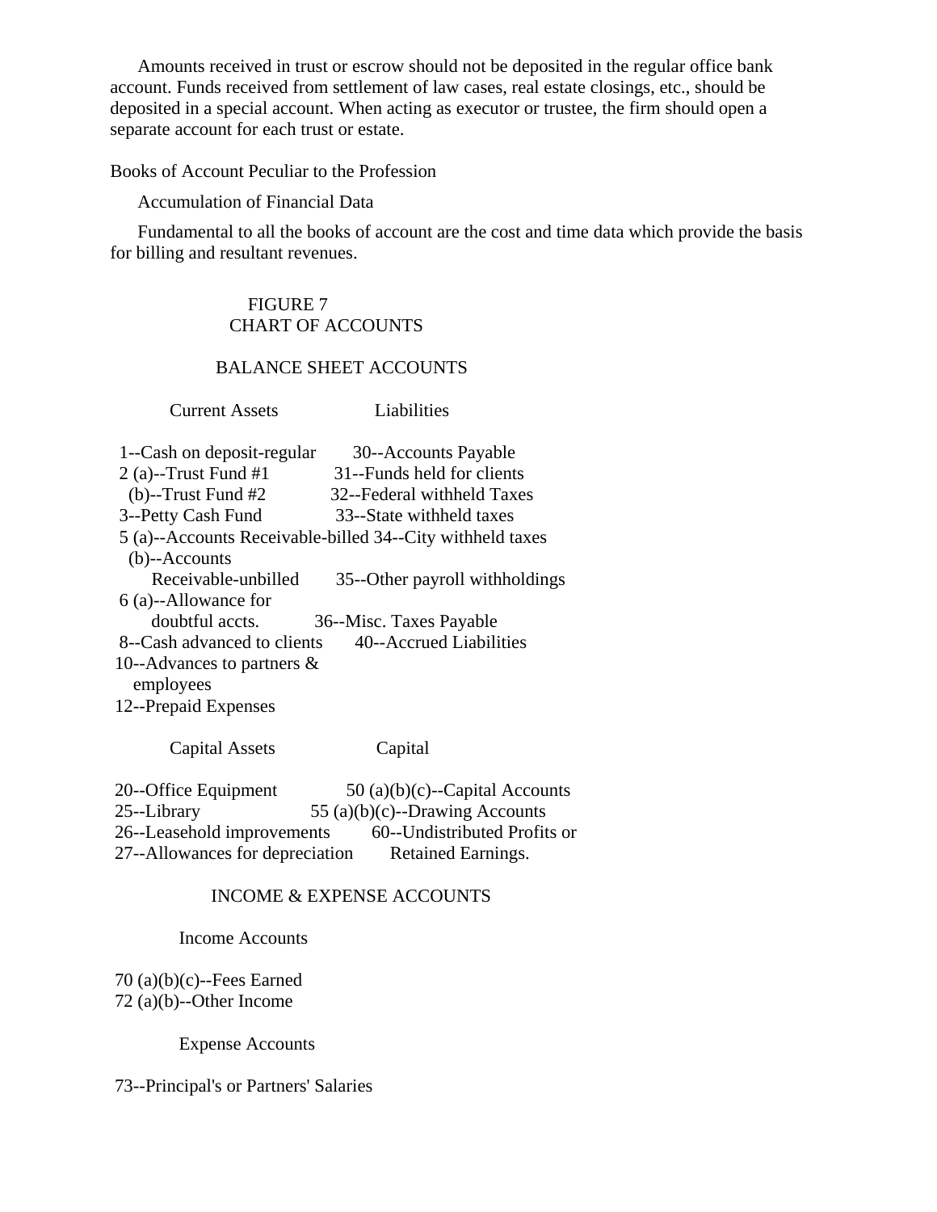Amounts received in trust or escrow should not be deposited in the regular office bank account. Funds received from settlement of law cases, real estate closings, etc., should be deposited in a special account. When acting as executor or trustee, the firm should open a separate account for each trust or estate.

## Books of Account Peculiar to the Profession

### Accumulation of Financial Data

Fundamental to all the books of account are the cost and time data which provide the basis for billing and resultant revenues.

FIGURE 7
CHART OF ACCOUNTS

BALANCE SHEET ACCOUNTS

| Current Assets | Liabilities |
| --- | --- |
| 1--Cash on deposit-regular | 30--Accounts Payable |
| 2 (a)--Trust Fund #1 | 31--Funds held for clients |
| (b)--Trust Fund #2 | 32--Federal withheld Taxes |
| 3--Petty Cash Fund | 33--State withheld taxes |
| 5 (a)--Accounts Receivable-billed | 34--City withheld taxes |
| (b)--Accounts Receivable-unbilled | 35--Other payroll withholdings |
| 6 (a)--Allowance for doubtful accts. | 36--Misc. Taxes Payable |
| 8--Cash advanced to clients | 40--Accrued Liabilities |
| 10--Advances to partners & employees | |
| 12--Prepaid Expenses | |

| Capital Assets | Capital |
| --- | --- |
| 20--Office Equipment | 50 (a)(b)(c)--Capital Accounts |
| 25--Library | 55 (a)(b)(c)--Drawing Accounts |
| 26--Leasehold improvements | 60--Undistributed Profits or Retained Earnings. |
| 27--Allowances for depreciation | |

INCOME & EXPENSE ACCOUNTS

Income Accounts

70 (a)(b)(c)--Fees Earned
72 (a)(b)--Other Income

Expense Accounts

73--Principal's or Partners' Salaries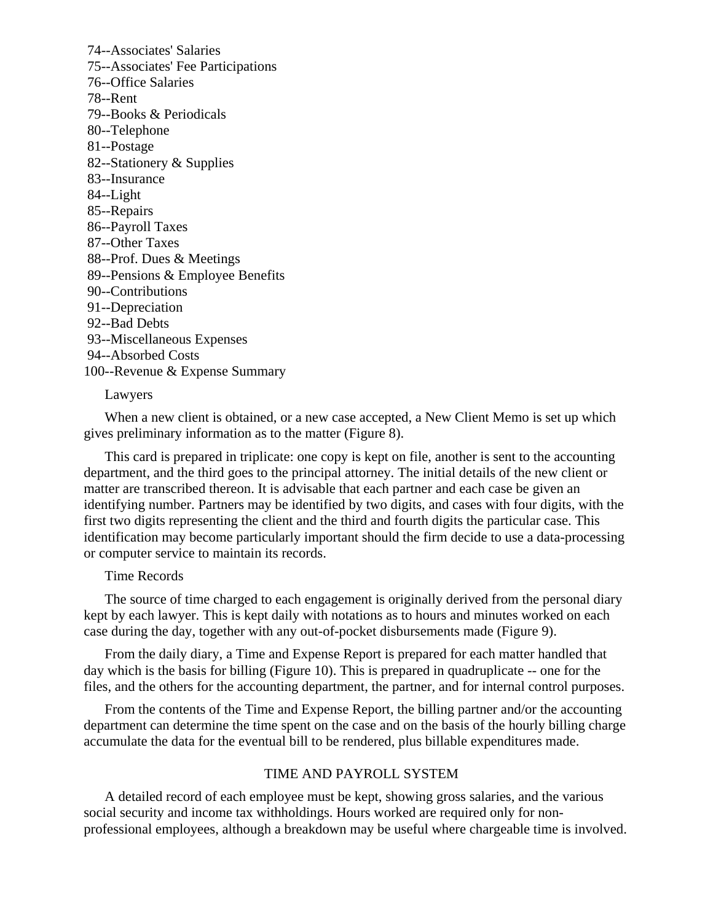74--Associates' Salaries
75--Associates' Fee Participations
76--Office Salaries
78--Rent
79--Books & Periodicals
80--Telephone
81--Postage
82--Stationery & Supplies
83--Insurance
84--Light
85--Repairs
86--Payroll Taxes
87--Other Taxes
88--Prof. Dues & Meetings
89--Pensions & Employee Benefits
90--Contributions
91--Depreciation
92--Bad Debts
93--Miscellaneous Expenses
94--Absorbed Costs
100--Revenue & Expense Summary

Lawyers

When a new client is obtained, or a new case accepted, a New Client Memo is set up which gives preliminary information as to the matter (Figure 8).

This card is prepared in triplicate: one copy is kept on file, another is sent to the accounting department, and the third goes to the principal attorney. The initial details of the new client or matter are transcribed thereon. It is advisable that each partner and each case be given an identifying number. Partners may be identified by two digits, and cases with four digits, with the first two digits representing the client and the third and fourth digits the particular case. This identification may become particularly important should the firm decide to use a data-processing or computer service to maintain its records.

Time Records

The source of time charged to each engagement is originally derived from the personal diary kept by each lawyer. This is kept daily with notations as to hours and minutes worked on each case during the day, together with any out-of-pocket disbursements made (Figure 9).

From the daily diary, a Time and Expense Report is prepared for each matter handled that day which is the basis for billing (Figure 10). This is prepared in quadruplicate -- one for the files, and the others for the accounting department, the partner, and for internal control purposes.

From the contents of the Time and Expense Report, the billing partner and/or the accounting department can determine the time spent on the case and on the basis of the hourly billing charge accumulate the data for the eventual bill to be rendered, plus billable expenditures made.

## TIME AND PAYROLL SYSTEM

A detailed record of each employee must be kept, showing gross salaries, and the various social security and income tax withholdings. Hours worked are required only for non-professional employees, although a breakdown may be useful where chargeable time is involved.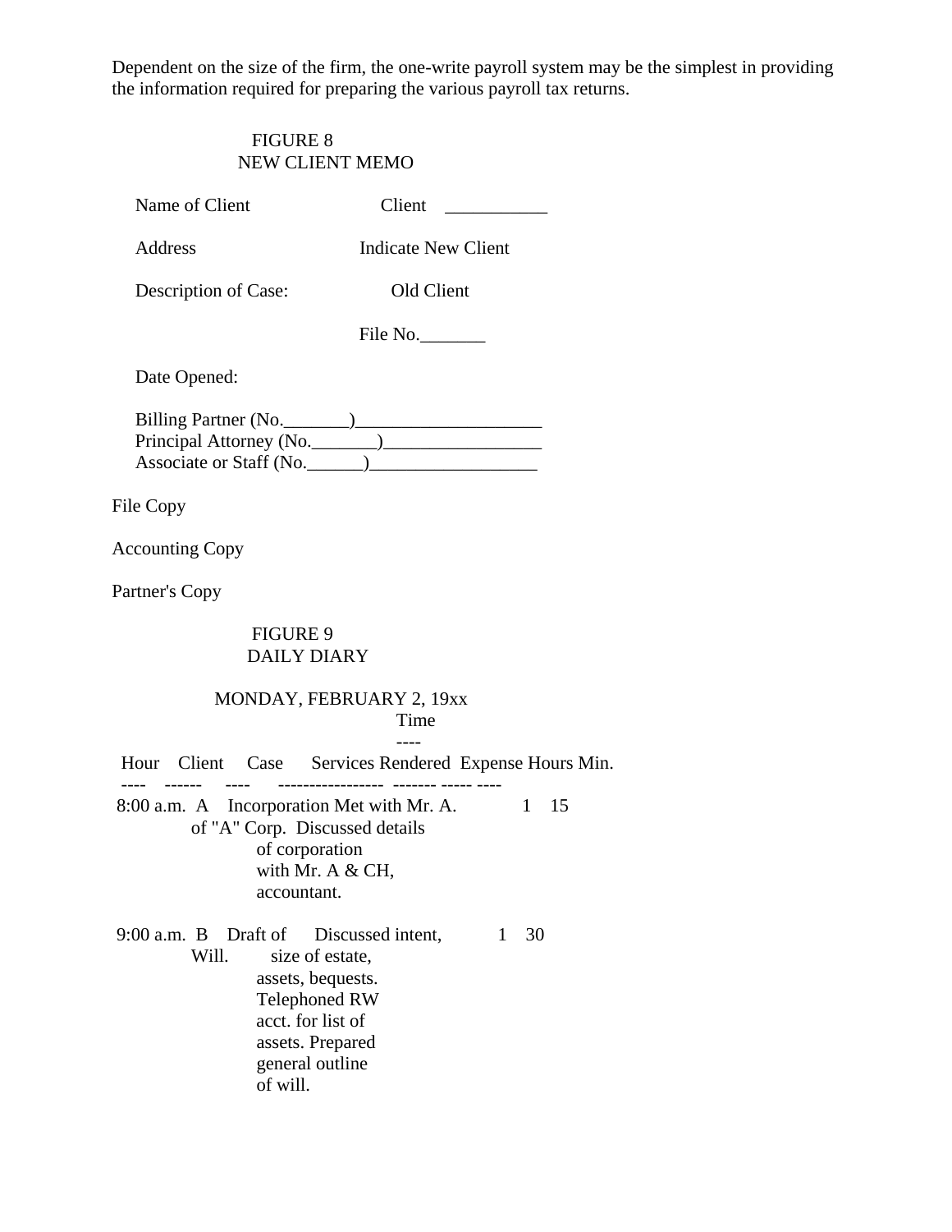Dependent on the size of the firm, the one-write payroll system may be the simplest in providing the information required for preparing the various payroll tax returns.

FIGURE 8
NEW CLIENT MEMO

Name of Client                    Client    ___________

Address                              Indicate New Client

Description of Case:               Old Client

File No._______

Date Opened:

Billing Partner (No._______)____________________
Principal Attorney (No._______)_________________
Associate or Staff (No.______)__________________

File Copy

Accounting Copy

Partner's Copy

FIGURE 9
DAILY DIARY

MONDAY, FEBRUARY 2, 19xx

| Hour | Client | Case | Services Rendered | Expense | Time Hours | Time Min. |
|---|---|---|---|---|---|---|
| 8:00 a.m. | A | Incorporation of "A" Corp. | Met with Mr. A. Discussed details of corporation with Mr. A & CH, accountant. | | 1 | 15 |
| 9:00 a.m. | B | Draft of Will. | Discussed intent, size of estate, assets, bequests. Telephoned RW acct. for list of assets. Prepared general outline of will. | | 1 | 30 |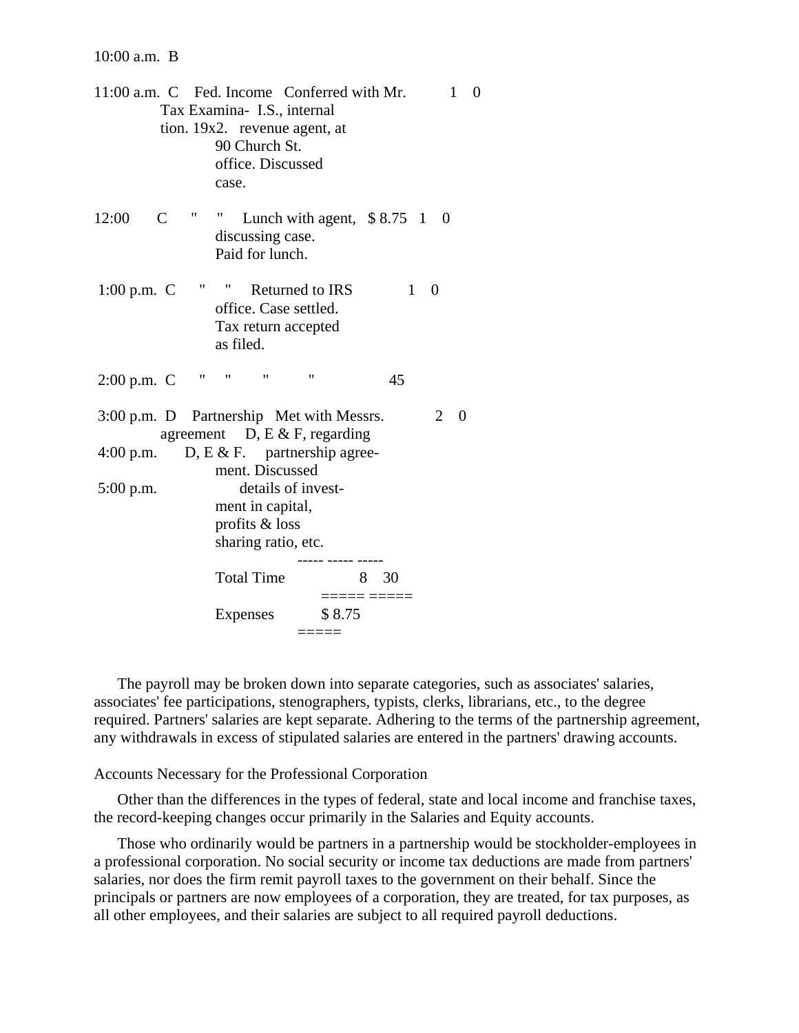| | | | | | | |
|---|---|---|---|---|---|---|
| 10:00 a.m. | B | | | | | |
| 11:00 a.m. | C | Fed. Income Tax Examination. 19x2. | Conferred with Mr. I.S., internal revenue agent, at 90 Church St. office. Discussed case. | | 1 | 0 |
| 12:00 | C | " " | Lunch with agent, discussing case. Paid for lunch. | $ 8.75 | 1 | 0 |
| 1:00 p.m. | C | " " | Returned to IRS office. Case settled. Tax return accepted as filed. | | 1 | 0 |
| 2:00 p.m. | C | " " | " " | | | 45 |
| 3:00 p.m. | D | Partnership agreement D, E & F. | Met with Messrs. D, E & F, regarding partnership agreement. Discussed details of investment in capital, profits & loss sharing ratio, etc. | | 2 | 0 |
| 4:00 p.m. | | | | | | |
| 5:00 p.m. | | | | | | |
| | | | Total Time | | 8 | 30 |
| | | | Expenses | $ 8.75 | | |

The payroll may be broken down into separate categories, such as associates' salaries, associates' fee participations, stenographers, typists, clerks, librarians, etc., to the degree required. Partners' salaries are kept separate. Adhering to the terms of the partnership agreement, any withdrawals in excess of stipulated salaries are entered in the partners' drawing accounts.

## Accounts Necessary for the Professional Corporation

Other than the differences in the types of federal, state and local income and franchise taxes, the record-keeping changes occur primarily in the Salaries and Equity accounts.

Those who ordinarily would be partners in a partnership would be stockholder-employees in a professional corporation. No social security or income tax deductions are made from partners' salaries, nor does the firm remit payroll taxes to the government on their behalf. Since the principals or partners are now employees of a corporation, they are treated, for tax purposes, as all other employees, and their salaries are subject to all required payroll deductions.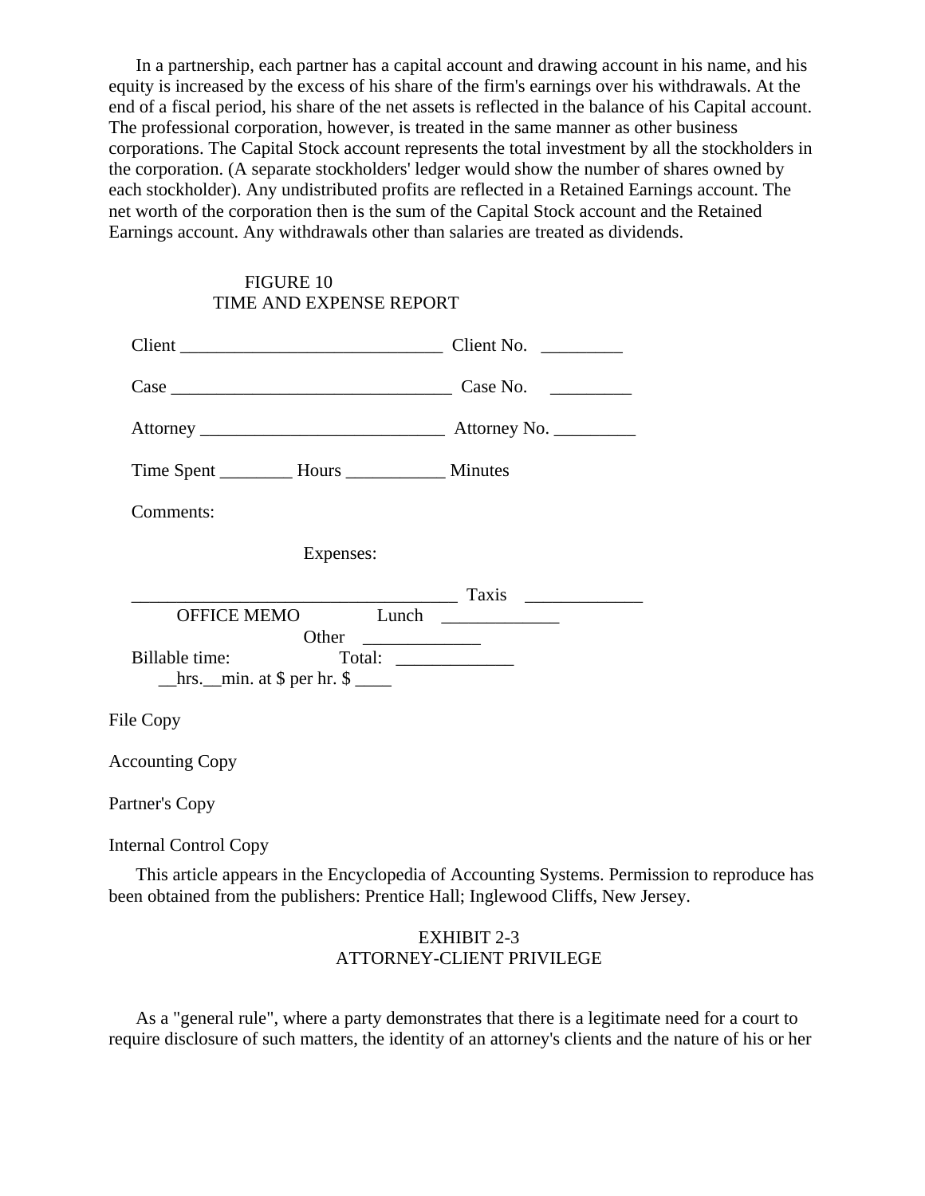In a partnership, each partner has a capital account and drawing account in his name, and his equity is increased by the excess of his share of the firm's earnings over his withdrawals. At the end of a fiscal period, his share of the net assets is reflected in the balance of his Capital account. The professional corporation, however, is treated in the same manner as other business corporations. The Capital Stock account represents the total investment by all the stockholders in the corporation. (A separate stockholders' ledger would show the number of shares owned by each stockholder). Any undistributed profits are reflected in a Retained Earnings account. The net worth of the corporation then is the sum of the Capital Stock account and the Retained Earnings account. Any withdrawals other than salaries are treated as dividends.

FIGURE 10
TIME AND EXPENSE REPORT

Client _____________________________ Client No. _________

Case _______________________________ Case No. _________

Attorney ___________________________ Attorney No. _________

Time Spent ________ Hours ___________ Minutes

Comments:

Expenses:

_____________________________________ Taxis _____________

OFFICE MEMO Lunch _____________

Other _____________

Billable time: Total: _____________

__hrs.__min. at $ per hr. $ ____

File Copy

Accounting Copy

Partner's Copy

Internal Control Copy

This article appears in the Encyclopedia of Accounting Systems. Permission to reproduce has been obtained from the publishers: Prentice Hall; Inglewood Cliffs, New Jersey.

## EXHIBIT 2-3
## ATTORNEY-CLIENT PRIVILEGE

As a "general rule", where a party demonstrates that there is a legitimate need for a court to require disclosure of such matters, the identity of an attorney's clients and the nature of his or her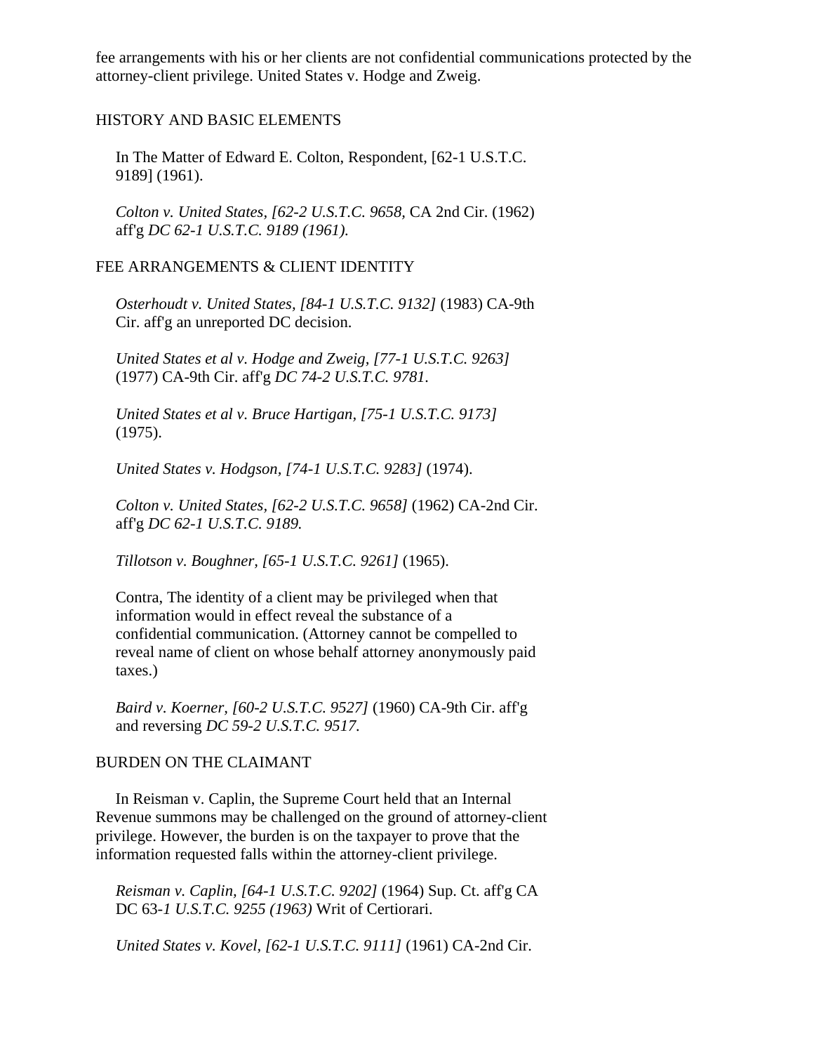fee arrangements with his or her clients are not confidential communications protected by the attorney-client privilege. United States v. Hodge and Zweig.

## HISTORY AND BASIC ELEMENTS

In The Matter of Edward E. Colton, Respondent, [62-1 U.S.T.C. 9189] (1961).

*Colton v. United States, [62-2 U.S.T.C. 9658,* CA 2nd Cir. (1962) aff'g *DC 62-1 U.S.T.C. 9189 (1961).*

## FEE ARRANGEMENTS & CLIENT IDENTITY

*Osterhoudt v. United States, [84-1 U.S.T.C. 9132]* (1983) CA-9th Cir. aff'g an unreported DC decision.

*United States et al v. Hodge and Zweig, [77-1 U.S.T.C. 9263]* (1977) CA-9th Cir. aff'g *DC 74-2 U.S.T.C. 9781.*

*United States et al v. Bruce Hartigan, [75-1 U.S.T.C. 9173]* (1975).

*United States v. Hodgson, [74-1 U.S.T.C. 9283]* (1974).

*Colton v. United States, [62-2 U.S.T.C. 9658]* (1962) CA-2nd Cir. aff'g *DC 62-1 U.S.T.C. 9189.*

*Tillotson v. Boughner, [65-1 U.S.T.C. 9261]* (1965).

Contra, The identity of a client may be privileged when that information would in effect reveal the substance of a confidential communication. (Attorney cannot be compelled to reveal name of client on whose behalf attorney anonymously paid taxes.)

*Baird v. Koerner, [60-2 U.S.T.C. 9527]* (1960) CA-9th Cir. aff'g and reversing *DC 59-2 U.S.T.C. 9517.*

## BURDEN ON THE CLAIMANT

In Reisman v. Caplin, the Supreme Court held that an Internal Revenue summons may be challenged on the ground of attorney-client privilege. However, the burden is on the taxpayer to prove that the information requested falls within the attorney-client privilege.

*Reisman v. Caplin, [64-1 U.S.T.C. 9202]* (1964) Sup. Ct. aff'g CA DC 63-*1 U.S.T.C. 9255 (1963)* Writ of Certiorari.

*United States v. Kovel, [62-1 U.S.T.C. 9111]* (1961) CA-2nd Cir.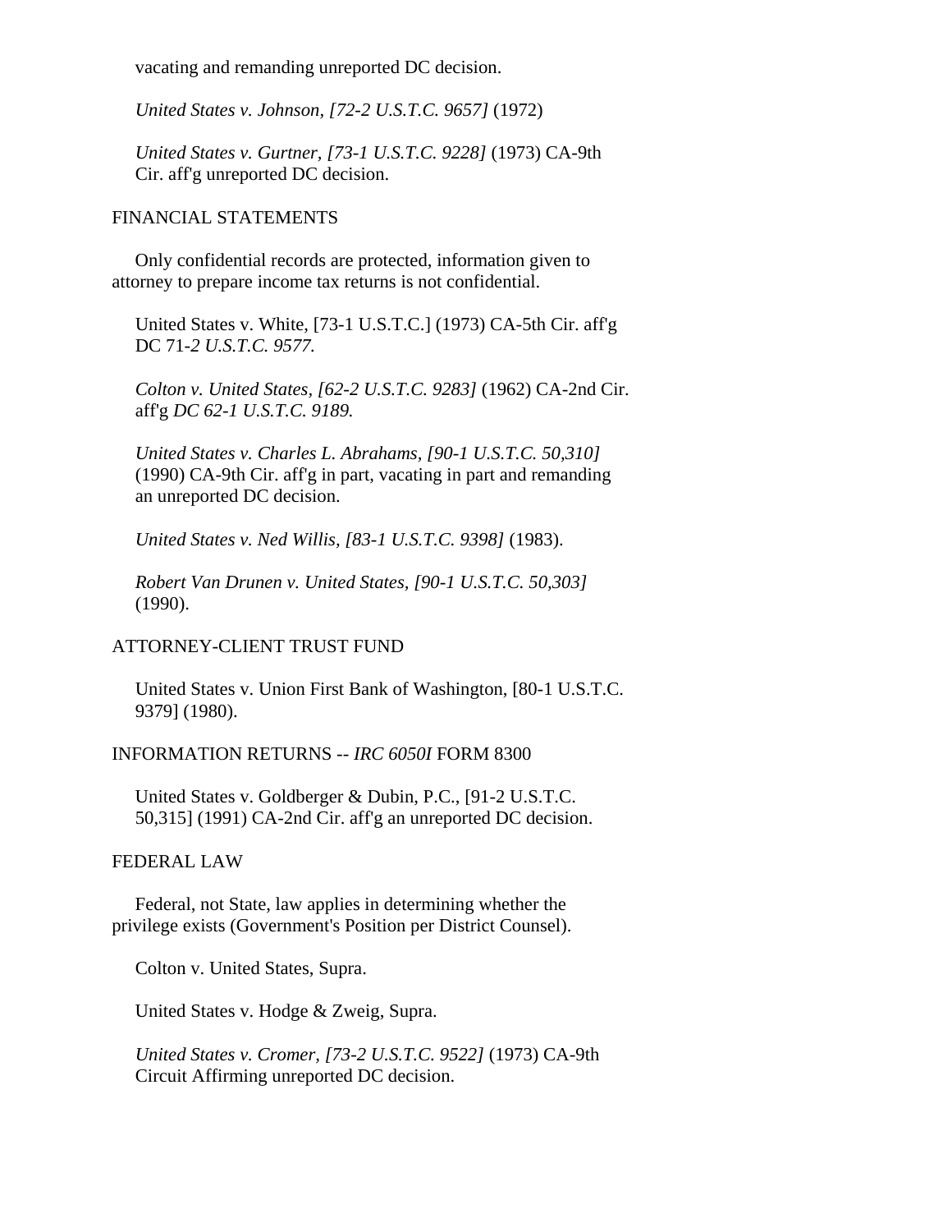vacating and remanding unreported DC decision.

*United States v. Johnson, [72-2 U.S.T.C. 9657]* (1972)

*United States v. Gurtner, [73-1 U.S.T.C. 9228]* (1973) CA-9th Cir. aff'g unreported DC decision.

FINANCIAL STATEMENTS

Only confidential records are protected, information given to attorney to prepare income tax returns is not confidential.

United States v. White, [73-1 U.S.T.C.] (1973) CA-5th Cir. aff'g DC 71-*2 U.S.T.C. 9577.*

*Colton v. United States, [62-2 U.S.T.C. 9283]* (1962) CA-2nd Cir. aff'g *DC 62-1 U.S.T.C. 9189.*

*United States v. Charles L. Abrahams, [90-1 U.S.T.C. 50,310]* (1990) CA-9th Cir. aff'g in part, vacating in part and remanding an unreported DC decision.

*United States v. Ned Willis, [83-1 U.S.T.C. 9398]* (1983).

*Robert Van Drunen v. United States, [90-1 U.S.T.C. 50,303]* (1990).

ATTORNEY-CLIENT TRUST FUND

United States v. Union First Bank of Washington, [80-1 U.S.T.C. 9379] (1980).

INFORMATION RETURNS -- *IRC 6050I* FORM 8300

United States v. Goldberger & Dubin, P.C., [91-2 U.S.T.C. 50,315] (1991) CA-2nd Cir. aff'g an unreported DC decision.

FEDERAL LAW

Federal, not State, law applies in determining whether the privilege exists (Government's Position per District Counsel).

Colton v. United States, Supra.

United States v. Hodge & Zweig, Supra.

*United States v. Cromer, [73-2 U.S.T.C. 9522]* (1973) CA-9th Circuit Affirming unreported DC decision.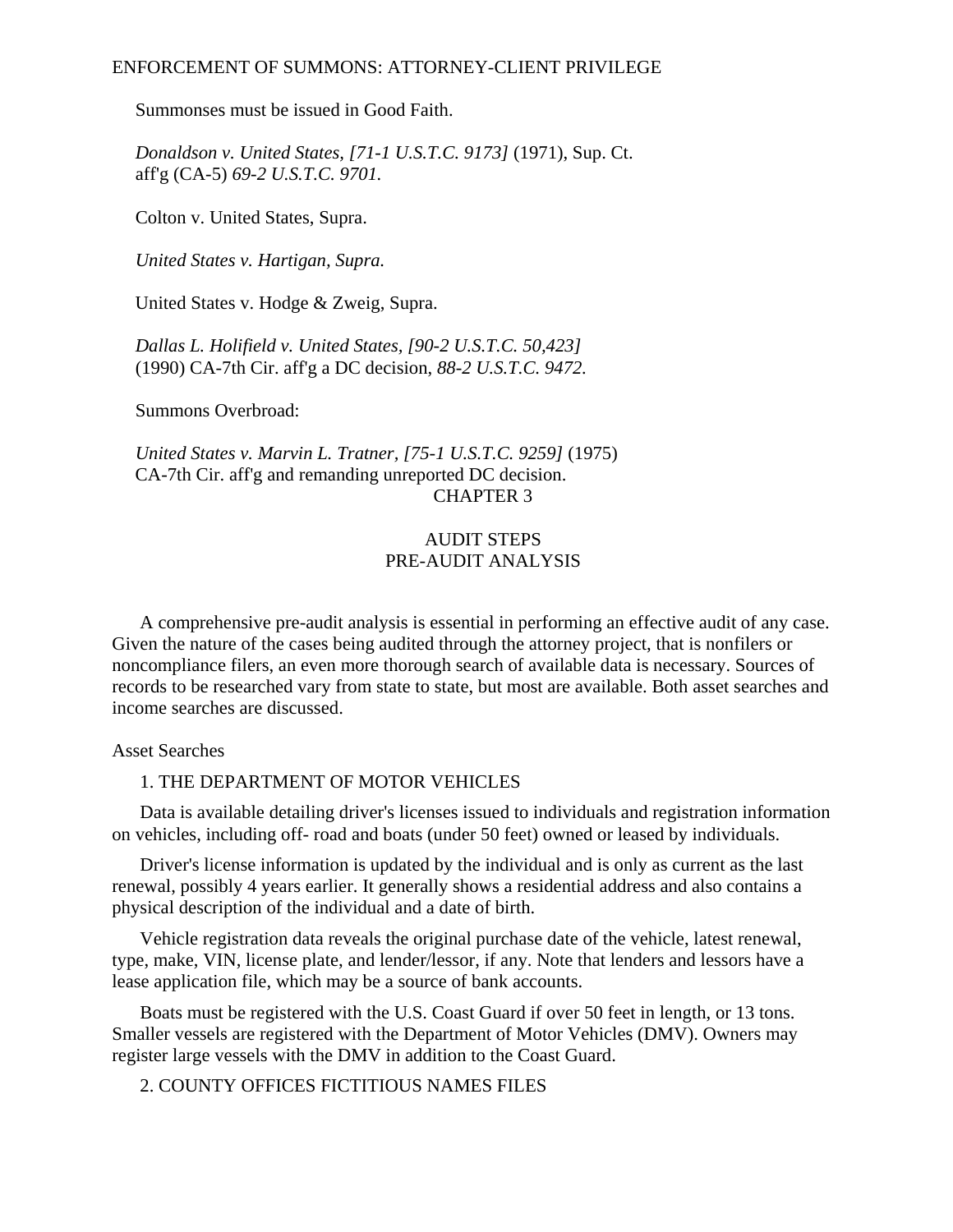ENFORCEMENT OF SUMMONS: ATTORNEY-CLIENT PRIVILEGE

Summonses must be issued in Good Faith.

*Donaldson v. United States, [71-1 U.S.T.C. 9173]* (1971), Sup. Ct. aff'g (CA-5) *69-2 U.S.T.C. 9701.*

Colton v. United States, Supra.

*United States v. Hartigan, Supra.*

United States v. Hodge & Zweig, Supra.

*Dallas L. Holifield v. United States, [90-2 U.S.T.C. 50,423]* (1990) CA-7th Cir. aff'g a DC decision, *88-2 U.S.T.C. 9472.*

Summons Overbroad:

*United States v. Marvin L. Tratner, [75-1 U.S.T.C. 9259]* (1975) CA-7th Cir. aff'g and remanding unreported DC decision.

# CHAPTER 3

## AUDIT STEPS
## PRE-AUDIT ANALYSIS

A comprehensive pre-audit analysis is essential in performing an effective audit of any case. Given the nature of the cases being audited through the attorney project, that is nonfilers or noncompliance filers, an even more thorough search of available data is necessary. Sources of records to be researched vary from state to state, but most are available. Both asset searches and income searches are discussed.

### Asset Searches

1. THE DEPARTMENT OF MOTOR VEHICLES

Data is available detailing driver's licenses issued to individuals and registration information on vehicles, including off- road and boats (under 50 feet) owned or leased by individuals.

Driver's license information is updated by the individual and is only as current as the last renewal, possibly 4 years earlier. It generally shows a residential address and also contains a physical description of the individual and a date of birth.

Vehicle registration data reveals the original purchase date of the vehicle, latest renewal, type, make, VIN, license plate, and lender/lessor, if any. Note that lenders and lessors have a lease application file, which may be a source of bank accounts.

Boats must be registered with the U.S. Coast Guard if over 50 feet in length, or 13 tons. Smaller vessels are registered with the Department of Motor Vehicles (DMV). Owners may register large vessels with the DMV in addition to the Coast Guard.

2. COUNTY OFFICES FICTITIOUS NAMES FILES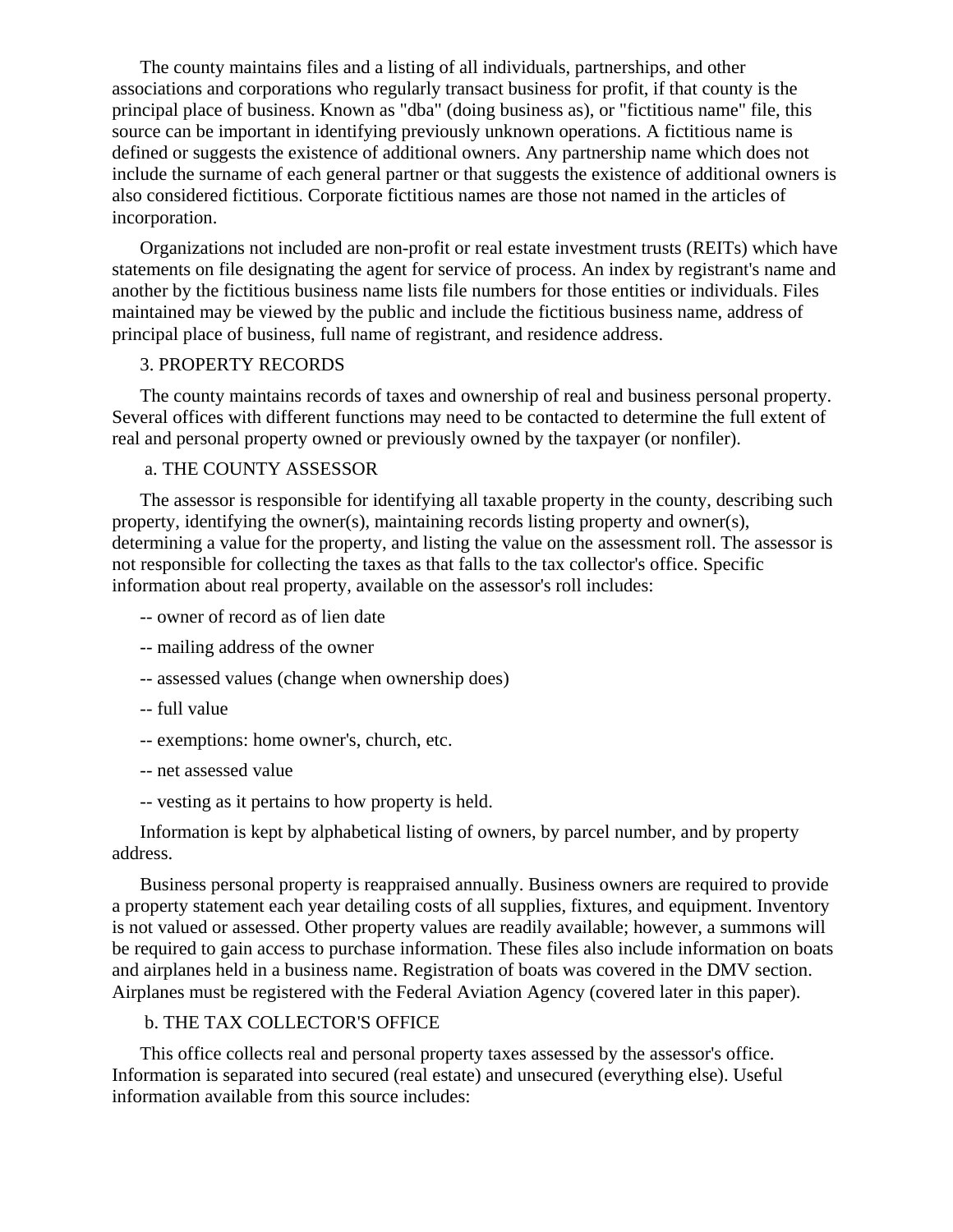The county maintains files and a listing of all individuals, partnerships, and other associations and corporations who regularly transact business for profit, if that county is the principal place of business. Known as "dba" (doing business as), or "fictitious name" file, this source can be important in identifying previously unknown operations. A fictitious name is defined or suggests the existence of additional owners. Any partnership name which does not include the surname of each general partner or that suggests the existence of additional owners is also considered fictitious. Corporate fictitious names are those not named in the articles of incorporation.

Organizations not included are non-profit or real estate investment trusts (REITs) which have statements on file designating the agent for service of process. An index by registrant's name and another by the fictitious business name lists file numbers for those entities or individuals. Files maintained may be viewed by the public and include the fictitious business name, address of principal place of business, full name of registrant, and residence address.

### 3. PROPERTY RECORDS

The county maintains records of taxes and ownership of real and business personal property. Several offices with different functions may need to be contacted to determine the full extent of real and personal property owned or previously owned by the taxpayer (or nonfiler).

#### a. THE COUNTY ASSESSOR

The assessor is responsible for identifying all taxable property in the county, describing such property, identifying the owner(s), maintaining records listing property and owner(s), determining a value for the property, and listing the value on the assessment roll. The assessor is not responsible for collecting the taxes as that falls to the tax collector's office. Specific information about real property, available on the assessor's roll includes:

-- owner of record as of lien date

-- mailing address of the owner

-- assessed values (change when ownership does)

-- full value

-- exemptions: home owner's, church, etc.

-- net assessed value

-- vesting as it pertains to how property is held.

Information is kept by alphabetical listing of owners, by parcel number, and by property address.

Business personal property is reappraised annually. Business owners are required to provide a property statement each year detailing costs of all supplies, fixtures, and equipment. Inventory is not valued or assessed. Other property values are readily available; however, a summons will be required to gain access to purchase information. These files also include information on boats and airplanes held in a business name. Registration of boats was covered in the DMV section. Airplanes must be registered with the Federal Aviation Agency (covered later in this paper).

#### b. THE TAX COLLECTOR'S OFFICE

This office collects real and personal property taxes assessed by the assessor's office. Information is separated into secured (real estate) and unsecured (everything else). Useful information available from this source includes: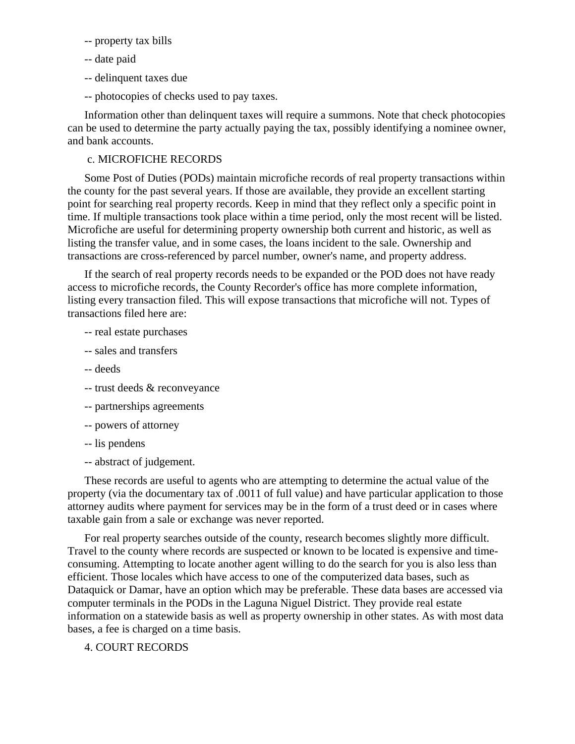-- property tax bills

-- date paid

-- delinquent taxes due

-- photocopies of checks used to pay taxes.

Information other than delinquent taxes will require a summons. Note that check photocopies can be used to determine the party actually paying the tax, possibly identifying a nominee owner, and bank accounts.

c. MICROFICHE RECORDS

Some Post of Duties (PODs) maintain microfiche records of real property transactions within the county for the past several years. If those are available, they provide an excellent starting point for searching real property records. Keep in mind that they reflect only a specific point in time. If multiple transactions took place within a time period, only the most recent will be listed. Microfiche are useful for determining property ownership both current and historic, as well as listing the transfer value, and in some cases, the loans incident to the sale. Ownership and transactions are cross-referenced by parcel number, owner's name, and property address.

If the search of real property records needs to be expanded or the POD does not have ready access to microfiche records, the County Recorder's office has more complete information, listing every transaction filed. This will expose transactions that microfiche will not. Types of transactions filed here are:

-- real estate purchases

-- sales and transfers

-- deeds

-- trust deeds & reconveyance

-- partnerships agreements

-- powers of attorney

-- lis pendens

-- abstract of judgement.

These records are useful to agents who are attempting to determine the actual value of the property (via the documentary tax of .0011 of full value) and have particular application to those attorney audits where payment for services may be in the form of a trust deed or in cases where taxable gain from a sale or exchange was never reported.

For real property searches outside of the county, research becomes slightly more difficult. Travel to the county where records are suspected or known to be located is expensive and time-consuming. Attempting to locate another agent willing to do the search for you is also less than efficient. Those locales which have access to one of the computerized data bases, such as Dataquick or Damar, have an option which may be preferable. These data bases are accessed via computer terminals in the PODs in the Laguna Niguel District. They provide real estate information on a statewide basis as well as property ownership in other states. As with most data bases, a fee is charged on a time basis.

4. COURT RECORDS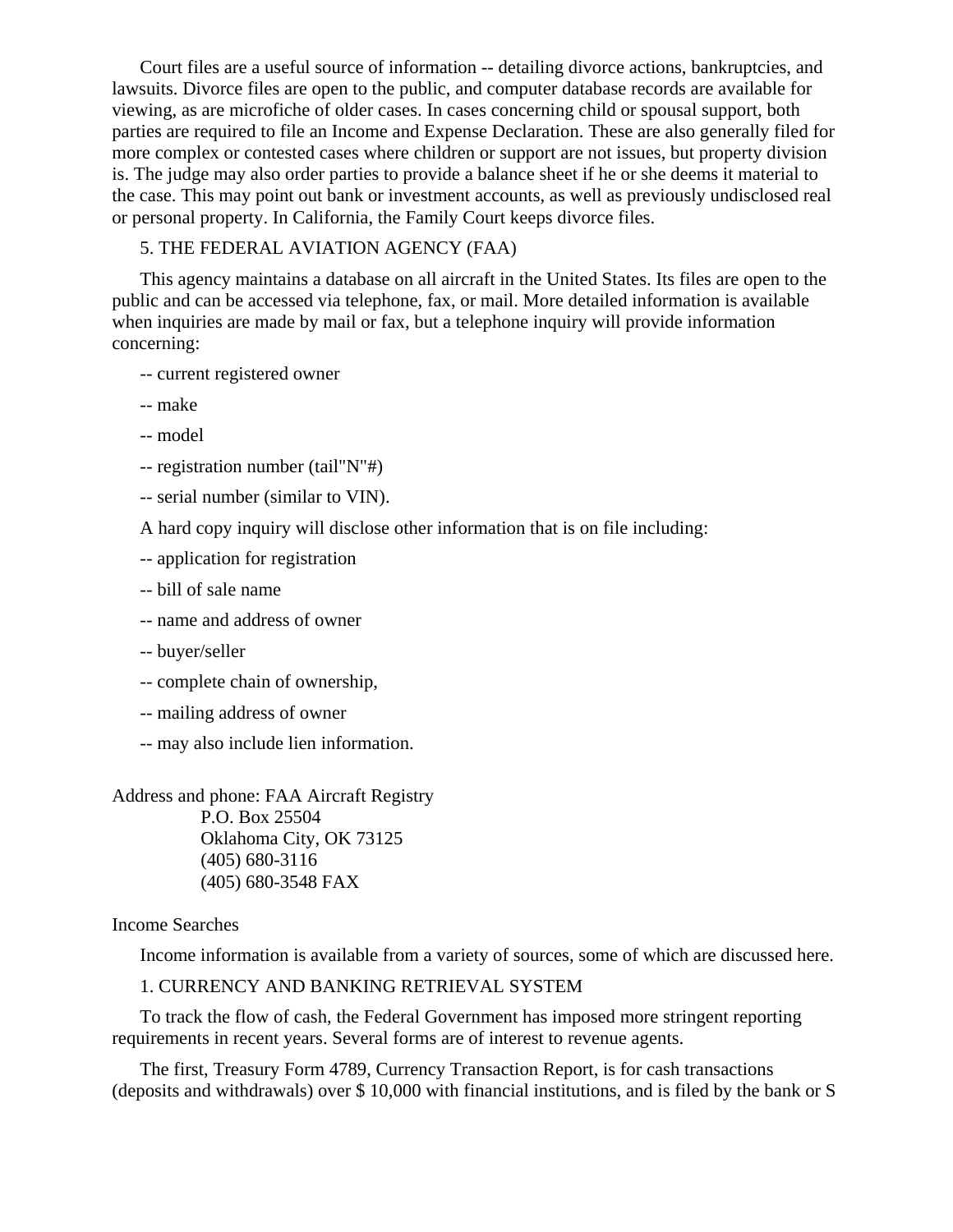Court files are a useful source of information -- detailing divorce actions, bankruptcies, and lawsuits. Divorce files are open to the public, and computer database records are available for viewing, as are microfiche of older cases. In cases concerning child or spousal support, both parties are required to file an Income and Expense Declaration. These are also generally filed for more complex or contested cases where children or support are not issues, but property division is. The judge may also order parties to provide a balance sheet if he or she deems it material to the case. This may point out bank or investment accounts, as well as previously undisclosed real or personal property. In California, the Family Court keeps divorce files.

5. THE FEDERAL AVIATION AGENCY (FAA)

This agency maintains a database on all aircraft in the United States. Its files are open to the public and can be accessed via telephone, fax, or mail. More detailed information is available when inquiries are made by mail or fax, but a telephone inquiry will provide information concerning:

-- current registered owner

-- make

-- model

-- registration number (tail"N"#)

-- serial number (similar to VIN).

A hard copy inquiry will disclose other information that is on file including:

-- application for registration

-- bill of sale name

-- name and address of owner

-- buyer/seller

-- complete chain of ownership,

-- mailing address of owner

-- may also include lien information.

Address and phone: FAA Aircraft Registry
P.O. Box 25504
Oklahoma City, OK 73125
(405) 680-3116
(405) 680-3548 FAX

Income Searches

Income information is available from a variety of sources, some of which are discussed here.

1. CURRENCY AND BANKING RETRIEVAL SYSTEM

To track the flow of cash, the Federal Government has imposed more stringent reporting requirements in recent years. Several forms are of interest to revenue agents.

The first, Treasury Form 4789, Currency Transaction Report, is for cash transactions (deposits and withdrawals) over $ 10,000 with financial institutions, and is filed by the bank or S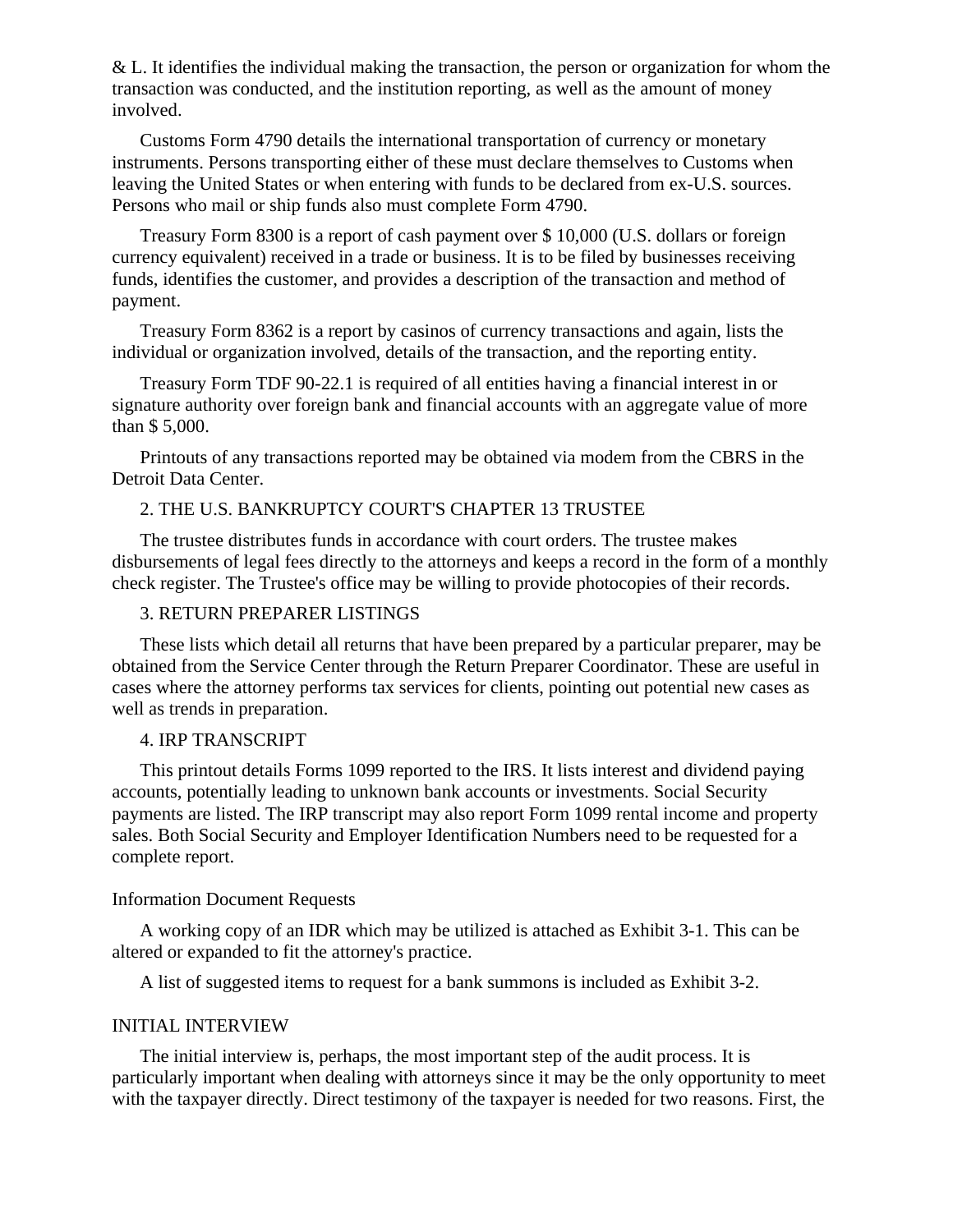& L. It identifies the individual making the transaction, the person or organization for whom the transaction was conducted, and the institution reporting, as well as the amount of money involved.

Customs Form 4790 details the international transportation of currency or monetary instruments. Persons transporting either of these must declare themselves to Customs when leaving the United States or when entering with funds to be declared from ex-U.S. sources. Persons who mail or ship funds also must complete Form 4790.

Treasury Form 8300 is a report of cash payment over $ 10,000 (U.S. dollars or foreign currency equivalent) received in a trade or business. It is to be filed by businesses receiving funds, identifies the customer, and provides a description of the transaction and method of payment.

Treasury Form 8362 is a report by casinos of currency transactions and again, lists the individual or organization involved, details of the transaction, and the reporting entity.

Treasury Form TDF 90-22.1 is required of all entities having a financial interest in or signature authority over foreign bank and financial accounts with an aggregate value of more than $ 5,000.

Printouts of any transactions reported may be obtained via modem from the CBRS in the Detroit Data Center.

2. THE U.S. BANKRUPTCY COURT'S CHAPTER 13 TRUSTEE

The trustee distributes funds in accordance with court orders. The trustee makes disbursements of legal fees directly to the attorneys and keeps a record in the form of a monthly check register. The Trustee's office may be willing to provide photocopies of their records.

3. RETURN PREPARER LISTINGS

These lists which detail all returns that have been prepared by a particular preparer, may be obtained from the Service Center through the Return Preparer Coordinator. These are useful in cases where the attorney performs tax services for clients, pointing out potential new cases as well as trends in preparation.

4. IRP TRANSCRIPT

This printout details Forms 1099 reported to the IRS. It lists interest and dividend paying accounts, potentially leading to unknown bank accounts or investments. Social Security payments are listed. The IRP transcript may also report Form 1099 rental income and property sales. Both Social Security and Employer Identification Numbers need to be requested for a complete report.

Information Document Requests

A working copy of an IDR which may be utilized is attached as Exhibit 3-1. This can be altered or expanded to fit the attorney's practice.

A list of suggested items to request for a bank summons is included as Exhibit 3-2.

INITIAL INTERVIEW

The initial interview is, perhaps, the most important step of the audit process. It is particularly important when dealing with attorneys since it may be the only opportunity to meet with the taxpayer directly. Direct testimony of the taxpayer is needed for two reasons. First, the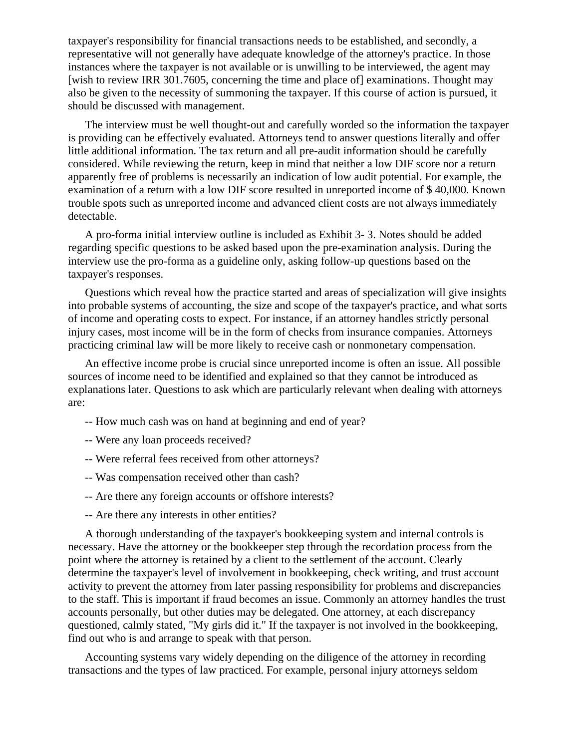taxpayer's responsibility for financial transactions needs to be established, and secondly, a representative will not generally have adequate knowledge of the attorney's practice. In those instances where the taxpayer is not available or is unwilling to be interviewed, the agent may [wish to review IRR 301.7605, concerning the time and place of] examinations. Thought may also be given to the necessity of summoning the taxpayer. If this course of action is pursued, it should be discussed with management.

The interview must be well thought-out and carefully worded so the information the taxpayer is providing can be effectively evaluated. Attorneys tend to answer questions literally and offer little additional information. The tax return and all pre-audit information should be carefully considered. While reviewing the return, keep in mind that neither a low DIF score nor a return apparently free of problems is necessarily an indication of low audit potential. For example, the examination of a return with a low DIF score resulted in unreported income of $ 40,000. Known trouble spots such as unreported income and advanced client costs are not always immediately detectable.

A pro-forma initial interview outline is included as Exhibit 3- 3. Notes should be added regarding specific questions to be asked based upon the pre-examination analysis. During the interview use the pro-forma as a guideline only, asking follow-up questions based on the taxpayer's responses.

Questions which reveal how the practice started and areas of specialization will give insights into probable systems of accounting, the size and scope of the taxpayer's practice, and what sorts of income and operating costs to expect. For instance, if an attorney handles strictly personal injury cases, most income will be in the form of checks from insurance companies. Attorneys practicing criminal law will be more likely to receive cash or nonmonetary compensation.

An effective income probe is crucial since unreported income is often an issue. All possible sources of income need to be identified and explained so that they cannot be introduced as explanations later. Questions to ask which are particularly relevant when dealing with attorneys are:

-- How much cash was on hand at beginning and end of year?

-- Were any loan proceeds received?

-- Were referral fees received from other attorneys?

-- Was compensation received other than cash?

-- Are there any foreign accounts or offshore interests?

-- Are there any interests in other entities?

A thorough understanding of the taxpayer's bookkeeping system and internal controls is necessary. Have the attorney or the bookkeeper step through the recordation process from the point where the attorney is retained by a client to the settlement of the account. Clearly determine the taxpayer's level of involvement in bookkeeping, check writing, and trust account activity to prevent the attorney from later passing responsibility for problems and discrepancies to the staff. This is important if fraud becomes an issue. Commonly an attorney handles the trust accounts personally, but other duties may be delegated. One attorney, at each discrepancy questioned, calmly stated, "My girls did it." If the taxpayer is not involved in the bookkeeping, find out who is and arrange to speak with that person.

Accounting systems vary widely depending on the diligence of the attorney in recording transactions and the types of law practiced. For example, personal injury attorneys seldom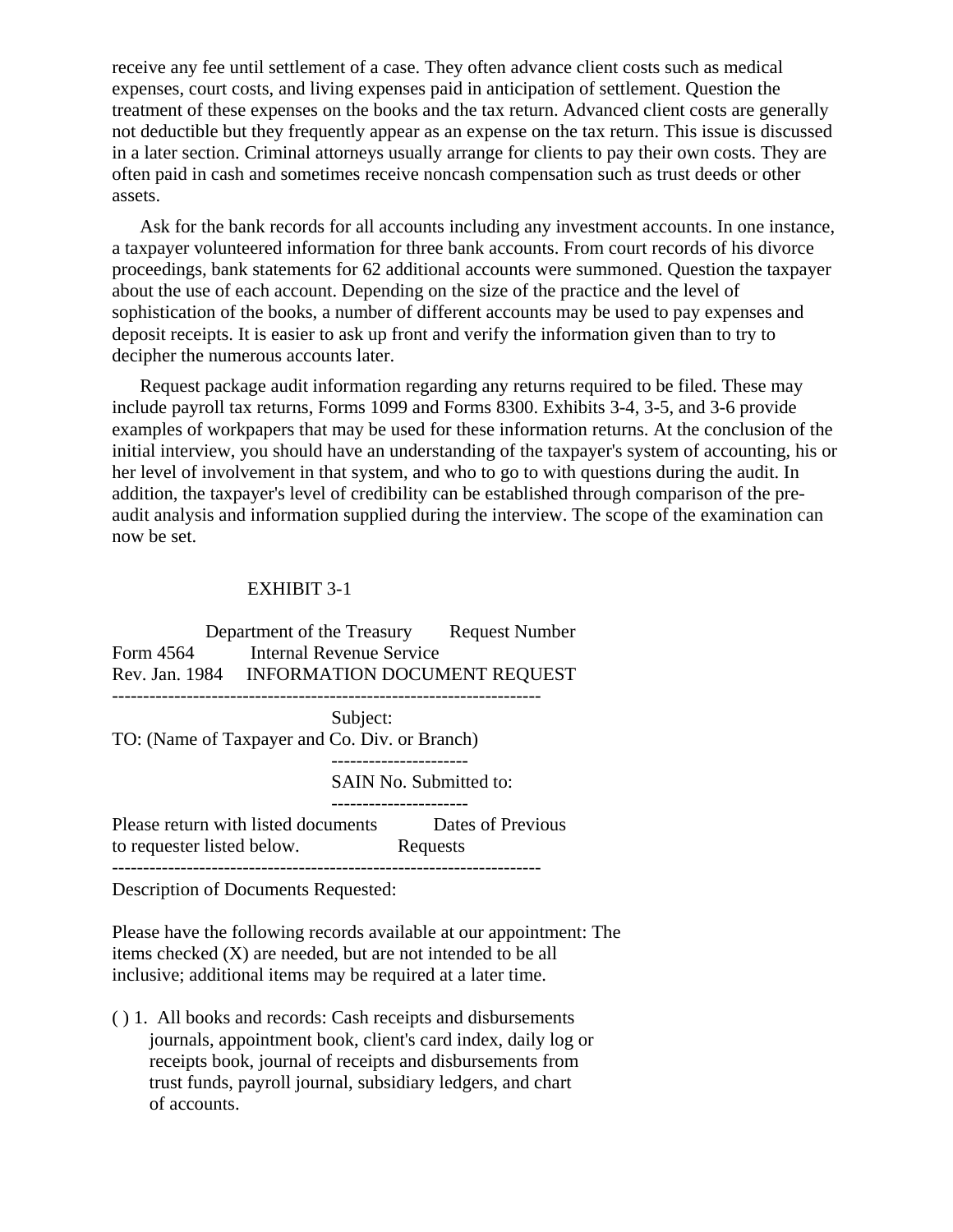receive any fee until settlement of a case. They often advance client costs such as medical expenses, court costs, and living expenses paid in anticipation of settlement. Question the treatment of these expenses on the books and the tax return. Advanced client costs are generally not deductible but they frequently appear as an expense on the tax return. This issue is discussed in a later section. Criminal attorneys usually arrange for clients to pay their own costs. They are often paid in cash and sometimes receive noncash compensation such as trust deeds or other assets.

Ask for the bank records for all accounts including any investment accounts. In one instance, a taxpayer volunteered information for three bank accounts. From court records of his divorce proceedings, bank statements for 62 additional accounts were summoned. Question the taxpayer about the use of each account. Depending on the size of the practice and the level of sophistication of the books, a number of different accounts may be used to pay expenses and deposit receipts. It is easier to ask up front and verify the information given than to try to decipher the numerous accounts later.

Request package audit information regarding any returns required to be filed. These may include payroll tax returns, Forms 1099 and Forms 8300. Exhibits 3-4, 3-5, and 3-6 provide examples of workpapers that may be used for these information returns. At the conclusion of the initial interview, you should have an understanding of the taxpayer's system of accounting, his or her level of involvement in that system, and who to go to with questions during the audit. In addition, the taxpayer's level of credibility can be established through comparison of the pre-audit analysis and information supplied during the interview. The scope of the examination can now be set.

EXHIBIT 3-1

```
                Department of the Treasury        Request Number
Form 4564          Internal Revenue Service
Rev. Jan. 1984     INFORMATION DOCUMENT REQUEST
--------------------------------------------------------------------
                              Subject:
TO: (Name of Taxpayer and Co. Div. or Branch)
                              ----------------------
                              SAIN No. Submitted to:
                              ----------------------
Please return with listed documents          Dates of Previous
to requester listed below.                   Requests
--------------------------------------------------------------------
Description of Documents Requested:

Please have the following records available at our appointment: The
items checked (X) are needed, but are not intended to be all
inclusive; additional items may be required at a later time.

( ) 1.  All books and records: Cash receipts and disbursements
        journals, appointment book, client's card index, daily log or
        receipts book, journal of receipts and disbursements from
        trust funds, payroll journal, subsidiary ledgers, and chart
        of accounts.
```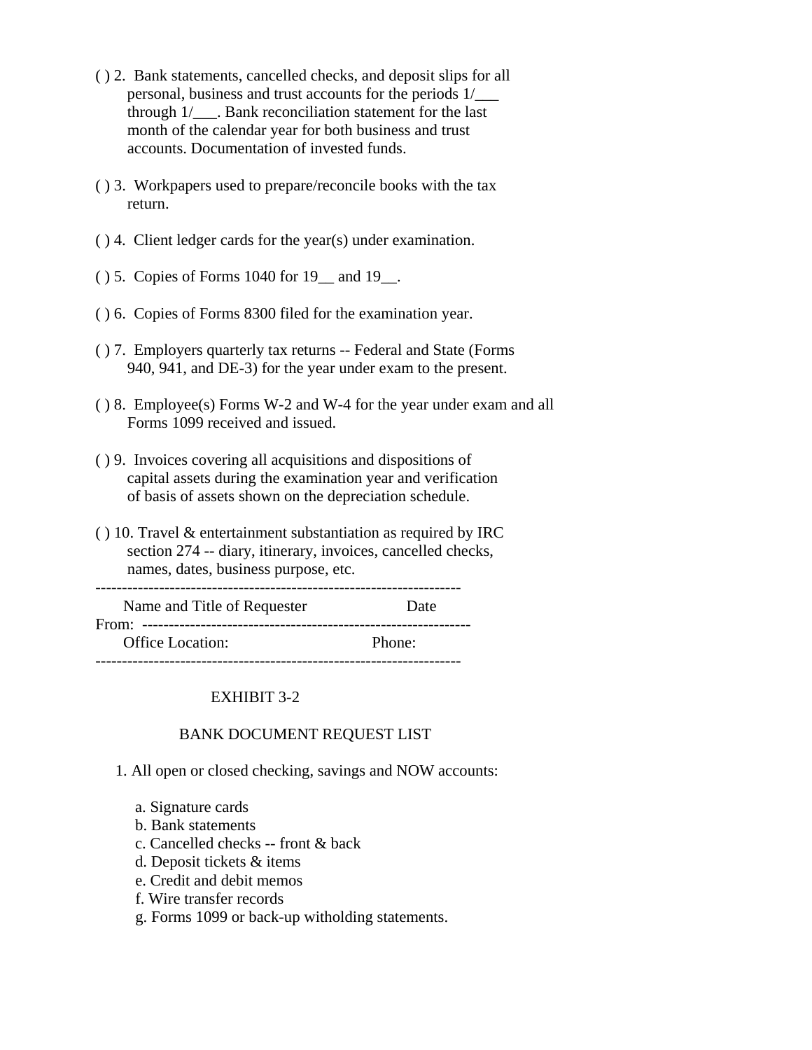( ) 2.  Bank statements, cancelled checks, and deposit slips for all personal, business and trust accounts for the periods 1/___ through 1/___. Bank reconciliation statement for the last month of the calendar year for both business and trust accounts. Documentation of invested funds.

( ) 3.  Workpapers used to prepare/reconcile books with the tax return.

( ) 4.  Client ledger cards for the year(s) under examination.

( ) 5.  Copies of Forms 1040 for 19__ and 19__.

( ) 6.  Copies of Forms 8300 filed for the examination year.

( ) 7.  Employers quarterly tax returns -- Federal and State (Forms 940, 941, and DE-3) for the year under exam to the present.

( ) 8.  Employee(s) Forms W-2 and W-4 for the year under exam and all Forms 1099 received and issued.

( ) 9.  Invoices covering all acquisitions and dispositions of capital assets during the examination year and verification of basis of assets shown on the depreciation schedule.

( ) 10. Travel & entertainment substantiation as required by IRC section 274 -- diary, itinerary, invoices, cancelled checks, names, dates, business purpose, etc.

---

Name and Title of Requester                    Date

From: ---------------------------------------------------------------

Office Location:                              Phone:

---

## EXHIBIT 3-2

## BANK DOCUMENT REQUEST LIST

1. All open or closed checking, savings and NOW accounts:

   a. Signature cards
   b. Bank statements
   c. Cancelled checks -- front & back
   d. Deposit tickets & items
   e. Credit and debit memos
   f. Wire transfer records
   g. Forms 1099 or back-up witholding statements.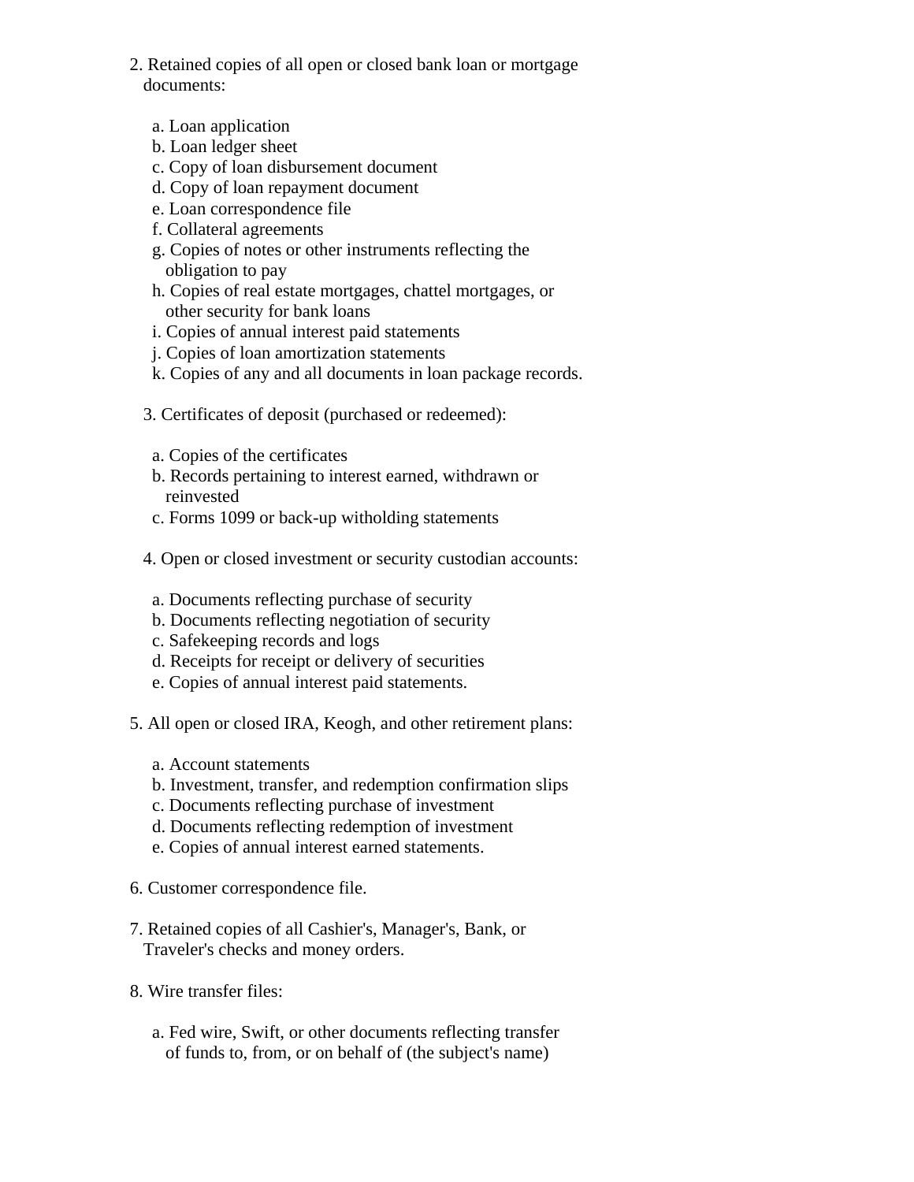2. Retained copies of all open or closed bank loan or mortgage documents:

   a. Loan application
   b. Loan ledger sheet
   c. Copy of loan disbursement document
   d. Copy of loan repayment document
   e. Loan correspondence file
   f. Collateral agreements
   g. Copies of notes or other instruments reflecting the obligation to pay
   h. Copies of real estate mortgages, chattel mortgages, or other security for bank loans
   i. Copies of annual interest paid statements
   j. Copies of loan amortization statements
   k. Copies of any and all documents in loan package records.

3. Certificates of deposit (purchased or redeemed):

   a. Copies of the certificates
   b. Records pertaining to interest earned, withdrawn or reinvested
   c. Forms 1099 or back-up witholding statements

4. Open or closed investment or security custodian accounts:

   a. Documents reflecting purchase of security
   b. Documents reflecting negotiation of security
   c. Safekeeping records and logs
   d. Receipts for receipt or delivery of securities
   e. Copies of annual interest paid statements.

5. All open or closed IRA, Keogh, and other retirement plans:

   a. Account statements
   b. Investment, transfer, and redemption confirmation slips
   c. Documents reflecting purchase of investment
   d. Documents reflecting redemption of investment
   e. Copies of annual interest earned statements.

6. Customer correspondence file.

7. Retained copies of all Cashier's, Manager's, Bank, or Traveler's checks and money orders.

8. Wire transfer files:

   a. Fed wire, Swift, or other documents reflecting transfer of funds to, from, or on behalf of (the subject's name)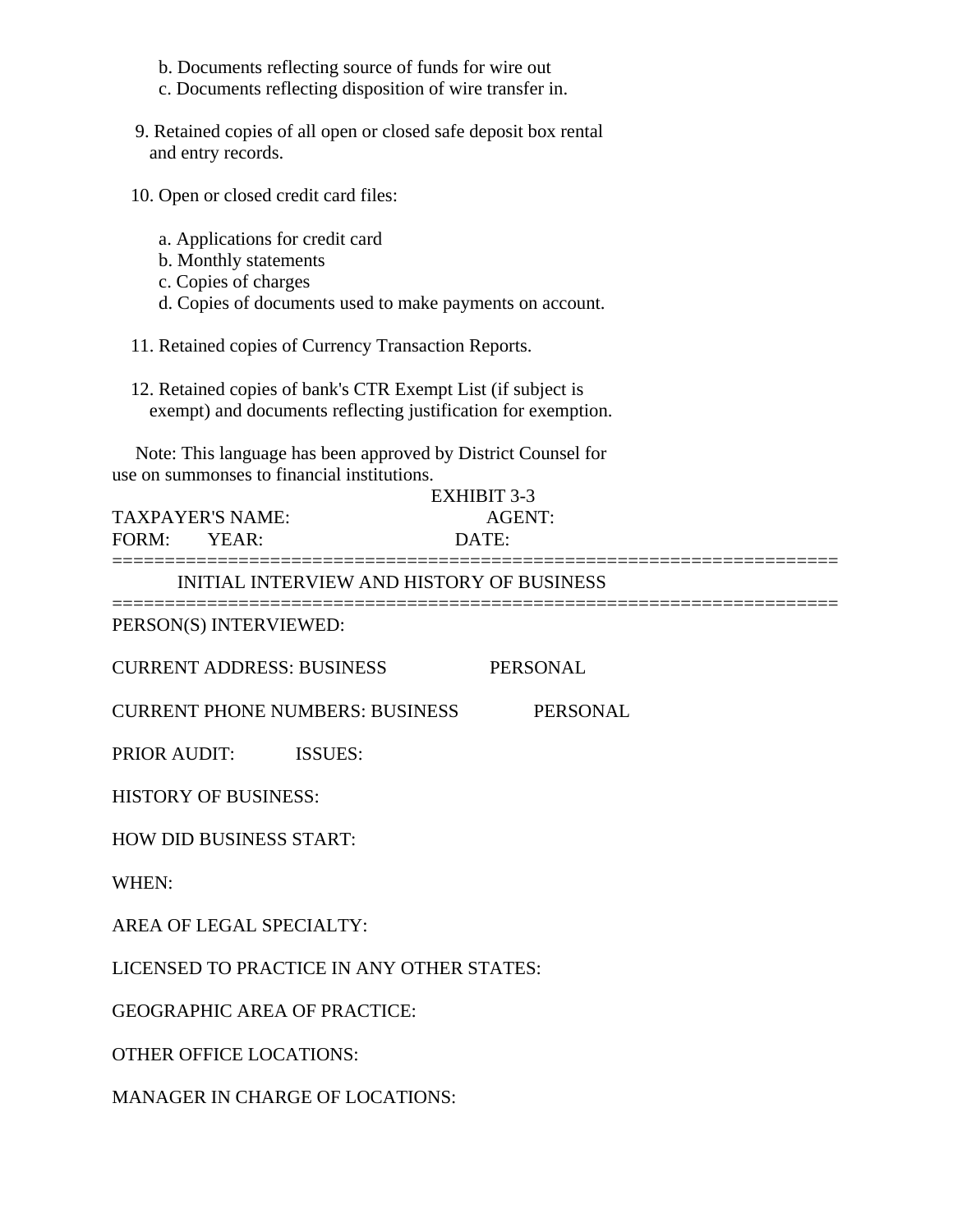b. Documents reflecting source of funds for wire out
c. Documents reflecting disposition of wire transfer in.

9. Retained copies of all open or closed safe deposit box rental and entry records.

10. Open or closed credit card files:

    a. Applications for credit card
    b. Monthly statements
    c. Copies of charges
    d. Copies of documents used to make payments on account.

11. Retained copies of Currency Transaction Reports.

12. Retained copies of bank's CTR Exempt List (if subject is exempt) and documents reflecting justification for exemption.

Note: This language has been approved by District Counsel for use on summonses to financial institutions.

EXHIBIT 3-3

TAXPAYER'S NAME: AGENT:
FORM: YEAR: DATE:

======================================================================

INITIAL INTERVIEW AND HISTORY OF BUSINESS

======================================================================

PERSON(S) INTERVIEWED:

CURRENT ADDRESS: BUSINESS PERSONAL

CURRENT PHONE NUMBERS: BUSINESS PERSONAL

PRIOR AUDIT: ISSUES:

HISTORY OF BUSINESS:

HOW DID BUSINESS START:

WHEN:

AREA OF LEGAL SPECIALTY:

LICENSED TO PRACTICE IN ANY OTHER STATES:

GEOGRAPHIC AREA OF PRACTICE:

OTHER OFFICE LOCATIONS:

MANAGER IN CHARGE OF LOCATIONS: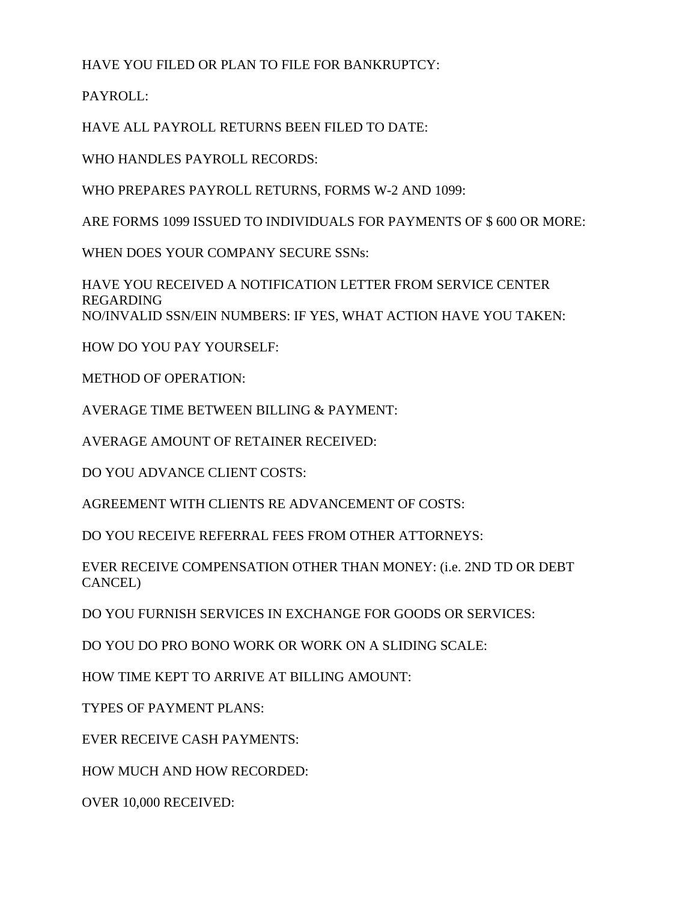HAVE YOU FILED OR PLAN TO FILE FOR BANKRUPTCY:

PAYROLL:

HAVE ALL PAYROLL RETURNS BEEN FILED TO DATE:

WHO HANDLES PAYROLL RECORDS:

WHO PREPARES PAYROLL RETURNS, FORMS W-2 AND 1099:

ARE FORMS 1099 ISSUED TO INDIVIDUALS FOR PAYMENTS OF $ 600 OR MORE:

WHEN DOES YOUR COMPANY SECURE SSNs:

HAVE YOU RECEIVED A NOTIFICATION LETTER FROM SERVICE CENTER REGARDING
NO/INVALID SSN/EIN NUMBERS: IF YES, WHAT ACTION HAVE YOU TAKEN:

HOW DO YOU PAY YOURSELF:

METHOD OF OPERATION:

AVERAGE TIME BETWEEN BILLING & PAYMENT:

AVERAGE AMOUNT OF RETAINER RECEIVED:

DO YOU ADVANCE CLIENT COSTS:

AGREEMENT WITH CLIENTS RE ADVANCEMENT OF COSTS:

DO YOU RECEIVE REFERRAL FEES FROM OTHER ATTORNEYS:

EVER RECEIVE COMPENSATION OTHER THAN MONEY: (i.e. 2ND TD OR DEBT CANCEL)

DO YOU FURNISH SERVICES IN EXCHANGE FOR GOODS OR SERVICES:

DO YOU DO PRO BONO WORK OR WORK ON A SLIDING SCALE:

HOW TIME KEPT TO ARRIVE AT BILLING AMOUNT:

TYPES OF PAYMENT PLANS:

EVER RECEIVE CASH PAYMENTS:

HOW MUCH AND HOW RECORDED:

OVER 10,000 RECEIVED: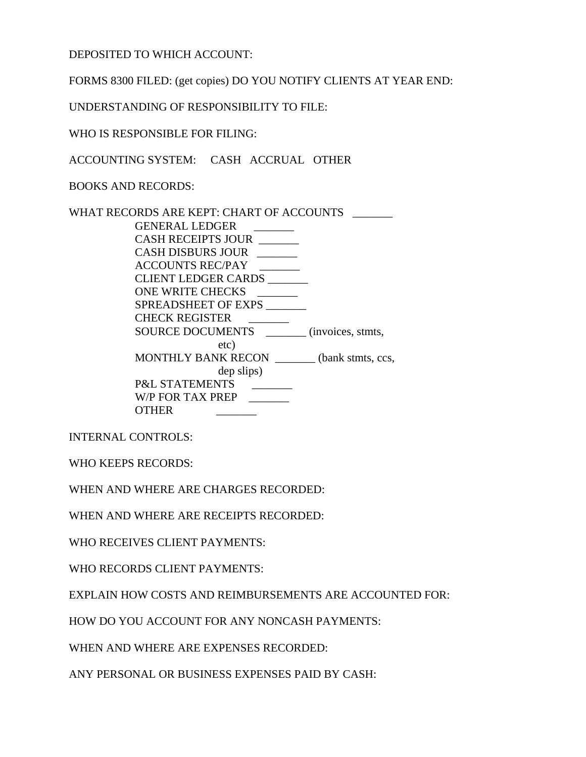DEPOSITED TO WHICH ACCOUNT:

FORMS 8300 FILED: (get copies) DO YOU NOTIFY CLIENTS AT YEAR END:

UNDERSTANDING OF RESPONSIBILITY TO FILE:

WHO IS RESPONSIBLE FOR FILING:

ACCOUNTING SYSTEM: CASH ACCRUAL OTHER

BOOKS AND RECORDS:

WHAT RECORDS ARE KEPT: CHART OF ACCOUNTS _______

GENERAL LEDGER _______
CASH RECEIPTS JOUR _______
CASH DISBURS JOUR _______
ACCOUNTS REC/PAY _______
CLIENT LEDGER CARDS _______
ONE WRITE CHECKS _______
SPREADSHEET OF EXPS _______
CHECK REGISTER _______
SOURCE DOCUMENTS _______ (invoices, stmts, etc)
MONTHLY BANK RECON _______ (bank stmts, ccs, dep slips)
P&L STATEMENTS _______
W/P FOR TAX PREP _______
OTHER _______

INTERNAL CONTROLS:

WHO KEEPS RECORDS:

WHEN AND WHERE ARE CHARGES RECORDED:

WHEN AND WHERE ARE RECEIPTS RECORDED:

WHO RECEIVES CLIENT PAYMENTS:

WHO RECORDS CLIENT PAYMENTS:

EXPLAIN HOW COSTS AND REIMBURSEMENTS ARE ACCOUNTED FOR:

HOW DO YOU ACCOUNT FOR ANY NONCASH PAYMENTS:

WHEN AND WHERE ARE EXPENSES RECORDED:

ANY PERSONAL OR BUSINESS EXPENSES PAID BY CASH: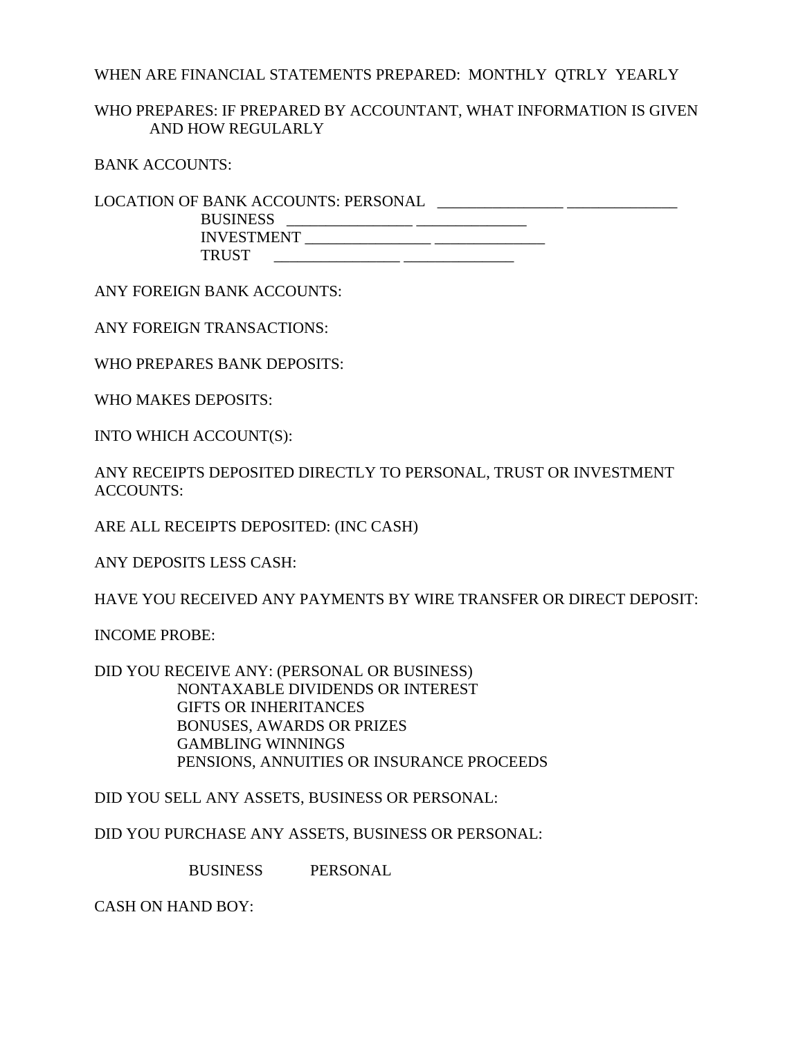WHEN ARE FINANCIAL STATEMENTS PREPARED: MONTHLY QTRLY YEARLY

WHO PREPARES: IF PREPARED BY ACCOUNTANT, WHAT INFORMATION IS GIVEN AND HOW REGULARLY

BANK ACCOUNTS:

LOCATION OF BANK ACCOUNTS: PERSONAL ________________ ______________
BUSINESS ________________ ______________
INVESTMENT ________________ ______________
TRUST ________________ ______________

ANY FOREIGN BANK ACCOUNTS:

ANY FOREIGN TRANSACTIONS:

WHO PREPARES BANK DEPOSITS:

WHO MAKES DEPOSITS:

INTO WHICH ACCOUNT(S):

ANY RECEIPTS DEPOSITED DIRECTLY TO PERSONAL, TRUST OR INVESTMENT ACCOUNTS:

ARE ALL RECEIPTS DEPOSITED: (INC CASH)

ANY DEPOSITS LESS CASH:

HAVE YOU RECEIVED ANY PAYMENTS BY WIRE TRANSFER OR DIRECT DEPOSIT:

INCOME PROBE:

DID YOU RECEIVE ANY: (PERSONAL OR BUSINESS)
NONTAXABLE DIVIDENDS OR INTEREST
GIFTS OR INHERITANCES
BONUSES, AWARDS OR PRIZES
GAMBLING WINNINGS
PENSIONS, ANNUITIES OR INSURANCE PROCEEDS

DID YOU SELL ANY ASSETS, BUSINESS OR PERSONAL:

DID YOU PURCHASE ANY ASSETS, BUSINESS OR PERSONAL:

BUSINESS PERSONAL

CASH ON HAND BOY: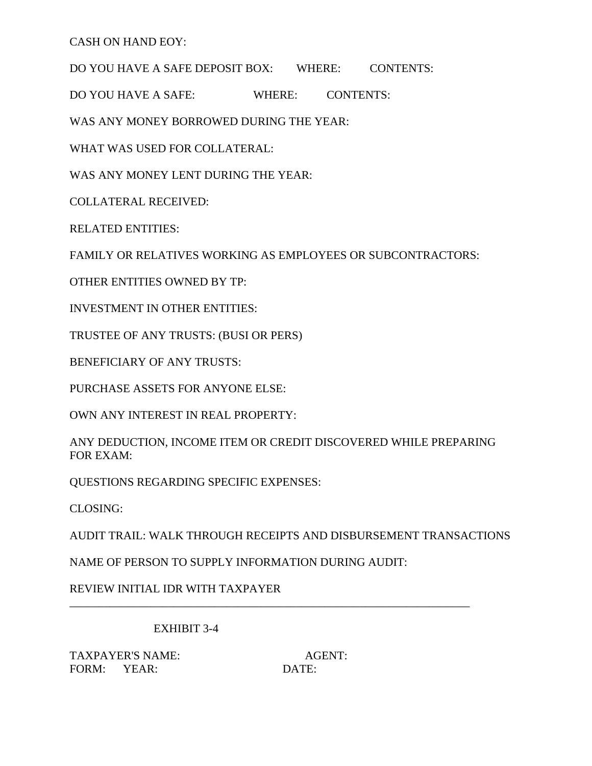CASH ON HAND EOY:

DO YOU HAVE A SAFE DEPOSIT BOX:     WHERE:     CONTENTS:

DO YOU HAVE A SAFE:     WHERE:     CONTENTS:

WAS ANY MONEY BORROWED DURING THE YEAR:

WHAT WAS USED FOR COLLATERAL:

WAS ANY MONEY LENT DURING THE YEAR:

COLLATERAL RECEIVED:

RELATED ENTITIES:

FAMILY OR RELATIVES WORKING AS EMPLOYEES OR SUBCONTRACTORS:

OTHER ENTITIES OWNED BY TP:

INVESTMENT IN OTHER ENTITIES:

TRUSTEE OF ANY TRUSTS: (BUSI OR PERS)

BENEFICIARY OF ANY TRUSTS:

PURCHASE ASSETS FOR ANYONE ELSE:

OWN ANY INTEREST IN REAL PROPERTY:

ANY DEDUCTION, INCOME ITEM OR CREDIT DISCOVERED WHILE PREPARING FOR EXAM:

QUESTIONS REGARDING SPECIFIC EXPENSES:

CLOSING:

AUDIT TRAIL: WALK THROUGH RECEIPTS AND DISBURSEMENT TRANSACTIONS

NAME OF PERSON TO SUPPLY INFORMATION DURING AUDIT:

REVIEW INITIAL IDR WITH TAXPAYER

---

EXHIBIT 3-4

TAXPAYER'S NAME:     AGENT:
FORM:     YEAR:     DATE: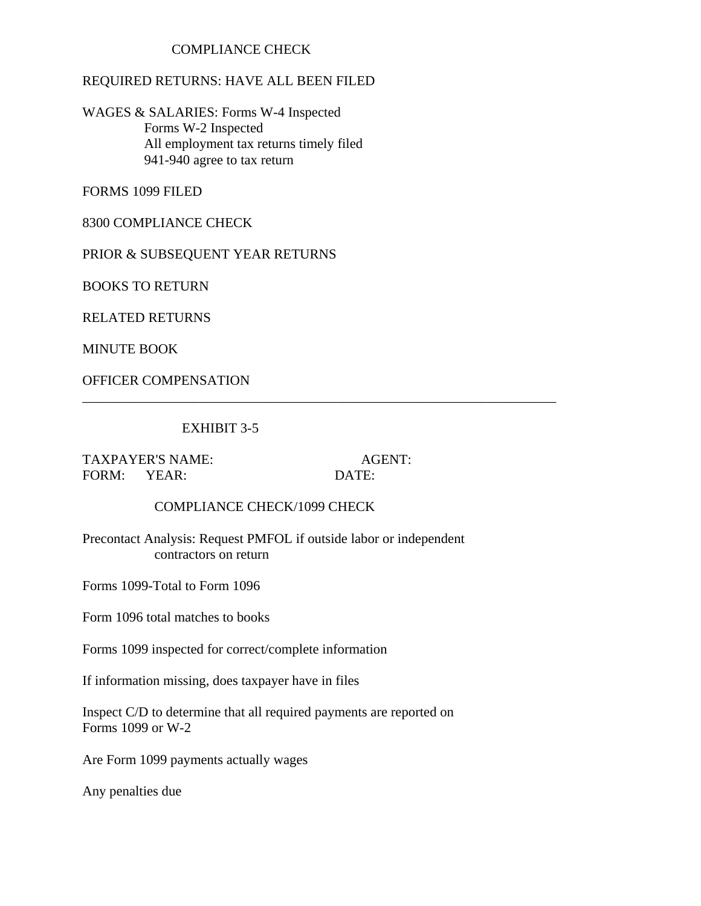## COMPLIANCE CHECK

REQUIRED RETURNS: HAVE ALL BEEN FILED

WAGES & SALARIES: Forms W-4 Inspected
Forms W-2 Inspected
All employment tax returns timely filed
941-940 agree to tax return

FORMS 1099 FILED

8300 COMPLIANCE CHECK

PRIOR & SUBSEQUENT YEAR RETURNS

BOOKS TO RETURN

RELATED RETURNS

MINUTE BOOK

OFFICER COMPENSATION

---

## EXHIBIT 3-5

TAXPAYER'S NAME: AGENT:
FORM: YEAR: DATE:

### COMPLIANCE CHECK/1099 CHECK

Precontact Analysis: Request PMFOL if outside labor or independent contractors on return

Forms 1099-Total to Form 1096

Form 1096 total matches to books

Forms 1099 inspected for correct/complete information

If information missing, does taxpayer have in files

Inspect C/D to determine that all required payments are reported on Forms 1099 or W-2

Are Form 1099 payments actually wages

Any penalties due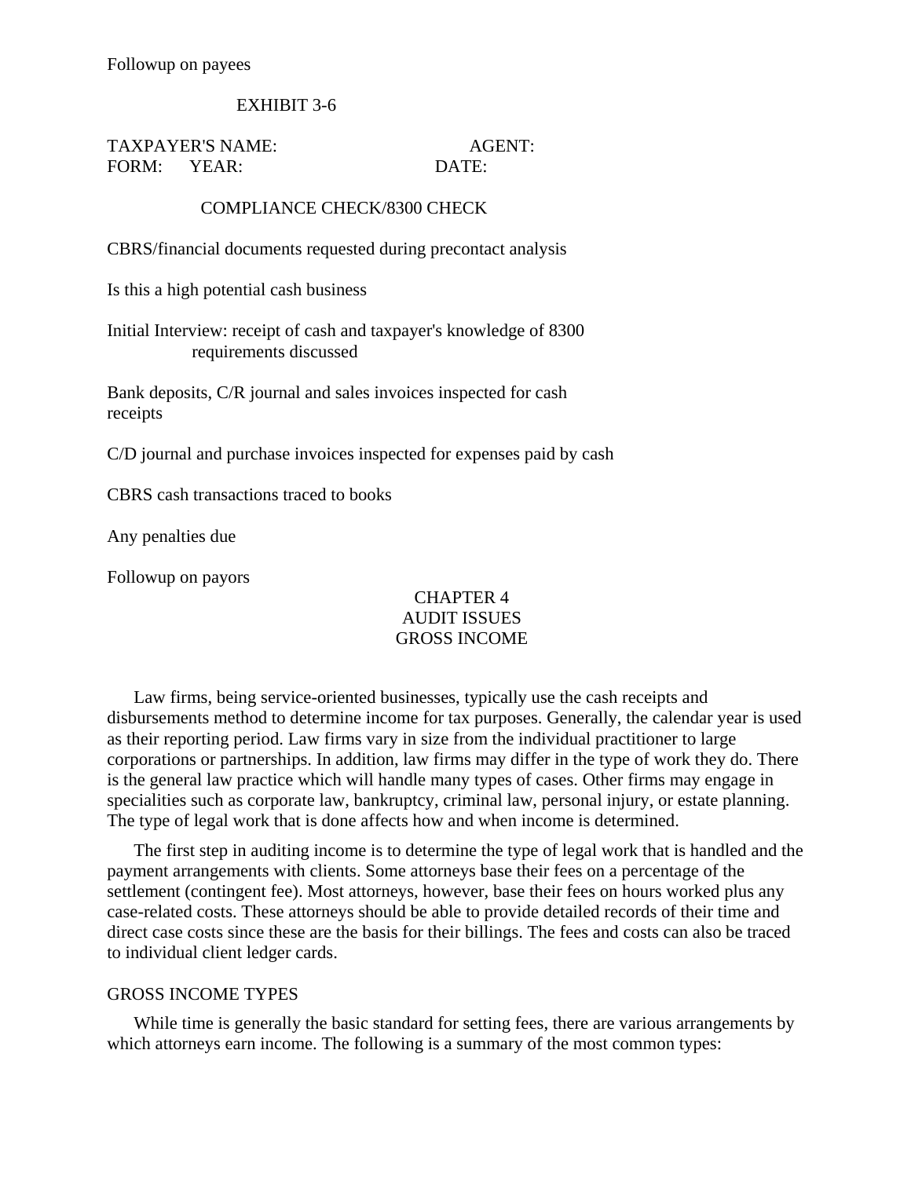Followup on payees

EXHIBIT 3-6

TAXPAYER'S NAME: AGENT:
FORM: YEAR: DATE:

COMPLIANCE CHECK/8300 CHECK

CBRS/financial documents requested during precontact analysis

Is this a high potential cash business

Initial Interview: receipt of cash and taxpayer's knowledge of 8300 requirements discussed

Bank deposits, C/R journal and sales invoices inspected for cash receipts

C/D journal and purchase invoices inspected for expenses paid by cash

CBRS cash transactions traced to books

Any penalties due

Followup on payors

# CHAPTER 4
# AUDIT ISSUES
# GROSS INCOME

Law firms, being service-oriented businesses, typically use the cash receipts and disbursements method to determine income for tax purposes. Generally, the calendar year is used as their reporting period. Law firms vary in size from the individual practitioner to large corporations or partnerships. In addition, law firms may differ in the type of work they do. There is the general law practice which will handle many types of cases. Other firms may engage in specialities such as corporate law, bankruptcy, criminal law, personal injury, or estate planning. The type of legal work that is done affects how and when income is determined.

The first step in auditing income is to determine the type of legal work that is handled and the payment arrangements with clients. Some attorneys base their fees on a percentage of the settlement (contingent fee). Most attorneys, however, base their fees on hours worked plus any case-related costs. These attorneys should be able to provide detailed records of their time and direct case costs since these are the basis for their billings. The fees and costs can also be traced to individual client ledger cards.

## GROSS INCOME TYPES

While time is generally the basic standard for setting fees, there are various arrangements by which attorneys earn income. The following is a summary of the most common types: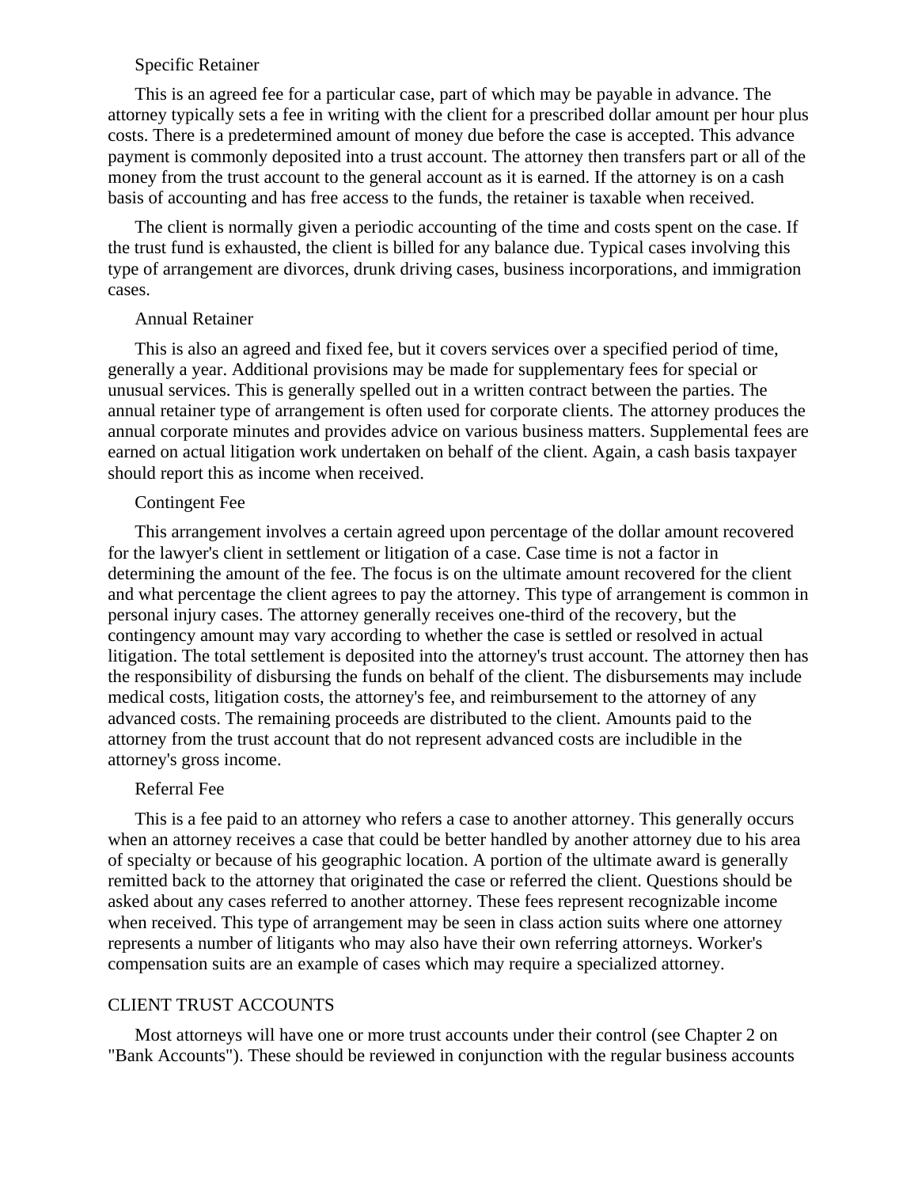### Specific Retainer

This is an agreed fee for a particular case, part of which may be payable in advance. The attorney typically sets a fee in writing with the client for a prescribed dollar amount per hour plus costs. There is a predetermined amount of money due before the case is accepted. This advance payment is commonly deposited into a trust account. The attorney then transfers part or all of the money from the trust account to the general account as it is earned. If the attorney is on a cash basis of accounting and has free access to the funds, the retainer is taxable when received.

The client is normally given a periodic accounting of the time and costs spent on the case. If the trust fund is exhausted, the client is billed for any balance due. Typical cases involving this type of arrangement are divorces, drunk driving cases, business incorporations, and immigration cases.

### Annual Retainer

This is also an agreed and fixed fee, but it covers services over a specified period of time, generally a year. Additional provisions may be made for supplementary fees for special or unusual services. This is generally spelled out in a written contract between the parties. The annual retainer type of arrangement is often used for corporate clients. The attorney produces the annual corporate minutes and provides advice on various business matters. Supplemental fees are earned on actual litigation work undertaken on behalf of the client. Again, a cash basis taxpayer should report this as income when received.

### Contingent Fee

This arrangement involves a certain agreed upon percentage of the dollar amount recovered for the lawyer's client in settlement or litigation of a case. Case time is not a factor in determining the amount of the fee. The focus is on the ultimate amount recovered for the client and what percentage the client agrees to pay the attorney. This type of arrangement is common in personal injury cases. The attorney generally receives one-third of the recovery, but the contingency amount may vary according to whether the case is settled or resolved in actual litigation. The total settlement is deposited into the attorney's trust account. The attorney then has the responsibility of disbursing the funds on behalf of the client. The disbursements may include medical costs, litigation costs, the attorney's fee, and reimbursement to the attorney of any advanced costs. The remaining proceeds are distributed to the client. Amounts paid to the attorney from the trust account that do not represent advanced costs are includible in the attorney's gross income.

### Referral Fee

This is a fee paid to an attorney who refers a case to another attorney. This generally occurs when an attorney receives a case that could be better handled by another attorney due to his area of specialty or because of his geographic location. A portion of the ultimate award is generally remitted back to the attorney that originated the case or referred the client. Questions should be asked about any cases referred to another attorney. These fees represent recognizable income when received. This type of arrangement may be seen in class action suits where one attorney represents a number of litigants who may also have their own referring attorneys. Worker's compensation suits are an example of cases which may require a specialized attorney.

## CLIENT TRUST ACCOUNTS

Most attorneys will have one or more trust accounts under their control (see Chapter 2 on "Bank Accounts"). These should be reviewed in conjunction with the regular business accounts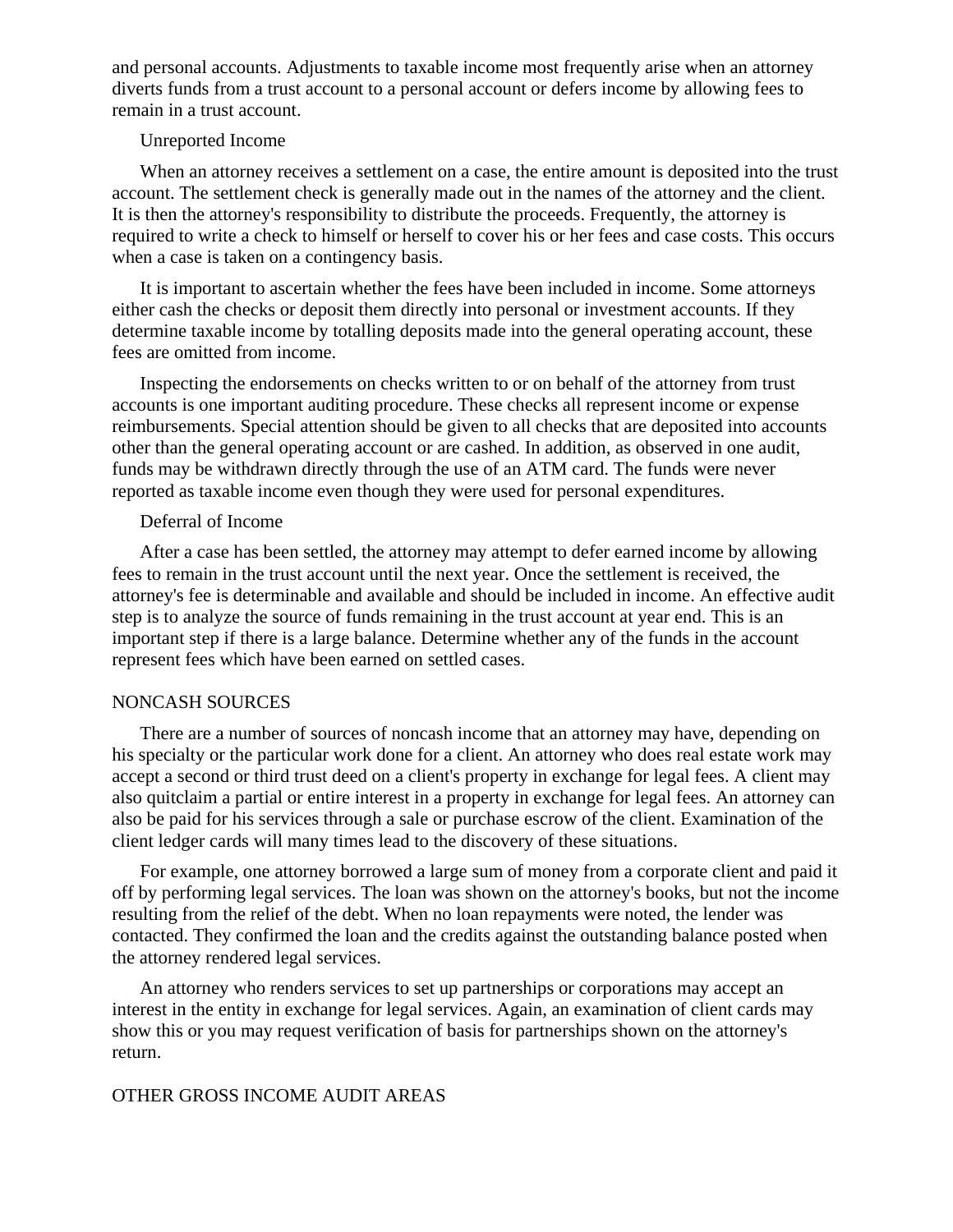and personal accounts. Adjustments to taxable income most frequently arise when an attorney diverts funds from a trust account to a personal account or defers income by allowing fees to remain in a trust account.

### Unreported Income

When an attorney receives a settlement on a case, the entire amount is deposited into the trust account. The settlement check is generally made out in the names of the attorney and the client. It is then the attorney's responsibility to distribute the proceeds. Frequently, the attorney is required to write a check to himself or herself to cover his or her fees and case costs. This occurs when a case is taken on a contingency basis.

It is important to ascertain whether the fees have been included in income. Some attorneys either cash the checks or deposit them directly into personal or investment accounts. If they determine taxable income by totalling deposits made into the general operating account, these fees are omitted from income.

Inspecting the endorsements on checks written to or on behalf of the attorney from trust accounts is one important auditing procedure. These checks all represent income or expense reimbursements. Special attention should be given to all checks that are deposited into accounts other than the general operating account or are cashed. In addition, as observed in one audit, funds may be withdrawn directly through the use of an ATM card. The funds were never reported as taxable income even though they were used for personal expenditures.

### Deferral of Income

After a case has been settled, the attorney may attempt to defer earned income by allowing fees to remain in the trust account until the next year. Once the settlement is received, the attorney's fee is determinable and available and should be included in income. An effective audit step is to analyze the source of funds remaining in the trust account at year end. This is an important step if there is a large balance. Determine whether any of the funds in the account represent fees which have been earned on settled cases.

## NONCASH SOURCES

There are a number of sources of noncash income that an attorney may have, depending on his specialty or the particular work done for a client. An attorney who does real estate work may accept a second or third trust deed on a client's property in exchange for legal fees. A client may also quitclaim a partial or entire interest in a property in exchange for legal fees. An attorney can also be paid for his services through a sale or purchase escrow of the client. Examination of the client ledger cards will many times lead to the discovery of these situations.

For example, one attorney borrowed a large sum of money from a corporate client and paid it off by performing legal services. The loan was shown on the attorney's books, but not the income resulting from the relief of the debt. When no loan repayments were noted, the lender was contacted. They confirmed the loan and the credits against the outstanding balance posted when the attorney rendered legal services.

An attorney who renders services to set up partnerships or corporations may accept an interest in the entity in exchange for legal services. Again, an examination of client cards may show this or you may request verification of basis for partnerships shown on the attorney's return.

## OTHER GROSS INCOME AUDIT AREAS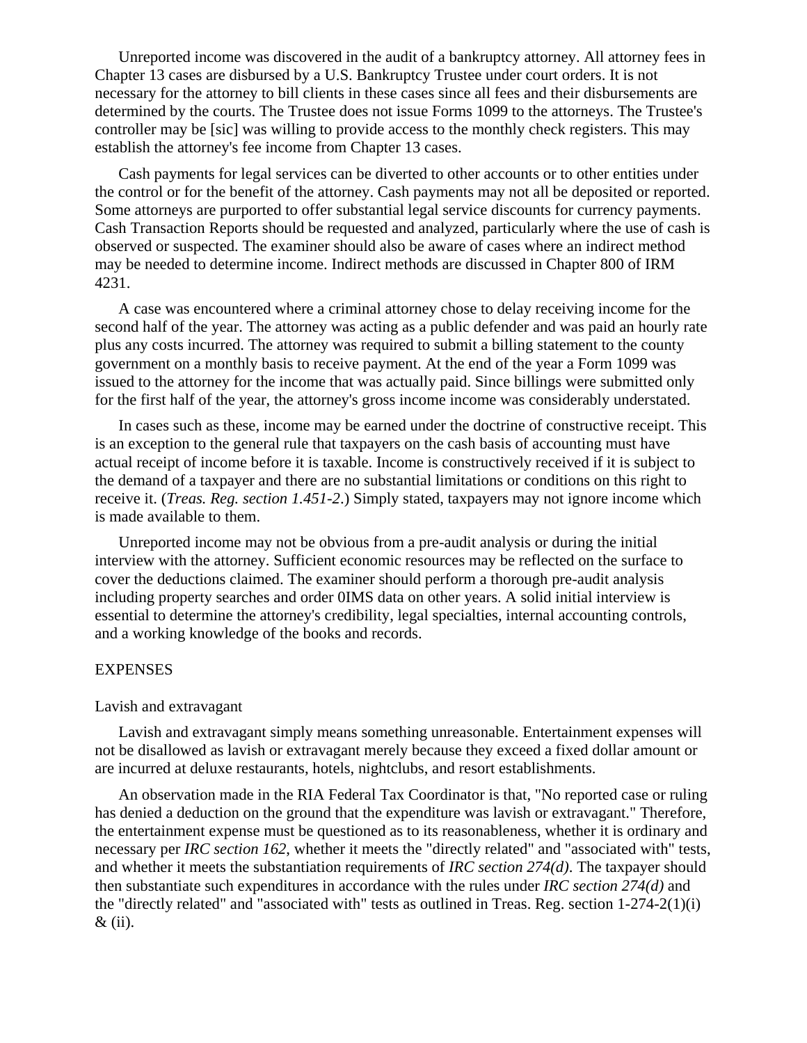Unreported income was discovered in the audit of a bankruptcy attorney. All attorney fees in Chapter 13 cases are disbursed by a U.S. Bankruptcy Trustee under court orders. It is not necessary for the attorney to bill clients in these cases since all fees and their disbursements are determined by the courts. The Trustee does not issue Forms 1099 to the attorneys. The Trustee's controller may be [sic] was willing to provide access to the monthly check registers. This may establish the attorney's fee income from Chapter 13 cases.

Cash payments for legal services can be diverted to other accounts or to other entities under the control or for the benefit of the attorney. Cash payments may not all be deposited or reported. Some attorneys are purported to offer substantial legal service discounts for currency payments. Cash Transaction Reports should be requested and analyzed, particularly where the use of cash is observed or suspected. The examiner should also be aware of cases where an indirect method may be needed to determine income. Indirect methods are discussed in Chapter 800 of IRM 4231.

A case was encountered where a criminal attorney chose to delay receiving income for the second half of the year. The attorney was acting as a public defender and was paid an hourly rate plus any costs incurred. The attorney was required to submit a billing statement to the county government on a monthly basis to receive payment. At the end of the year a Form 1099 was issued to the attorney for the income that was actually paid. Since billings were submitted only for the first half of the year, the attorney's gross income income was considerably understated.

In cases such as these, income may be earned under the doctrine of constructive receipt. This is an exception to the general rule that taxpayers on the cash basis of accounting must have actual receipt of income before it is taxable. Income is constructively received if it is subject to the demand of a taxpayer and there are no substantial limitations or conditions on this right to receive it. (*Treas. Reg. section 1.451-2*.) Simply stated, taxpayers may not ignore income which is made available to them.

Unreported income may not be obvious from a pre-audit analysis or during the initial interview with the attorney. Sufficient economic resources may be reflected on the surface to cover the deductions claimed. The examiner should perform a thorough pre-audit analysis including property searches and order 0IMS data on other years. A solid initial interview is essential to determine the attorney's credibility, legal specialties, internal accounting controls, and a working knowledge of the books and records.

## EXPENSES

### Lavish and extravagant

Lavish and extravagant simply means something unreasonable. Entertainment expenses will not be disallowed as lavish or extravagant merely because they exceed a fixed dollar amount or are incurred at deluxe restaurants, hotels, nightclubs, and resort establishments.

An observation made in the RIA Federal Tax Coordinator is that, "No reported case or ruling has denied a deduction on the ground that the expenditure was lavish or extravagant." Therefore, the entertainment expense must be questioned as to its reasonableness, whether it is ordinary and necessary per *IRC section 162*, whether it meets the "directly related" and "associated with" tests, and whether it meets the substantiation requirements of *IRC section 274(d)*. The taxpayer should then substantiate such expenditures in accordance with the rules under *IRC section 274(d)* and the "directly related" and "associated with" tests as outlined in Treas. Reg. section 1-274-2(1)(i) & (ii).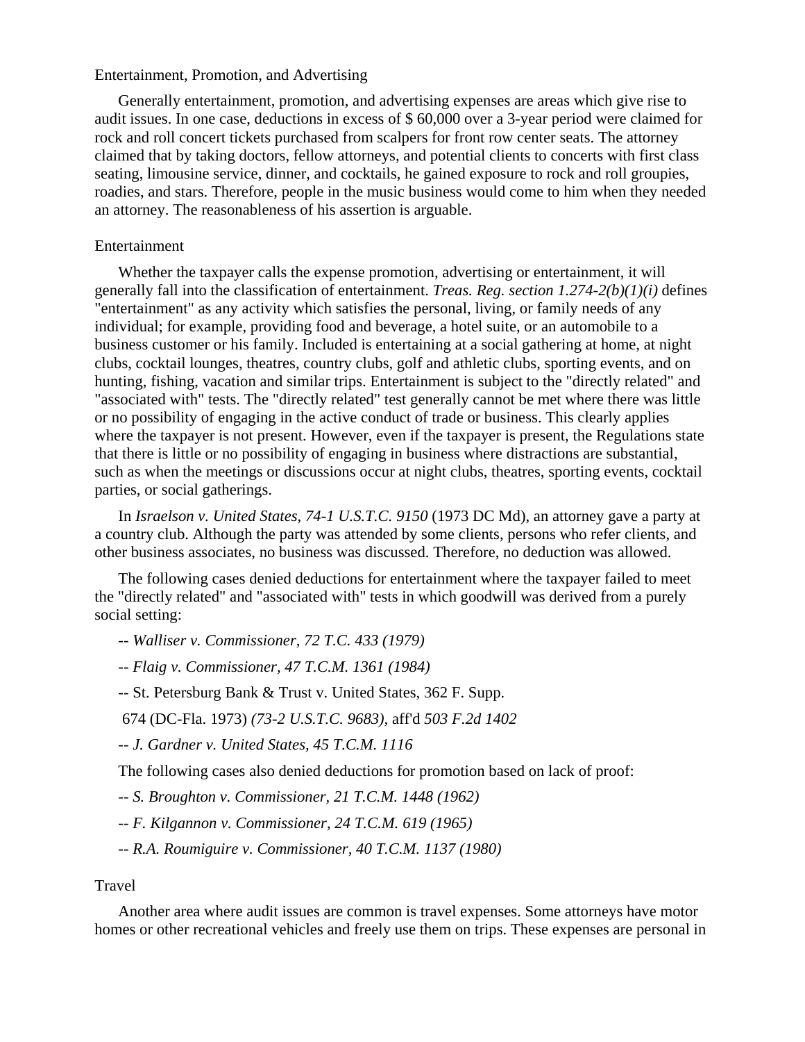### Entertainment, Promotion, and Advertising

Generally entertainment, promotion, and advertising expenses are areas which give rise to audit issues. In one case, deductions in excess of $ 60,000 over a 3-year period were claimed for rock and roll concert tickets purchased from scalpers for front row center seats. The attorney claimed that by taking doctors, fellow attorneys, and potential clients to concerts with first class seating, limousine service, dinner, and cocktails, he gained exposure to rock and roll groupies, roadies, and stars. Therefore, people in the music business would come to him when they needed an attorney. The reasonableness of his assertion is arguable.

### Entertainment

Whether the taxpayer calls the expense promotion, advertising or entertainment, it will generally fall into the classification of entertainment. *Treas. Reg. section 1.274-2(b)(1)(i)* defines "entertainment" as any activity which satisfies the personal, living, or family needs of any individual; for example, providing food and beverage, a hotel suite, or an automobile to a business customer or his family. Included is entertaining at a social gathering at home, at night clubs, cocktail lounges, theatres, country clubs, golf and athletic clubs, sporting events, and on hunting, fishing, vacation and similar trips. Entertainment is subject to the "directly related" and "associated with" tests. The "directly related" test generally cannot be met where there was little or no possibility of engaging in the active conduct of trade or business. This clearly applies where the taxpayer is not present. However, even if the taxpayer is present, the Regulations state that there is little or no possibility of engaging in business where distractions are substantial, such as when the meetings or discussions occur at night clubs, theatres, sporting events, cocktail parties, or social gatherings.

In *Israelson v. United States, 74-1 U.S.T.C. 9150* (1973 DC Md), an attorney gave a party at a country club. Although the party was attended by some clients, persons who refer clients, and other business associates, no business was discussed. Therefore, no deduction was allowed.

The following cases denied deductions for entertainment where the taxpayer failed to meet the "directly related" and "associated with" tests in which goodwill was derived from a purely social setting:

-- *Walliser v. Commissioner, 72 T.C. 433 (1979)*

-- *Flaig v. Commissioner, 47 T.C.M. 1361 (1984)*

-- St. Petersburg Bank & Trust v. United States, 362 F. Supp. 674 (DC-Fla. 1973) *(73-2 U.S.T.C. 9683)*, aff'd *503 F.2d 1402*

-- *J. Gardner v. United States, 45 T.C.M. 1116*

The following cases also denied deductions for promotion based on lack of proof:

-- *S. Broughton v. Commissioner, 21 T.C.M. 1448 (1962)*

-- *F. Kilgannon v. Commissioner, 24 T.C.M. 619 (1965)*

-- *R.A. Roumiguire v. Commissioner, 40 T.C.M. 1137 (1980)*

### Travel

Another area where audit issues are common is travel expenses. Some attorneys have motor homes or other recreational vehicles and freely use them on trips. These expenses are personal in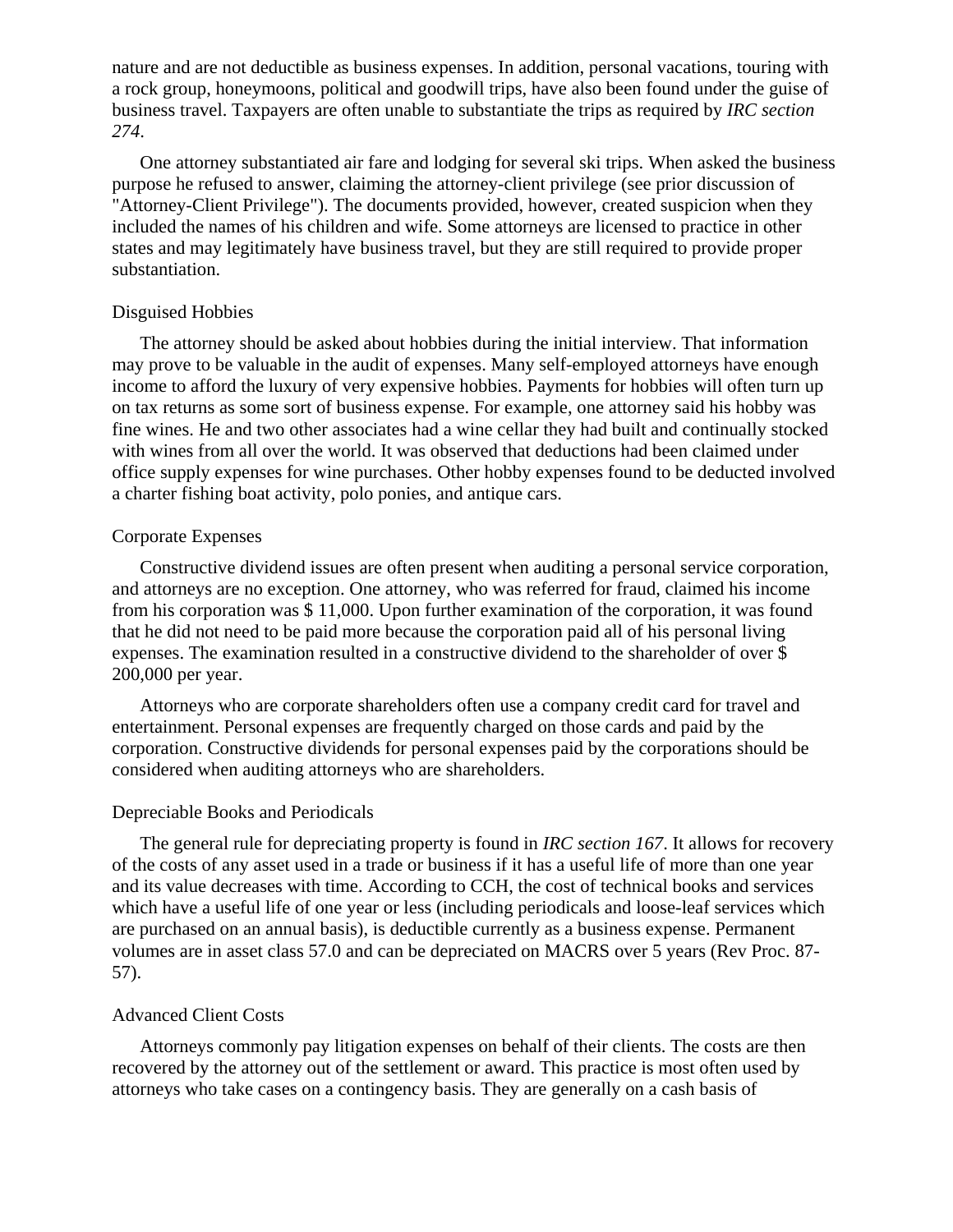nature and are not deductible as business expenses. In addition, personal vacations, touring with a rock group, honeymoons, political and goodwill trips, have also been found under the guise of business travel. Taxpayers are often unable to substantiate the trips as required by *IRC section 274*.

One attorney substantiated air fare and lodging for several ski trips. When asked the business purpose he refused to answer, claiming the attorney-client privilege (see prior discussion of "Attorney-Client Privilege"). The documents provided, however, created suspicion when they included the names of his children and wife. Some attorneys are licensed to practice in other states and may legitimately have business travel, but they are still required to provide proper substantiation.

### Disguised Hobbies

The attorney should be asked about hobbies during the initial interview. That information may prove to be valuable in the audit of expenses. Many self-employed attorneys have enough income to afford the luxury of very expensive hobbies. Payments for hobbies will often turn up on tax returns as some sort of business expense. For example, one attorney said his hobby was fine wines. He and two other associates had a wine cellar they had built and continually stocked with wines from all over the world. It was observed that deductions had been claimed under office supply expenses for wine purchases. Other hobby expenses found to be deducted involved a charter fishing boat activity, polo ponies, and antique cars.

### Corporate Expenses

Constructive dividend issues are often present when auditing a personal service corporation, and attorneys are no exception. One attorney, who was referred for fraud, claimed his income from his corporation was $ 11,000. Upon further examination of the corporation, it was found that he did not need to be paid more because the corporation paid all of his personal living expenses. The examination resulted in a constructive dividend to the shareholder of over $ 200,000 per year.

Attorneys who are corporate shareholders often use a company credit card for travel and entertainment. Personal expenses are frequently charged on those cards and paid by the corporation. Constructive dividends for personal expenses paid by the corporations should be considered when auditing attorneys who are shareholders.

### Depreciable Books and Periodicals

The general rule for depreciating property is found in *IRC section 167*. It allows for recovery of the costs of any asset used in a trade or business if it has a useful life of more than one year and its value decreases with time. According to CCH, the cost of technical books and services which have a useful life of one year or less (including periodicals and loose-leaf services which are purchased on an annual basis), is deductible currently as a business expense. Permanent volumes are in asset class 57.0 and can be depreciated on MACRS over 5 years (Rev Proc. 87-57).

### Advanced Client Costs

Attorneys commonly pay litigation expenses on behalf of their clients. The costs are then recovered by the attorney out of the settlement or award. This practice is most often used by attorneys who take cases on a contingency basis. They are generally on a cash basis of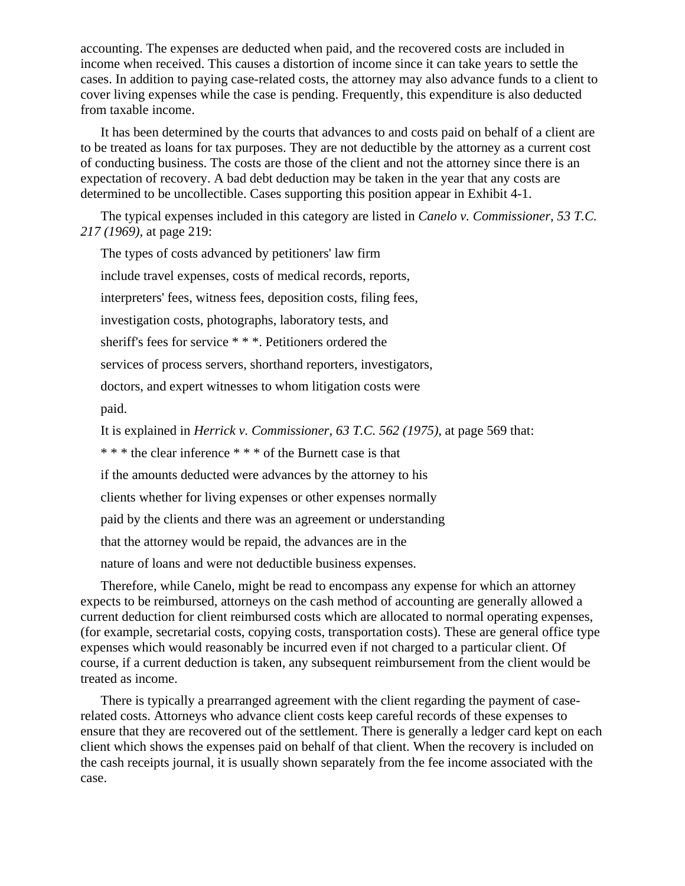accounting. The expenses are deducted when paid, and the recovered costs are included in income when received. This causes a distortion of income since it can take years to settle the cases. In addition to paying case-related costs, the attorney may also advance funds to a client to cover living expenses while the case is pending. Frequently, this expenditure is also deducted from taxable income.

It has been determined by the courts that advances to and costs paid on behalf of a client are to be treated as loans for tax purposes. They are not deductible by the attorney as a current cost of conducting business. The costs are those of the client and not the attorney since there is an expectation of recovery. A bad debt deduction may be taken in the year that any costs are determined to be uncollectible. Cases supporting this position appear in Exhibit 4-1.

The typical expenses included in this category are listed in *Canelo v. Commissioner, 53 T.C. 217 (1969)*, at page 219:

> The types of costs advanced by petitioners' law firm
> include travel expenses, costs of medical records, reports,
> interpreters' fees, witness fees, deposition costs, filing fees,
> investigation costs, photographs, laboratory tests, and
> sheriff's fees for service * * *. Petitioners ordered the
> services of process servers, shorthand reporters, investigators,
> doctors, and expert witnesses to whom litigation costs were
> paid.

It is explained in *Herrick v. Commissioner, 63 T.C. 562 (1975)*, at page 569 that:

> * * * the clear inference * * * of the Burnett case is that
> if the amounts deducted were advances by the attorney to his
> clients whether for living expenses or other expenses normally
> paid by the clients and there was an agreement or understanding
> that the attorney would be repaid, the advances are in the
> nature of loans and were not deductible business expenses.

Therefore, while Canelo, might be read to encompass any expense for which an attorney expects to be reimbursed, attorneys on the cash method of accounting are generally allowed a current deduction for client reimbursed costs which are allocated to normal operating expenses, (for example, secretarial costs, copying costs, transportation costs). These are general office type expenses which would reasonably be incurred even if not charged to a particular client. Of course, if a current deduction is taken, any subsequent reimbursement from the client would be treated as income.

There is typically a prearranged agreement with the client regarding the payment of case-related costs. Attorneys who advance client costs keep careful records of these expenses to ensure that they are recovered out of the settlement. There is generally a ledger card kept on each client which shows the expenses paid on behalf of that client. When the recovery is included on the cash receipts journal, it is usually shown separately from the fee income associated with the case.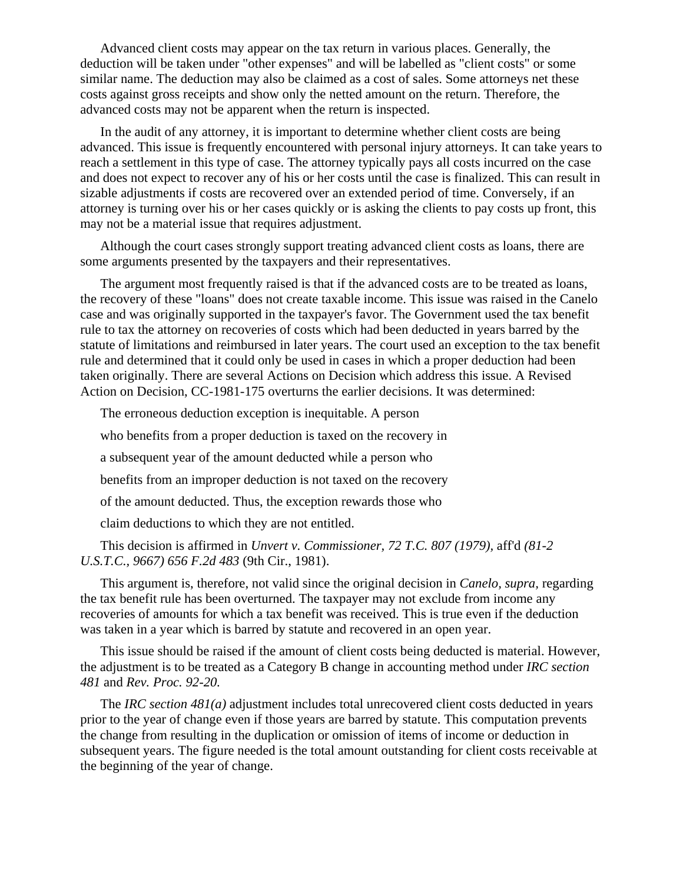Advanced client costs may appear on the tax return in various places. Generally, the deduction will be taken under "other expenses" and will be labelled as "client costs" or some similar name. The deduction may also be claimed as a cost of sales. Some attorneys net these costs against gross receipts and show only the netted amount on the return. Therefore, the advanced costs may not be apparent when the return is inspected.

In the audit of any attorney, it is important to determine whether client costs are being advanced. This issue is frequently encountered with personal injury attorneys. It can take years to reach a settlement in this type of case. The attorney typically pays all costs incurred on the case and does not expect to recover any of his or her costs until the case is finalized. This can result in sizable adjustments if costs are recovered over an extended period of time. Conversely, if an attorney is turning over his or her cases quickly or is asking the clients to pay costs up front, this may not be a material issue that requires adjustment.

Although the court cases strongly support treating advanced client costs as loans, there are some arguments presented by the taxpayers and their representatives.

The argument most frequently raised is that if the advanced costs are to be treated as loans, the recovery of these "loans" does not create taxable income. This issue was raised in the Canelo case and was originally supported in the taxpayer's favor. The Government used the tax benefit rule to tax the attorney on recoveries of costs which had been deducted in years barred by the statute of limitations and reimbursed in later years. The court used an exception to the tax benefit rule and determined that it could only be used in cases in which a proper deduction had been taken originally. There are several Actions on Decision which address this issue. A Revised Action on Decision, CC-1981-175 overturns the earlier decisions. It was determined:

> The erroneous deduction exception is inequitable. A person
>
> who benefits from a proper deduction is taxed on the recovery in
>
> a subsequent year of the amount deducted while a person who
>
> benefits from an improper deduction is not taxed on the recovery
>
> of the amount deducted. Thus, the exception rewards those who
>
> claim deductions to which they are not entitled.

This decision is affirmed in *Unvert v. Commissioner, 72 T.C. 807 (1979),* aff'd *(81-2 U.S.T.C., 9667) 656 F.2d 483* (9th Cir., 1981).

This argument is, therefore, not valid since the original decision in *Canelo, supra,* regarding the tax benefit rule has been overturned. The taxpayer may not exclude from income any recoveries of amounts for which a tax benefit was received. This is true even if the deduction was taken in a year which is barred by statute and recovered in an open year.

This issue should be raised if the amount of client costs being deducted is material. However, the adjustment is to be treated as a Category B change in accounting method under *IRC section 481* and *Rev. Proc. 92-20.*

The *IRC section 481(a)* adjustment includes total unrecovered client costs deducted in years prior to the year of change even if those years are barred by statute. This computation prevents the change from resulting in the duplication or omission of items of income or deduction in subsequent years. The figure needed is the total amount outstanding for client costs receivable at the beginning of the year of change.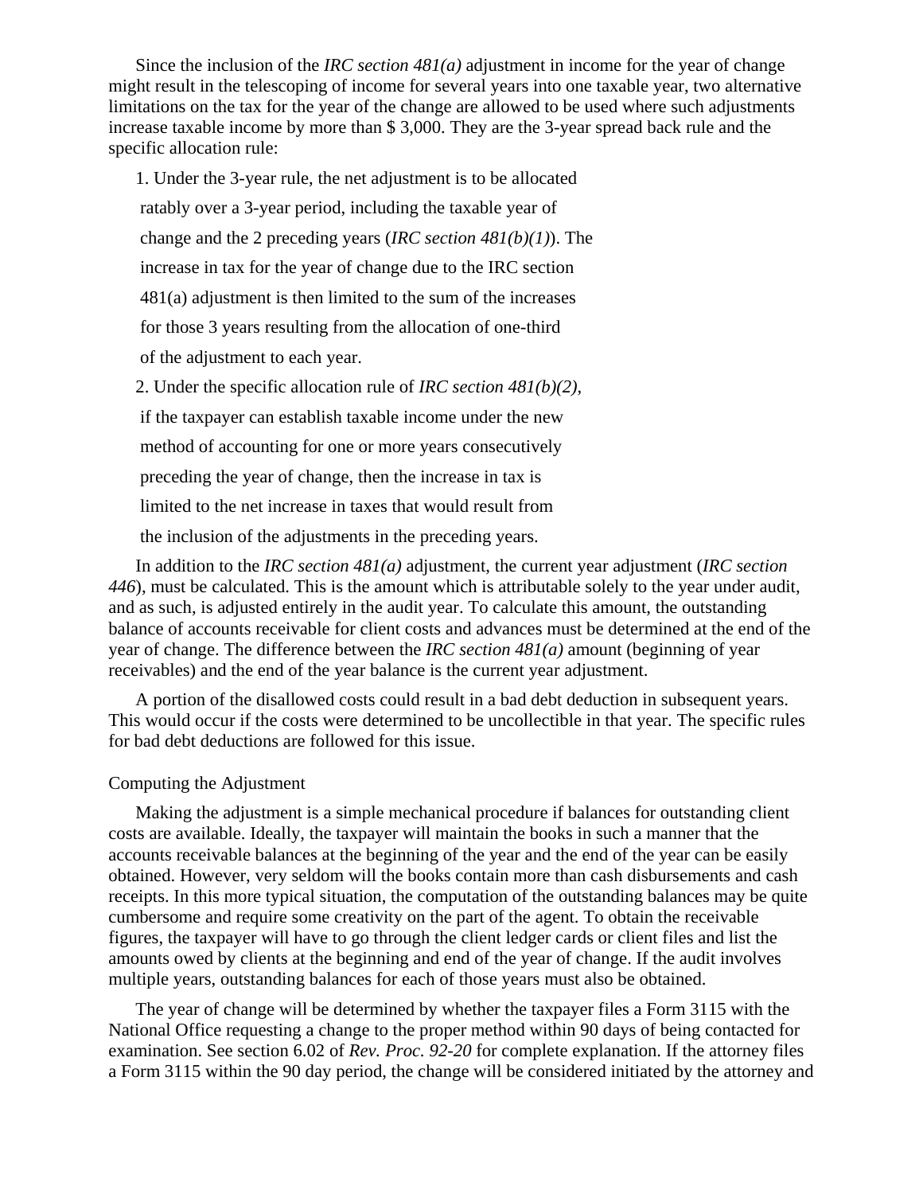Since the inclusion of the *IRC section 481(a)* adjustment in income for the year of change might result in the telescoping of income for several years into one taxable year, two alternative limitations on the tax for the year of the change are allowed to be used where such adjustments increase taxable income by more than $ 3,000. They are the 3-year spread back rule and the specific allocation rule:

1. Under the 3-year rule, the net adjustment is to be allocated ratably over a 3-year period, including the taxable year of change and the 2 preceding years (*IRC section 481(b)(1)*). The increase in tax for the year of change due to the IRC section 481(a) adjustment is then limited to the sum of the increases for those 3 years resulting from the allocation of one-third of the adjustment to each year.
2. Under the specific allocation rule of *IRC section 481(b)(2)*, if the taxpayer can establish taxable income under the new method of accounting for one or more years consecutively preceding the year of change, then the increase in tax is limited to the net increase in taxes that would result from the inclusion of the adjustments in the preceding years.

In addition to the *IRC section 481(a)* adjustment, the current year adjustment (*IRC section 446*), must be calculated. This is the amount which is attributable solely to the year under audit, and as such, is adjusted entirely in the audit year. To calculate this amount, the outstanding balance of accounts receivable for client costs and advances must be determined at the end of the year of change. The difference between the *IRC section 481(a)* amount (beginning of year receivables) and the end of the year balance is the current year adjustment.

A portion of the disallowed costs could result in a bad debt deduction in subsequent years. This would occur if the costs were determined to be uncollectible in that year. The specific rules for bad debt deductions are followed for this issue.

Computing the Adjustment

Making the adjustment is a simple mechanical procedure if balances for outstanding client costs are available. Ideally, the taxpayer will maintain the books in such a manner that the accounts receivable balances at the beginning of the year and the end of the year can be easily obtained. However, very seldom will the books contain more than cash disbursements and cash receipts. In this more typical situation, the computation of the outstanding balances may be quite cumbersome and require some creativity on the part of the agent. To obtain the receivable figures, the taxpayer will have to go through the client ledger cards or client files and list the amounts owed by clients at the beginning and end of the year of change. If the audit involves multiple years, outstanding balances for each of those years must also be obtained.

The year of change will be determined by whether the taxpayer files a Form 3115 with the National Office requesting a change to the proper method within 90 days of being contacted for examination. See section 6.02 of *Rev. Proc. 92-20* for complete explanation. If the attorney files a Form 3115 within the 90 day period, the change will be considered initiated by the attorney and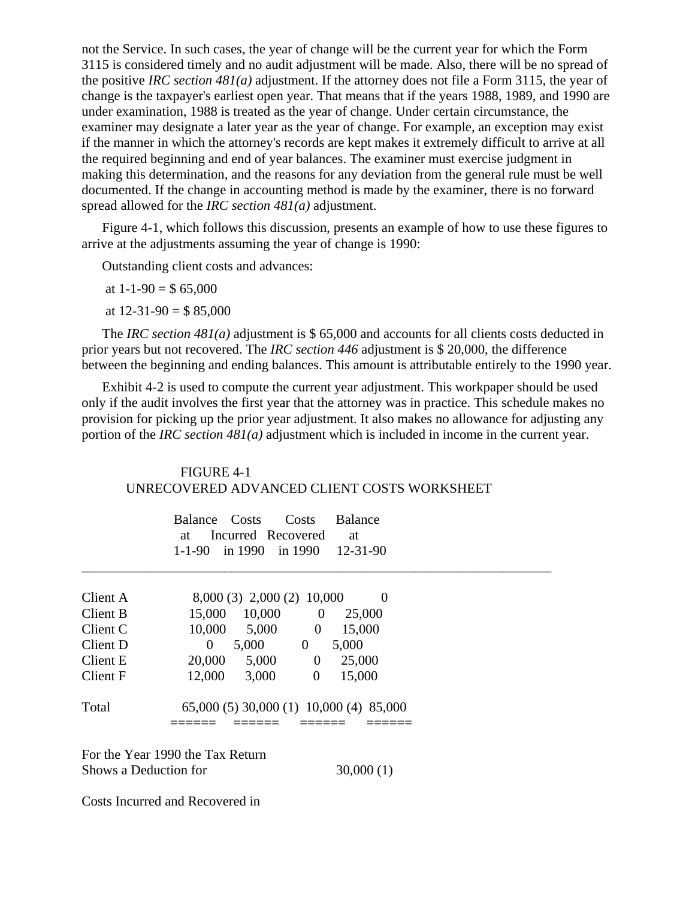not the Service. In such cases, the year of change will be the current year for which the Form 3115 is considered timely and no audit adjustment will be made. Also, there will be no spread of the positive *IRC section 481(a)* adjustment. If the attorney does not file a Form 3115, the year of change is the taxpayer's earliest open year. That means that if the years 1988, 1989, and 1990 are under examination, 1988 is treated as the year of change. Under certain circumstance, the examiner may designate a later year as the year of change. For example, an exception may exist if the manner in which the attorney's records are kept makes it extremely difficult to arrive at all the required beginning and end of year balances. The examiner must exercise judgment in making this determination, and the reasons for any deviation from the general rule must be well documented. If the change in accounting method is made by the examiner, there is no forward spread allowed for the *IRC section 481(a)* adjustment.

Figure 4-1, which follows this discussion, presents an example of how to use these figures to arrive at the adjustments assuming the year of change is 1990:

Outstanding client costs and advances:

at 1-1-90 = $ 65,000

at 12-31-90 = $ 85,000

The *IRC section 481(a)* adjustment is $ 65,000 and accounts for all clients costs deducted in prior years but not recovered. The *IRC section 446* adjustment is $ 20,000, the difference between the beginning and ending balances. This amount is attributable entirely to the 1990 year.

Exhibit 4-2 is used to compute the current year adjustment. This workpaper should be used only if the audit involves the first year that the attorney was in practice. This schedule makes no provision for picking up the prior year adjustment. It also makes no allowance for adjusting any portion of the *IRC section 481(a)* adjustment which is included in income in the current year.

FIGURE 4-1
UNRECOVERED ADVANCED CLIENT COSTS WORKSHEET

| | Balance at 1-1-90 | Costs Incurred in 1990 | Costs Recovered in 1990 | Balance at 12-31-90 |
|---|---|---|---|---|
| Client A | 8,000 (3) | 2,000 (2) | 10,000 | 0 |
| Client B | 15,000 | 10,000 | 0 | 25,000 |
| Client C | 10,000 | 5,000 | 0 | 15,000 |
| Client D | 0 | 5,000 | 0 | 5,000 |
| Client E | 20,000 | 5,000 | 0 | 25,000 |
| Client F | 12,000 | 3,000 | 0 | 15,000 |
| Total | 65,000 (5) | 30,000 (1) | 10,000 (4) | 85,000 |
| | ====== | ====== | ====== | ====== |

For the Year 1990 the Tax Return Shows a Deduction for 30,000 (1)

Costs Incurred and Recovered in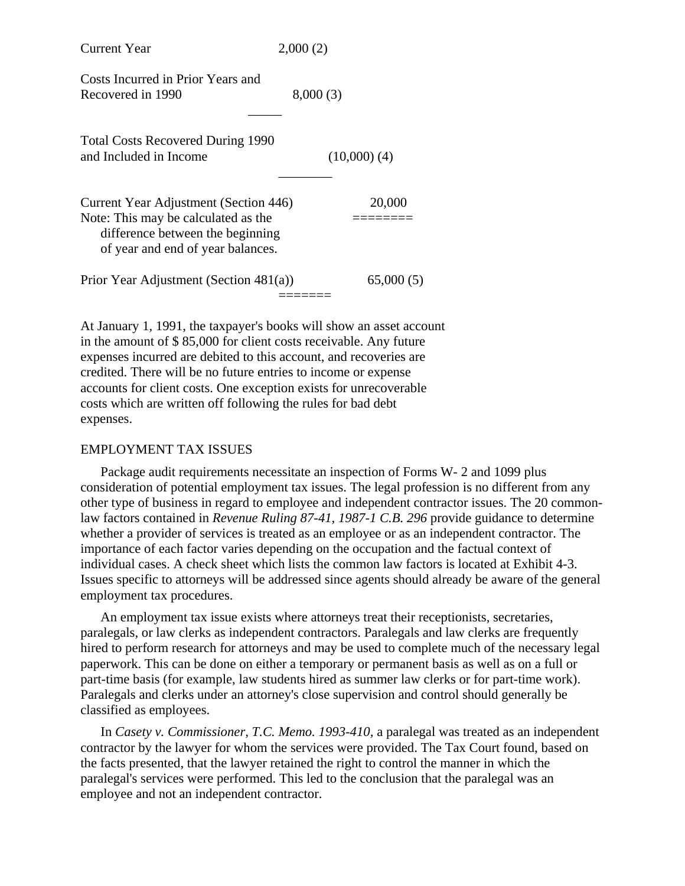| | | |
|---|---|---|
| Current Year | 2,000 (2) | |
| Costs Incurred in Prior Years and Recovered in 1990 | 8,000 (3) | |
| Total Costs Recovered During 1990 and Included in Income | | (10,000) (4) |
| Current Year Adjustment (Section 446) Note: This may be calculated as the difference between the beginning of year and end of year balances. | | 20,000 |
| Prior Year Adjustment (Section 481(a)) | | 65,000 (5) |

At January 1, 1991, the taxpayer's books will show an asset account in the amount of $ 85,000 for client costs receivable. Any future expenses incurred are debited to this account, and recoveries are credited. There will be no future entries to income or expense accounts for client costs. One exception exists for unrecoverable costs which are written off following the rules for bad debt expenses.

## EMPLOYMENT TAX ISSUES

Package audit requirements necessitate an inspection of Forms W- 2 and 1099 plus consideration of potential employment tax issues. The legal profession is no different from any other type of business in regard to employee and independent contractor issues. The 20 common-law factors contained in *Revenue Ruling 87-41, 1987-1 C.B. 296* provide guidance to determine whether a provider of services is treated as an employee or as an independent contractor. The importance of each factor varies depending on the occupation and the factual context of individual cases. A check sheet which lists the common law factors is located at Exhibit 4-3. Issues specific to attorneys will be addressed since agents should already be aware of the general employment tax procedures.

An employment tax issue exists where attorneys treat their receptionists, secretaries, paralegals, or law clerks as independent contractors. Paralegals and law clerks are frequently hired to perform research for attorneys and may be used to complete much of the necessary legal paperwork. This can be done on either a temporary or permanent basis as well as on a full or part-time basis (for example, law students hired as summer law clerks or for part-time work). Paralegals and clerks under an attorney's close supervision and control should generally be classified as employees.

In *Casety v. Commissioner, T.C. Memo. 1993-410,* a paralegal was treated as an independent contractor by the lawyer for whom the services were provided. The Tax Court found, based on the facts presented, that the lawyer retained the right to control the manner in which the paralegal's services were performed. This led to the conclusion that the paralegal was an employee and not an independent contractor.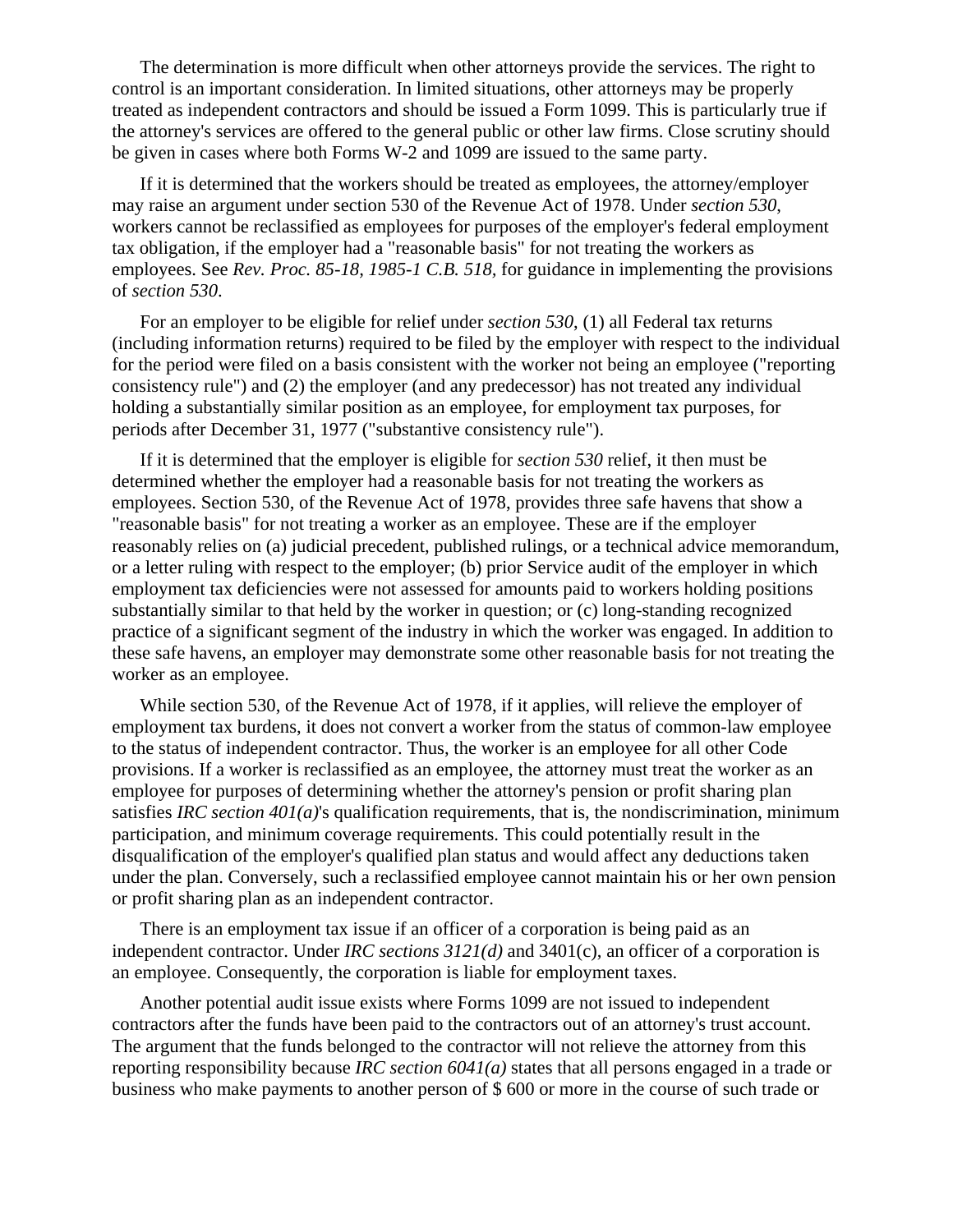The determination is more difficult when other attorneys provide the services. The right to control is an important consideration. In limited situations, other attorneys may be properly treated as independent contractors and should be issued a Form 1099. This is particularly true if the attorney's services are offered to the general public or other law firms. Close scrutiny should be given in cases where both Forms W-2 and 1099 are issued to the same party.

If it is determined that the workers should be treated as employees, the attorney/employer may raise an argument under section 530 of the Revenue Act of 1978. Under *section 530*, workers cannot be reclassified as employees for purposes of the employer's federal employment tax obligation, if the employer had a "reasonable basis" for not treating the workers as employees. See *Rev. Proc. 85-18, 1985-1 C.B. 518*, for guidance in implementing the provisions of *section 530*.

For an employer to be eligible for relief under *section 530*, (1) all Federal tax returns (including information returns) required to be filed by the employer with respect to the individual for the period were filed on a basis consistent with the worker not being an employee ("reporting consistency rule") and (2) the employer (and any predecessor) has not treated any individual holding a substantially similar position as an employee, for employment tax purposes, for periods after December 31, 1977 ("substantive consistency rule").

If it is determined that the employer is eligible for *section 530* relief, it then must be determined whether the employer had a reasonable basis for not treating the workers as employees. Section 530, of the Revenue Act of 1978, provides three safe havens that show a "reasonable basis" for not treating a worker as an employee. These are if the employer reasonably relies on (a) judicial precedent, published rulings, or a technical advice memorandum, or a letter ruling with respect to the employer; (b) prior Service audit of the employer in which employment tax deficiencies were not assessed for amounts paid to workers holding positions substantially similar to that held by the worker in question; or (c) long-standing recognized practice of a significant segment of the industry in which the worker was engaged. In addition to these safe havens, an employer may demonstrate some other reasonable basis for not treating the worker as an employee.

While section 530, of the Revenue Act of 1978, if it applies, will relieve the employer of employment tax burdens, it does not convert a worker from the status of common-law employee to the status of independent contractor. Thus, the worker is an employee for all other Code provisions. If a worker is reclassified as an employee, the attorney must treat the worker as an employee for purposes of determining whether the attorney's pension or profit sharing plan satisfies *IRC section 401(a)*'s qualification requirements, that is, the nondiscrimination, minimum participation, and minimum coverage requirements. This could potentially result in the disqualification of the employer's qualified plan status and would affect any deductions taken under the plan. Conversely, such a reclassified employee cannot maintain his or her own pension or profit sharing plan as an independent contractor.

There is an employment tax issue if an officer of a corporation is being paid as an independent contractor. Under *IRC sections 3121(d)* and 3401(c), an officer of a corporation is an employee. Consequently, the corporation is liable for employment taxes.

Another potential audit issue exists where Forms 1099 are not issued to independent contractors after the funds have been paid to the contractors out of an attorney's trust account. The argument that the funds belonged to the contractor will not relieve the attorney from this reporting responsibility because *IRC section 6041(a)* states that all persons engaged in a trade or business who make payments to another person of $ 600 or more in the course of such trade or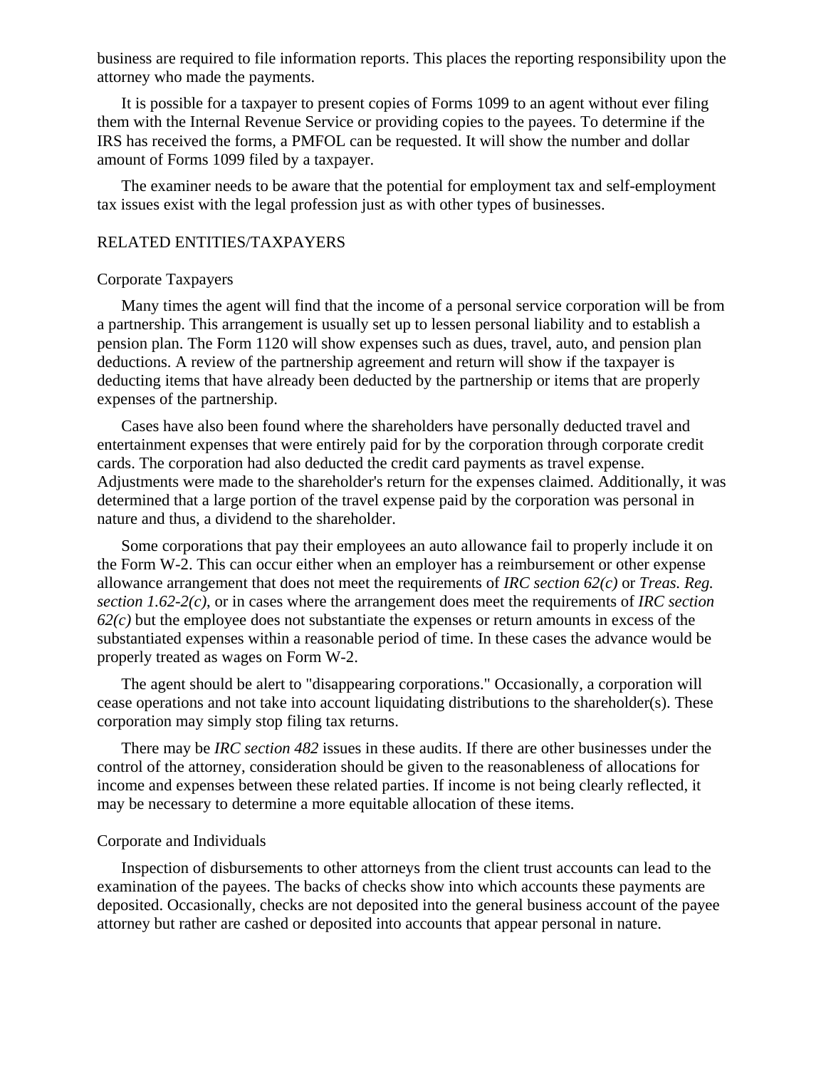business are required to file information reports. This places the reporting responsibility upon the attorney who made the payments.

It is possible for a taxpayer to present copies of Forms 1099 to an agent without ever filing them with the Internal Revenue Service or providing copies to the payees. To determine if the IRS has received the forms, a PMFOL can be requested. It will show the number and dollar amount of Forms 1099 filed by a taxpayer.

The examiner needs to be aware that the potential for employment tax and self-employment tax issues exist with the legal profession just as with other types of businesses.

## RELATED ENTITIES/TAXPAYERS

### Corporate Taxpayers

Many times the agent will find that the income of a personal service corporation will be from a partnership. This arrangement is usually set up to lessen personal liability and to establish a pension plan. The Form 1120 will show expenses such as dues, travel, auto, and pension plan deductions. A review of the partnership agreement and return will show if the taxpayer is deducting items that have already been deducted by the partnership or items that are properly expenses of the partnership.

Cases have also been found where the shareholders have personally deducted travel and entertainment expenses that were entirely paid for by the corporation through corporate credit cards. The corporation had also deducted the credit card payments as travel expense. Adjustments were made to the shareholder's return for the expenses claimed. Additionally, it was determined that a large portion of the travel expense paid by the corporation was personal in nature and thus, a dividend to the shareholder.

Some corporations that pay their employees an auto allowance fail to properly include it on the Form W-2. This can occur either when an employer has a reimbursement or other expense allowance arrangement that does not meet the requirements of *IRC section 62(c)* or *Treas. Reg. section 1.62-2(c)*, or in cases where the arrangement does meet the requirements of *IRC section 62(c)* but the employee does not substantiate the expenses or return amounts in excess of the substantiated expenses within a reasonable period of time. In these cases the advance would be properly treated as wages on Form W-2.

The agent should be alert to "disappearing corporations." Occasionally, a corporation will cease operations and not take into account liquidating distributions to the shareholder(s). These corporation may simply stop filing tax returns.

There may be *IRC section 482* issues in these audits. If there are other businesses under the control of the attorney, consideration should be given to the reasonableness of allocations for income and expenses between these related parties. If income is not being clearly reflected, it may be necessary to determine a more equitable allocation of these items.

### Corporate and Individuals

Inspection of disbursements to other attorneys from the client trust accounts can lead to the examination of the payees. The backs of checks show into which accounts these payments are deposited. Occasionally, checks are not deposited into the general business account of the payee attorney but rather are cashed or deposited into accounts that appear personal in nature.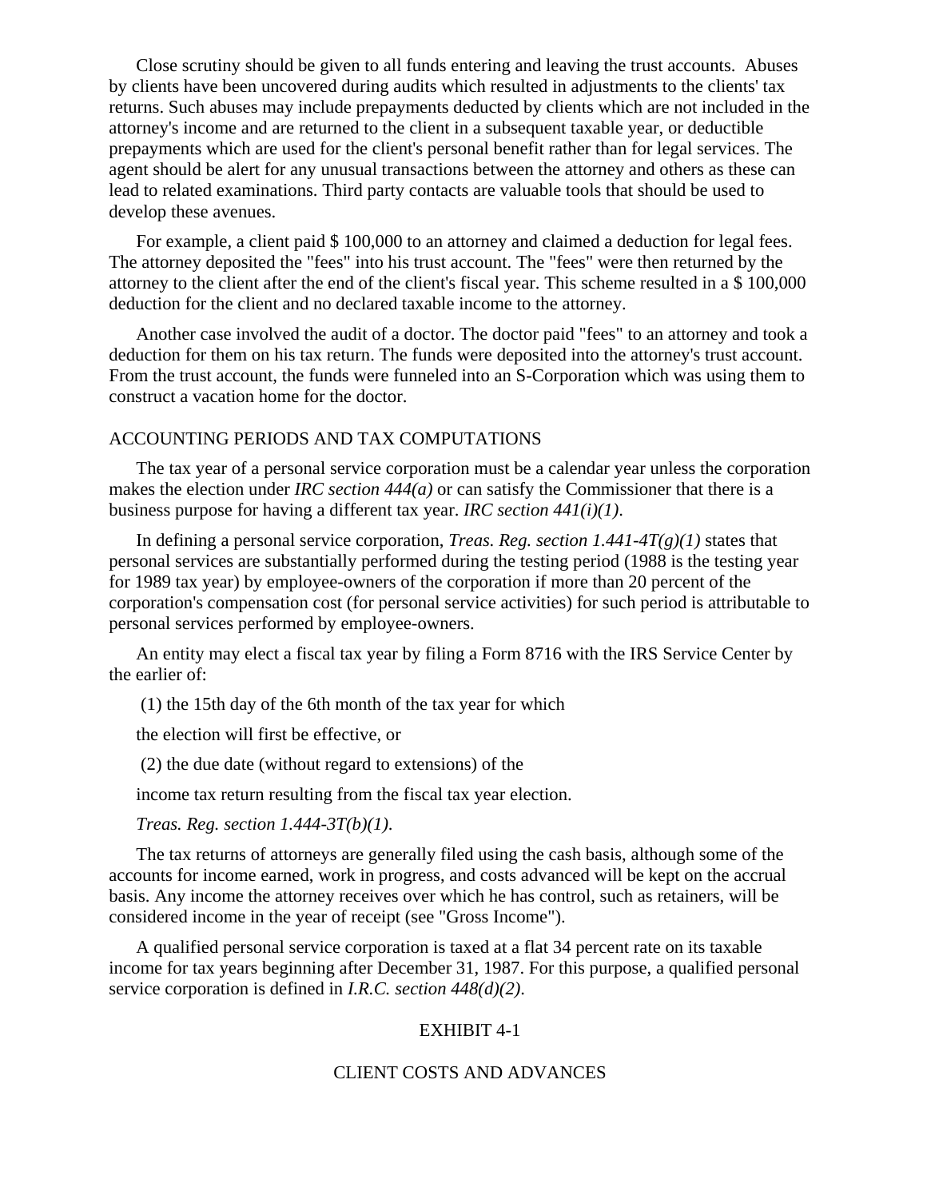Close scrutiny should be given to all funds entering and leaving the trust accounts. Abuses by clients have been uncovered during audits which resulted in adjustments to the clients' tax returns. Such abuses may include prepayments deducted by clients which are not included in the attorney's income and are returned to the client in a subsequent taxable year, or deductible prepayments which are used for the client's personal benefit rather than for legal services. The agent should be alert for any unusual transactions between the attorney and others as these can lead to related examinations. Third party contacts are valuable tools that should be used to develop these avenues.

For example, a client paid $ 100,000 to an attorney and claimed a deduction for legal fees. The attorney deposited the "fees" into his trust account. The "fees" were then returned by the attorney to the client after the end of the client's fiscal year. This scheme resulted in a $ 100,000 deduction for the client and no declared taxable income to the attorney.

Another case involved the audit of a doctor. The doctor paid "fees" to an attorney and took a deduction for them on his tax return. The funds were deposited into the attorney's trust account. From the trust account, the funds were funneled into an S-Corporation which was using them to construct a vacation home for the doctor.

## ACCOUNTING PERIODS AND TAX COMPUTATIONS

The tax year of a personal service corporation must be a calendar year unless the corporation makes the election under *IRC section 444(a)* or can satisfy the Commissioner that there is a business purpose for having a different tax year. *IRC section 441(i)(1)*.

In defining a personal service corporation, *Treas. Reg. section 1.441-4T(g)(1)* states that personal services are substantially performed during the testing period (1988 is the testing year for 1989 tax year) by employee-owners of the corporation if more than 20 percent of the corporation's compensation cost (for personal service activities) for such period is attributable to personal services performed by employee-owners.

An entity may elect a fiscal tax year by filing a Form 8716 with the IRS Service Center by the earlier of:

(1) the 15th day of the 6th month of the tax year for which

the election will first be effective, or

(2) the due date (without regard to extensions) of the

income tax return resulting from the fiscal tax year election.

*Treas. Reg. section 1.444-3T(b)(1)*.

The tax returns of attorneys are generally filed using the cash basis, although some of the accounts for income earned, work in progress, and costs advanced will be kept on the accrual basis. Any income the attorney receives over which he has control, such as retainers, will be considered income in the year of receipt (see "Gross Income").

A qualified personal service corporation is taxed at a flat 34 percent rate on its taxable income for tax years beginning after December 31, 1987. For this purpose, a qualified personal service corporation is defined in *I.R.C. section 448(d)(2)*.

## EXHIBIT 4-1

## CLIENT COSTS AND ADVANCES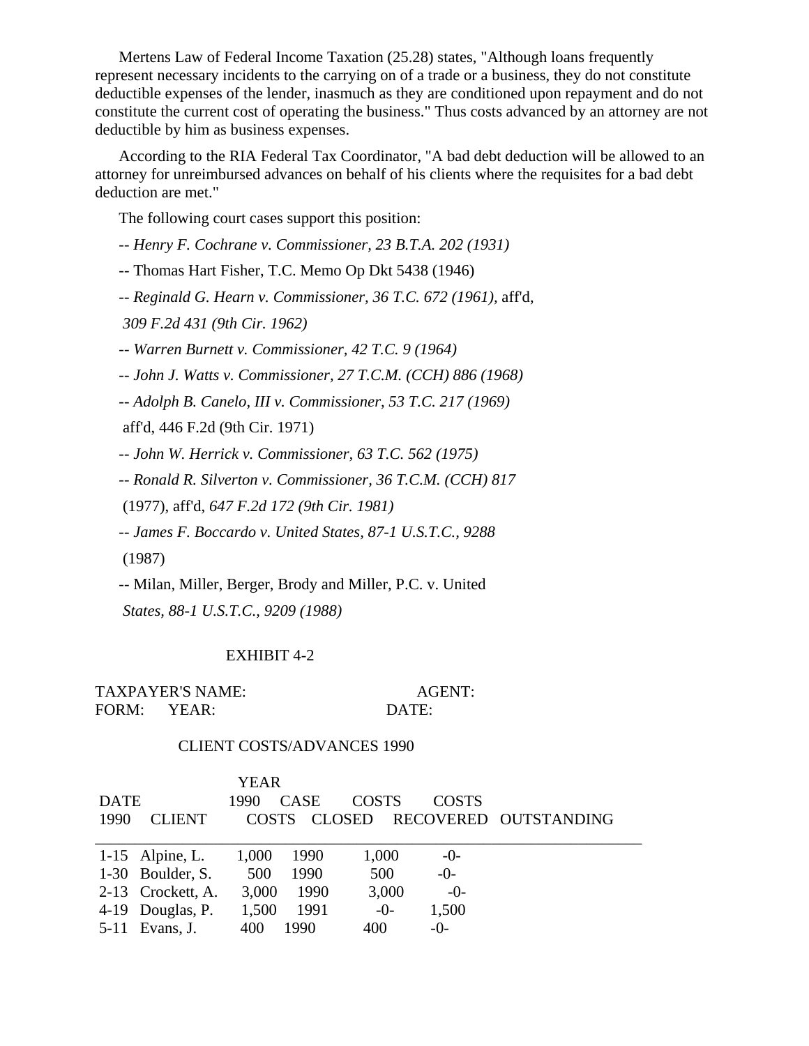Mertens Law of Federal Income Taxation (25.28) states, "Although loans frequently represent necessary incidents to the carrying on of a trade or a business, they do not constitute deductible expenses of the lender, inasmuch as they are conditioned upon repayment and do not constitute the current cost of operating the business." Thus costs advanced by an attorney are not deductible by him as business expenses.

According to the RIA Federal Tax Coordinator, "A bad debt deduction will be allowed to an attorney for unreimbursed advances on behalf of his clients where the requisites for a bad debt deduction are met."

The following court cases support this position:

-- *Henry F. Cochrane v. Commissioner, 23 B.T.A. 202 (1931)*

-- Thomas Hart Fisher, T.C. Memo Op Dkt 5438 (1946)

-- *Reginald G. Hearn v. Commissioner, 36 T.C. 672 (1961),* aff'd, *309 F.2d 431 (9th Cir. 1962)*

-- *Warren Burnett v. Commissioner, 42 T.C. 9 (1964)*

-- *John J. Watts v. Commissioner, 27 T.C.M. (CCH) 886 (1968)*

-- *Adolph B. Canelo, III v. Commissioner, 53 T.C. 217 (1969)* aff'd, 446 F.2d (9th Cir. 1971)

-- *John W. Herrick v. Commissioner, 63 T.C. 562 (1975)*

-- *Ronald R. Silverton v. Commissioner, 36 T.C.M. (CCH) 817* (1977), aff'd, *647 F.2d 172 (9th Cir. 1981)*

-- *James F. Boccardo v. United States, 87-1 U.S.T.C., 9288* (1987)

-- Milan, Miller, Berger, Brody and Miller, P.C. v. United *States, 88-1 U.S.T.C., 9209 (1988)*

EXHIBIT 4-2

TAXPAYER'S NAME: AGENT:
FORM: YEAR: DATE:

CLIENT COSTS/ADVANCES 1990

| DATE 1990 | CLIENT | YEAR 1990 COSTS | CASE CLOSED | COSTS RECOVERED | COSTS OUTSTANDING |
|---|---|---|---|---|---|
| 1-15 | Alpine, L. | 1,000 | 1990 | 1,000 | -0- |
| 1-30 | Boulder, S. | 500 | 1990 | 500 | -0- |
| 2-13 | Crockett, A. | 3,000 | 1990 | 3,000 | -0- |
| 4-19 | Douglas, P. | 1,500 | 1991 | -0- | 1,500 |
| 5-11 | Evans, J. | 400 | 1990 | 400 | -0- |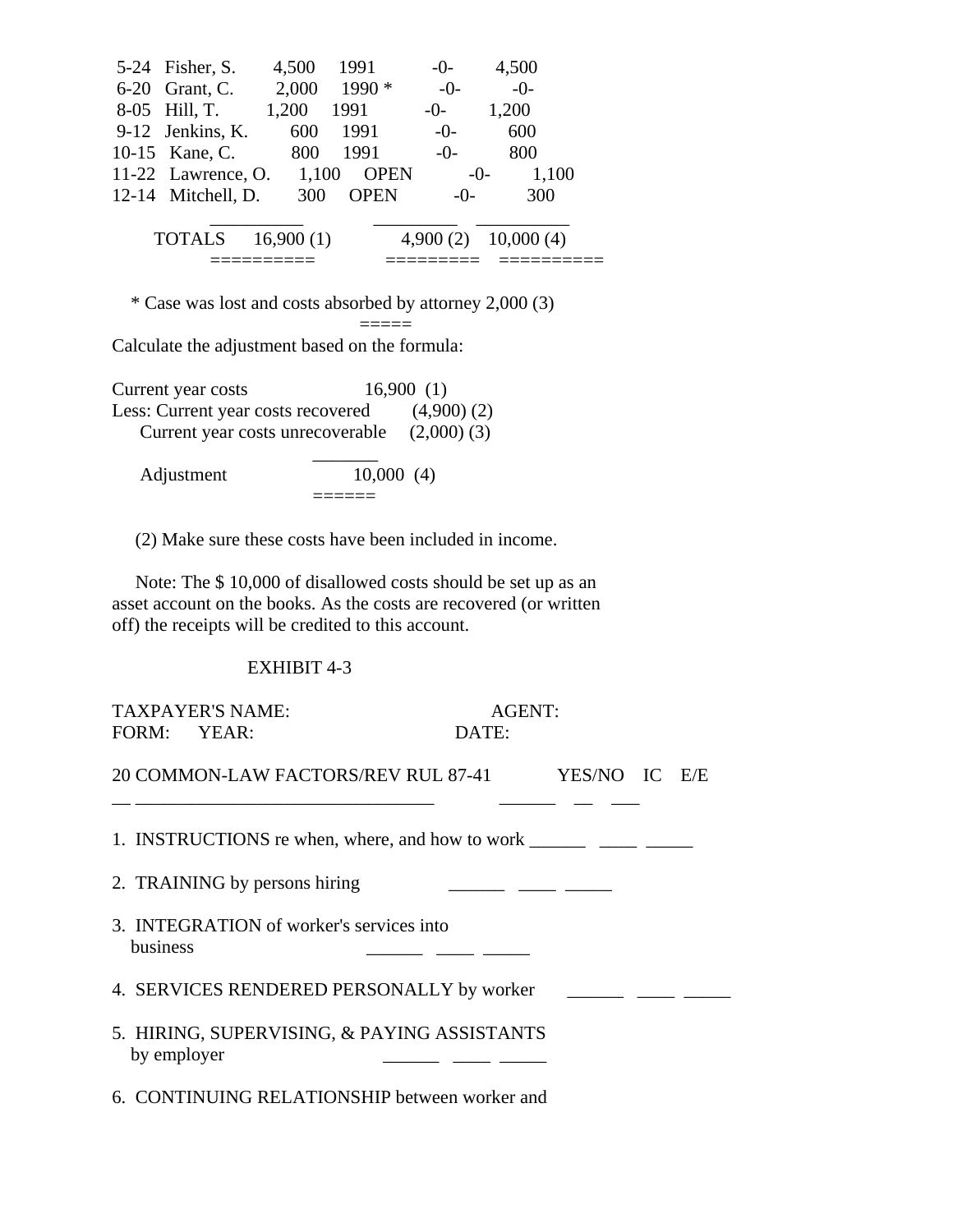| | | | | | |
|---|---|---|---|---|---|
| 5-24 | Fisher, S. | 4,500 | 1991 | -0- | 4,500 |
| 6-20 | Grant, C. | 2,000 | 1990 * | -0- | -0- |
| 8-05 | Hill, T. | 1,200 | 1991 | -0- | 1,200 |
| 9-12 | Jenkins, K. | 600 | 1991 | -0- | 600 |
| 10-15 | Kane, C. | 800 | 1991 | -0- | 800 |
| 11-22 | Lawrence, O. | 1,100 | OPEN | -0- | 1,100 |
| 12-14 | Mitchell, D. | 300 | OPEN | -0- | 300 |
| | TOTALS | 16,900 (1) | | 4,900 (2) | 10,000 (4) |

\* Case was lost and costs absorbed by attorney 2,000 (3)

Calculate the adjustment based on the formula:

| | |
|---|---|
| Current year costs | 16,900 (1) |
| Less: Current year costs recovered | (4,900) (2) |
| Current year costs unrecoverable | (2,000) (3) |
| Adjustment | 10,000 (4) |

(2) Make sure these costs have been included in income.

Note: The $ 10,000 of disallowed costs should be set up as an asset account on the books. As the costs are recovered (or written off) the receipts will be credited to this account.

EXHIBIT 4-3

TAXPAYER'S NAME: AGENT:
FORM: YEAR: DATE:

| 20 COMMON-LAW FACTORS/REV RUL 87-41 | YES/NO | IC | E/E |
|---|---|---|---|
| 1. INSTRUCTIONS re when, where, and how to work | ______ | ____ | _____ |
| 2. TRAINING by persons hiring | ______ | ____ | _____ |
| 3. INTEGRATION of worker's services into business | ______ | ____ | _____ |
| 4. SERVICES RENDERED PERSONALLY by worker | ______ | ____ | _____ |
| 5. HIRING, SUPERVISING, & PAYING ASSISTANTS by employer | ______ | ____ | _____ |
| 6. CONTINUING RELATIONSHIP between worker and | | | |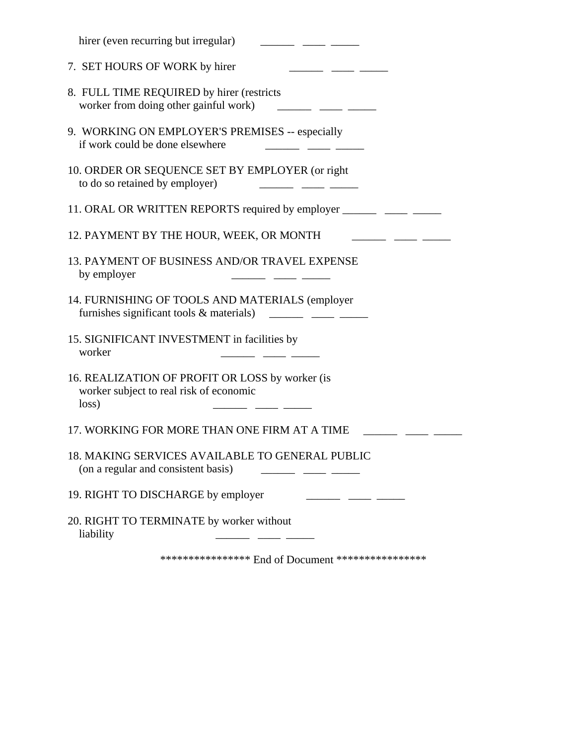hirer (even recurring but irregular) ______ ____ _____

7. SET HOURS OF WORK by hirer ______ ____ _____

8. FULL TIME REQUIRED by hirer (restricts worker from doing other gainful work) ______ ____ _____

9. WORKING ON EMPLOYER'S PREMISES -- especially if work could be done elsewhere ______ ____ _____

10. ORDER OR SEQUENCE SET BY EMPLOYER (or right to do so retained by employer) ______ ____ _____

11. ORAL OR WRITTEN REPORTS required by employer ______ ____ _____

12. PAYMENT BY THE HOUR, WEEK, OR MONTH ______ ____ _____

13. PAYMENT OF BUSINESS AND/OR TRAVEL EXPENSE by employer ______ ____ _____

14. FURNISHING OF TOOLS AND MATERIALS (employer furnishes significant tools & materials) ______ ____ _____

15. SIGNIFICANT INVESTMENT in facilities by worker ______ ____ _____

16. REALIZATION OF PROFIT OR LOSS by worker (is worker subject to real risk of economic loss) ______ ____ _____

17. WORKING FOR MORE THAN ONE FIRM AT A TIME ______ ____ _____

18. MAKING SERVICES AVAILABLE TO GENERAL PUBLIC (on a regular and consistent basis) ______ ____ _____

19. RIGHT TO DISCHARGE by employer ______ ____ _____

20. RIGHT TO TERMINATE by worker without liability ______ ____ _____

**************** End of Document ****************